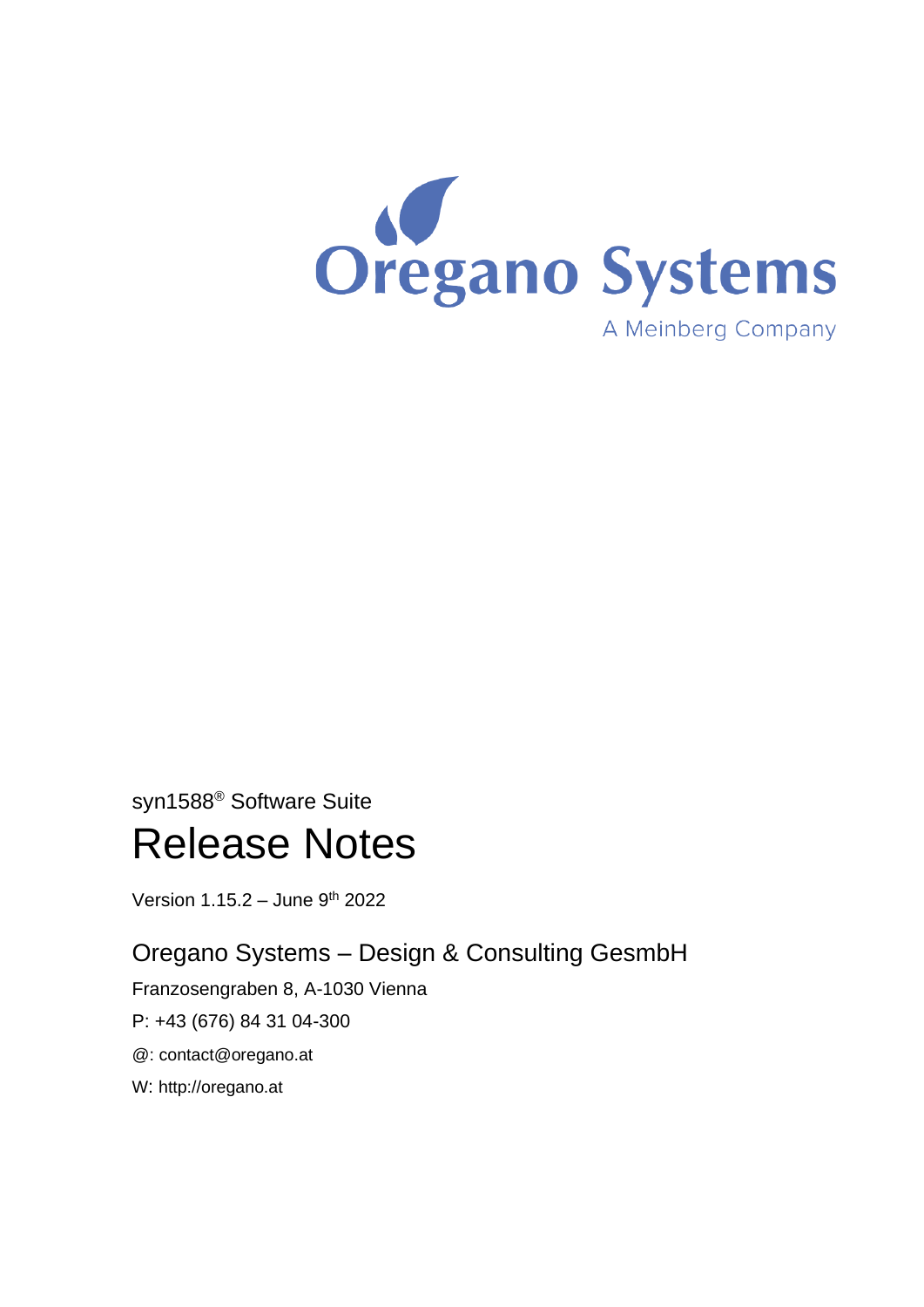Oregano Systems

A Meinberg Company

syn1588® Software Suite

# Release Notes

Version 1.15.2 – June 9th 2022

## Oregano Systems – Design & Consulting GesmbH

Franzosengraben 8, A-1030 Vienna

P: +43 (676) 84 31 04-300

@: contact@oregano.at

W: http://oregano.at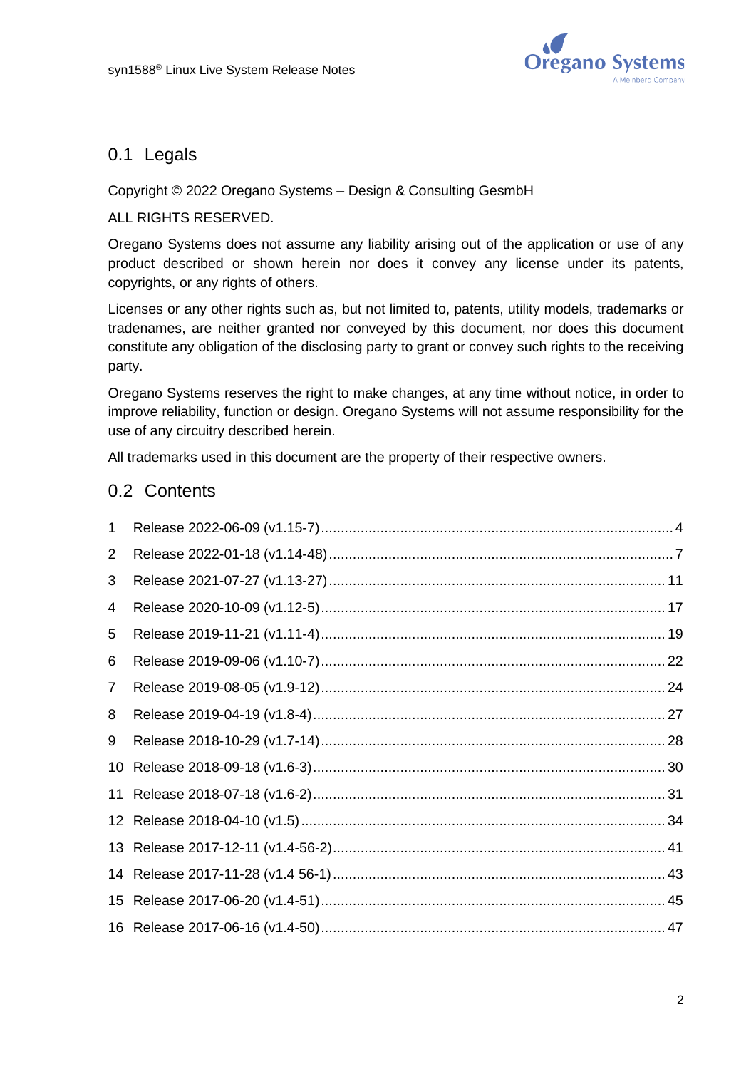## 0.1 Legals

Copyright © 2022 Oregano Systems – Design & Consulting GesmbH

ALL RIGHTS RESERVED.

Oregano Systems does not assume any liability arising out of the application or use of any product described or shown herein nor does it convey any license under its patents, copyrights, or any rights of others.

Licenses or any other rights such as, but not limited to, patents, utility models, trademarks or tradenames, are neither granted nor conveyed by this document, nor does this document constitute any obligation of the disclosing party to grant or convey such rights to the receiving party.

Oregano Systems reserves the right to make changes, at any time without notice, in order to improve reliability, function or design. Oregano Systems will not assume responsibility for the use of any circuitry described herein.

All trademarks used in this document are the property of their respective owners.

## 0.2 Contents

1 Release 2022-06-09 (v1.15-7) ........ 4
2 Release 2022-01-18 (v1.14-48) ........ 7
3 Release 2021-07-27 (v1.13-27) ........ 11
4 Release 2020-10-09 (v1.12-5) ........ 17
5 Release 2019-11-21 (v1.11-4) ........ 19
6 Release 2019-09-06 (v1.10-7) ........ 22
7 Release 2019-08-05 (v1.9-12) ........ 24
8 Release 2019-04-19 (v1.8-4) ........ 27
9 Release 2018-10-29 (v1.7-14) ........ 28
10 Release 2018-09-18 (v1.6-3) ........ 30
11 Release 2018-07-18 (v1.6-2) ........ 31
12 Release 2018-04-10 (v1.5) ........ 34
13 Release 2017-12-11 (v1.4-56-2) ........ 41
14 Release 2017-11-28 (v1.4 56-1) ........ 43
15 Release 2017-06-20 (v1.4-51) ........ 45
16 Release 2017-06-16 (v1.4-50) ........ 47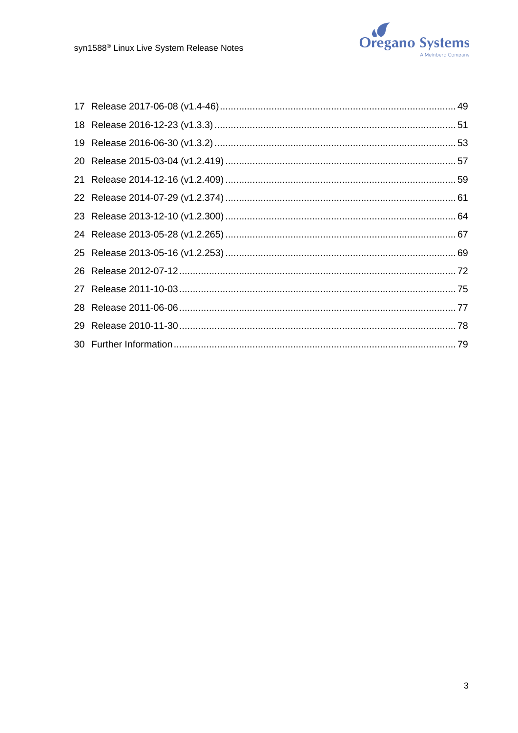17 Release 2017-06-08 (v1.4-46) ........................................................................................ 49

18 Release 2016-12-23 (v1.3.3) .......................................................................................... 51

19 Release 2016-06-30 (v1.3.2) .......................................................................................... 53

20 Release 2015-03-04 (v1.2.419) ...................................................................................... 57

21 Release 2014-12-16 (v1.2.409) ...................................................................................... 59

22 Release 2014-07-29 (v1.2.374) ...................................................................................... 61

23 Release 2013-12-10 (v1.2.300) ...................................................................................... 64

24 Release 2013-05-28 (v1.2.265) ...................................................................................... 67

25 Release 2013-05-16 (v1.2.253) ...................................................................................... 69

26 Release 2012-07-12 ....................................................................................................... 72

27 Release 2011-10-03 ....................................................................................................... 75

28 Release 2011-06-06 ....................................................................................................... 77

29 Release 2010-11-30 ....................................................................................................... 78

30 Further Information ......................................................................................................... 79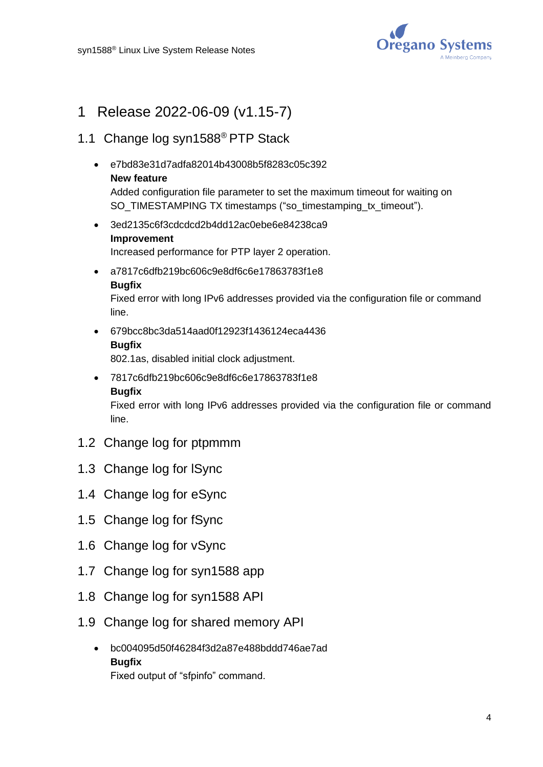# 1 Release 2022-06-09 (v1.15-7)

## 1.1 Change log syn1588® PTP Stack

- e7bd83e31d7adfa82014b43008b5f8283c05c392
  **New feature**
  Added configuration file parameter to set the maximum timeout for waiting on SO_TIMESTAMPING TX timestamps (“so_timestamping_tx_timeout”).
- 3ed2135c6f3cdcdcd2b4dd12ac0ebe6e84238ca9
  **Improvement**
  Increased performance for PTP layer 2 operation.
- a7817c6dfb219bc606c9e8df6c6e17863783f1e8
  **Bugfix**
  Fixed error with long IPv6 addresses provided via the configuration file or command line.
- 679bcc8bc3da514aad0f12923f1436124eca4436
  **Bugfix**
  802.1as, disabled initial clock adjustment.
- 7817c6dfb219bc606c9e8df6c6e17863783f1e8
  **Bugfix**
  Fixed error with long IPv6 addresses provided via the configuration file or command line.

## 1.2 Change log for ptpmmm

## 1.3 Change log for lSync

## 1.4 Change log for eSync

## 1.5 Change log for fSync

## 1.6 Change log for vSync

## 1.7 Change log for syn1588 app

## 1.8 Change log for syn1588 API

## 1.9 Change log for shared memory API

- bc004095d50f46284f3d2a87e488bddd746ae7ad
  **Bugfix**
  Fixed output of “sfpinfo” command.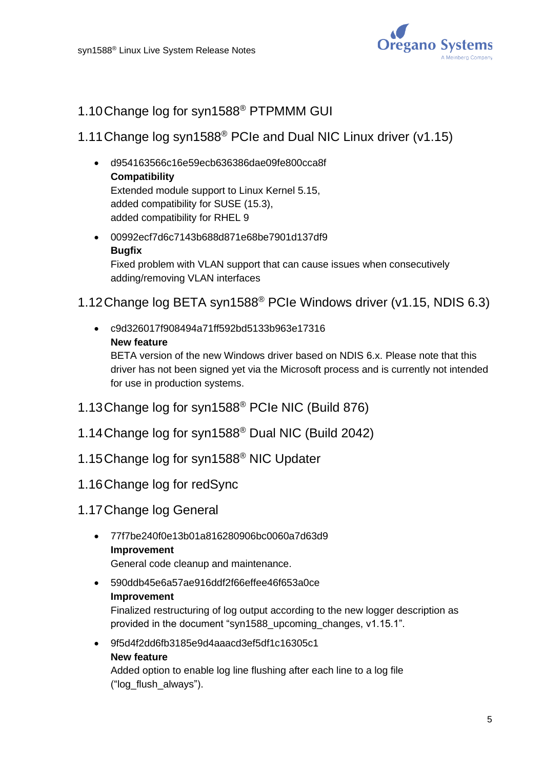## 1.10 Change log for syn1588® PTPMMM GUI

## 1.11 Change log syn1588® PCIe and Dual NIC Linux driver (v1.15)

- d954163566c16e59ecb636386dae09fe800cca8f
  **Compatibility**
  Extended module support to Linux Kernel 5.15,
  added compatibility for SUSE (15.3),
  added compatibility for RHEL 9
- 00992ecf7d6c7143b688d871e68be7901d137df9
  **Bugfix**
  Fixed problem with VLAN support that can cause issues when consecutively adding/removing VLAN interfaces

## 1.12 Change log BETA syn1588® PCIe Windows driver (v1.15, NDIS 6.3)

- c9d326017f908494a71ff592bd5133b963e17316
  **New feature**
  BETA version of the new Windows driver based on NDIS 6.x. Please note that this driver has not been signed yet via the Microsoft process and is currently not intended for use in production systems.

## 1.13 Change log for syn1588® PCIe NIC (Build 876)

## 1.14 Change log for syn1588® Dual NIC (Build 2042)

## 1.15 Change log for syn1588® NIC Updater

## 1.16 Change log for redSync

## 1.17 Change log General

- 77f7be240f0e13b01a816280906bc0060a7d63d9
  **Improvement**
  General code cleanup and maintenance.
- 590ddb45e6a57ae916ddf2f66effee46f653a0ce
  **Improvement**
  Finalized restructuring of log output according to the new logger description as provided in the document "syn1588_upcoming_changes, v1.15.1".
- 9f5d4f2dd6fb3185e9d4aaacd3ef5df1c16305c1
  **New feature**
  Added option to enable log line flushing after each line to a log file ("log_flush_always").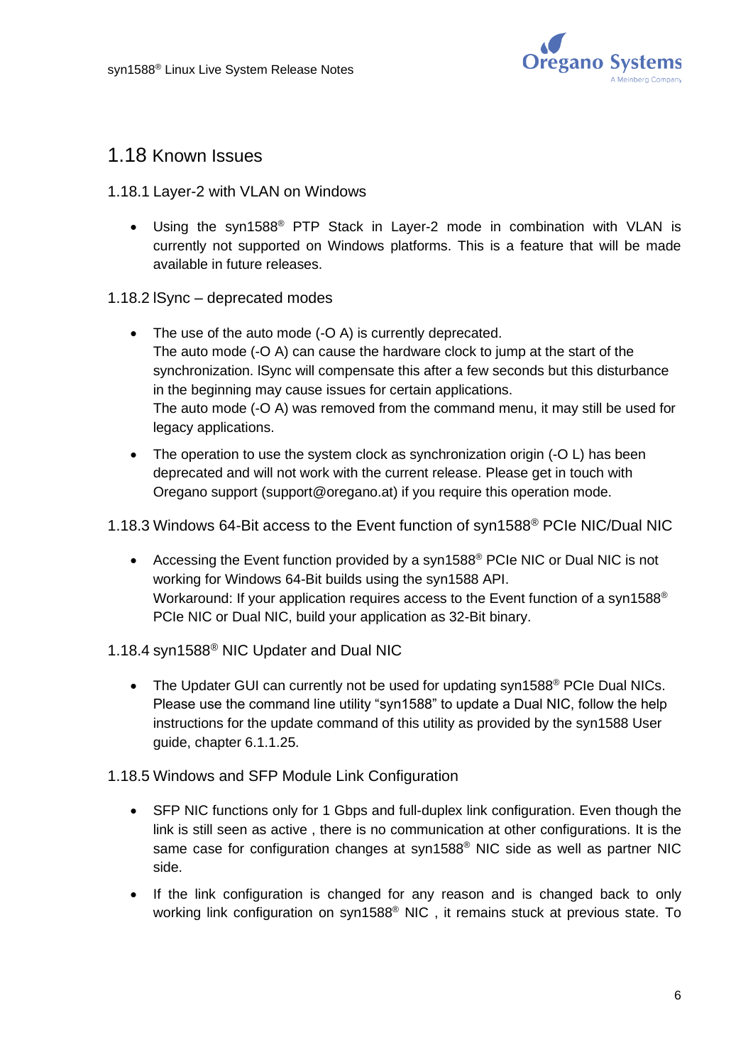## 1.18 Known Issues

### 1.18.1 Layer-2 with VLAN on Windows

- Using the syn1588® PTP Stack in Layer-2 mode in combination with VLAN is currently not supported on Windows platforms. This is a feature that will be made available in future releases.

### 1.18.2 lSync – deprecated modes

- The use of the auto mode (-O A) is currently deprecated.
  The auto mode (-O A) can cause the hardware clock to jump at the start of the synchronization. lSync will compensate this after a few seconds but this disturbance in the beginning may cause issues for certain applications.
  The auto mode (-O A) was removed from the command menu, it may still be used for legacy applications.
- The operation to use the system clock as synchronization origin (-O L) has been deprecated and will not work with the current release. Please get in touch with Oregano support (support@oregano.at) if you require this operation mode.

### 1.18.3 Windows 64-Bit access to the Event function of syn1588® PCIe NIC/Dual NIC

- Accessing the Event function provided by a syn1588® PCIe NIC or Dual NIC is not working for Windows 64-Bit builds using the syn1588 API.
  Workaround: If your application requires access to the Event function of a syn1588® PCIe NIC or Dual NIC, build your application as 32-Bit binary.

### 1.18.4 syn1588® NIC Updater and Dual NIC

- The Updater GUI can currently not be used for updating syn1588® PCIe Dual NICs. Please use the command line utility "syn1588" to update a Dual NIC, follow the help instructions for the update command of this utility as provided by the syn1588 User guide, chapter 6.1.1.25.

### 1.18.5 Windows and SFP Module Link Configuration

- SFP NIC functions only for 1 Gbps and full-duplex link configuration. Even though the link is still seen as active , there is no communication at other configurations. It is the same case for configuration changes at syn1588® NIC side as well as partner NIC side.
- If the link configuration is changed for any reason and is changed back to only working link configuration on syn1588® NIC , it remains stuck at previous state. To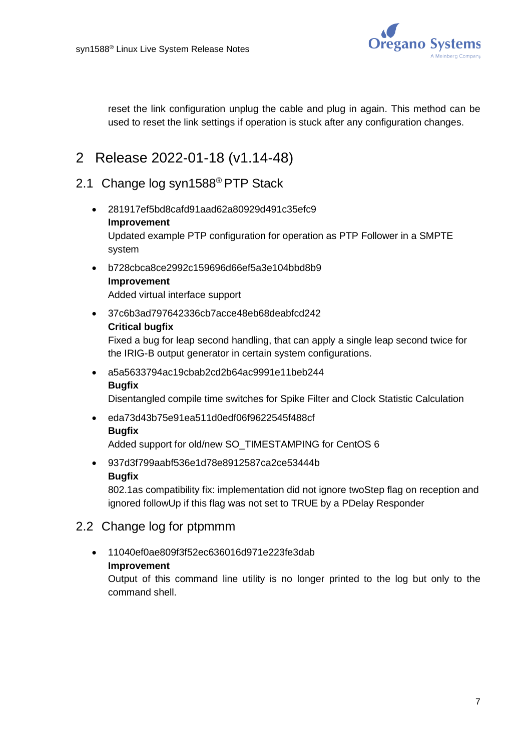reset the link configuration unplug the cable and plug in again. This method can be used to reset the link settings if operation is stuck after any configuration changes.

# 2 Release 2022-01-18 (v1.14-48)

## 2.1 Change log syn1588® PTP Stack

- 281917ef5bd8cafd91aad62a80929d491c35efc9
  **Improvement**
  Updated example PTP configuration for operation as PTP Follower in a SMPTE system
- b728cbca8ce2992c159696d66ef5a3e104bbd8b9
  **Improvement**
  Added virtual interface support
- 37c6b3ad797642336cb7acce48eb68deabfcd242
  **Critical bugfix**
  Fixed a bug for leap second handling, that can apply a single leap second twice for the IRIG-B output generator in certain system configurations.
- a5a5633794ac19cbab2cd2b64ac9991e11beb244
  **Bugfix**
  Disentangled compile time switches for Spike Filter and Clock Statistic Calculation
- eda73d43b75e91ea511d0edf06f9622545f488cf
  **Bugfix**
  Added support for old/new SO_TIMESTAMPING for CentOS 6
- 937d3f799aabf536e1d78e8912587ca2ce53444b
  **Bugfix**
  802.1as compatibility fix: implementation did not ignore twoStep flag on reception and ignored followUp if this flag was not set to TRUE by a PDelay Responder

## 2.2 Change log for ptpmmm

- 11040ef0ae809f3f52ec636016d971e223fe3dab
  **Improvement**
  Output of this command line utility is no longer printed to the log but only to the command shell.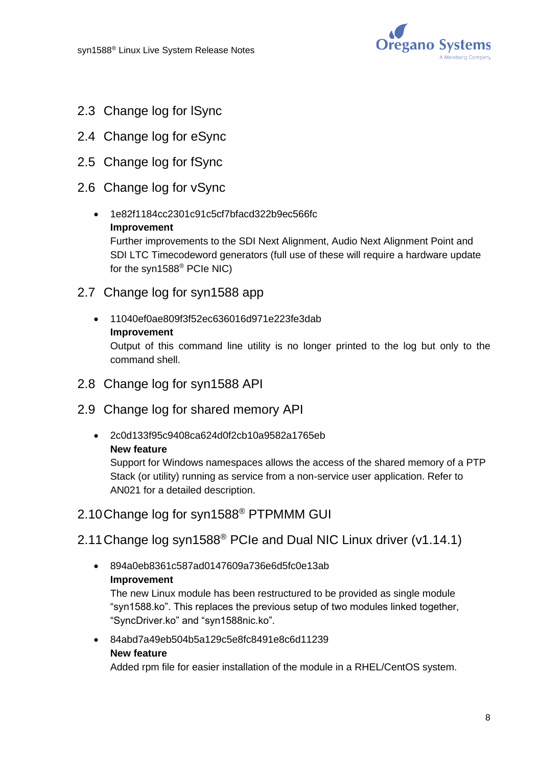## 2.3 Change log for lSync

## 2.4 Change log for eSync

## 2.5 Change log for fSync

## 2.6 Change log for vSync

- 1e82f1184cc2301c91c5cf7bfacd322b9ec566fc  
  **Improvement**  
  Further improvements to the SDI Next Alignment, Audio Next Alignment Point and SDI LTC Timecodeword generators (full use of these will require a hardware update for the syn1588® PCIe NIC)

## 2.7 Change log for syn1588 app

- 11040ef0ae809f3f52ec636016d971e223fe3dab  
  **Improvement**  
  Output of this command line utility is no longer printed to the log but only to the command shell.

## 2.8 Change log for syn1588 API

## 2.9 Change log for shared memory API

- 2c0d133f95c9408ca624d0f2cb10a9582a1765eb  
  **New feature**  
  Support for Windows namespaces allows the access of the shared memory of a PTP Stack (or utility) running as service from a non-service user application. Refer to AN021 for a detailed description.

## 2.10 Change log for syn1588® PTPMMM GUI

## 2.11 Change log syn1588® PCIe and Dual NIC Linux driver (v1.14.1)

- 894a0eb8361c587ad0147609a736e6d5fc0e13ab  
  **Improvement**  
  The new Linux module has been restructured to be provided as single module “syn1588.ko”. This replaces the previous setup of two modules linked together, “SyncDriver.ko” and “syn1588nic.ko”.
- 84abd7a49eb504b5a129c5e8fc8491e8c6d11239  
  **New feature**  
  Added rpm file for easier installation of the module in a RHEL/CentOS system.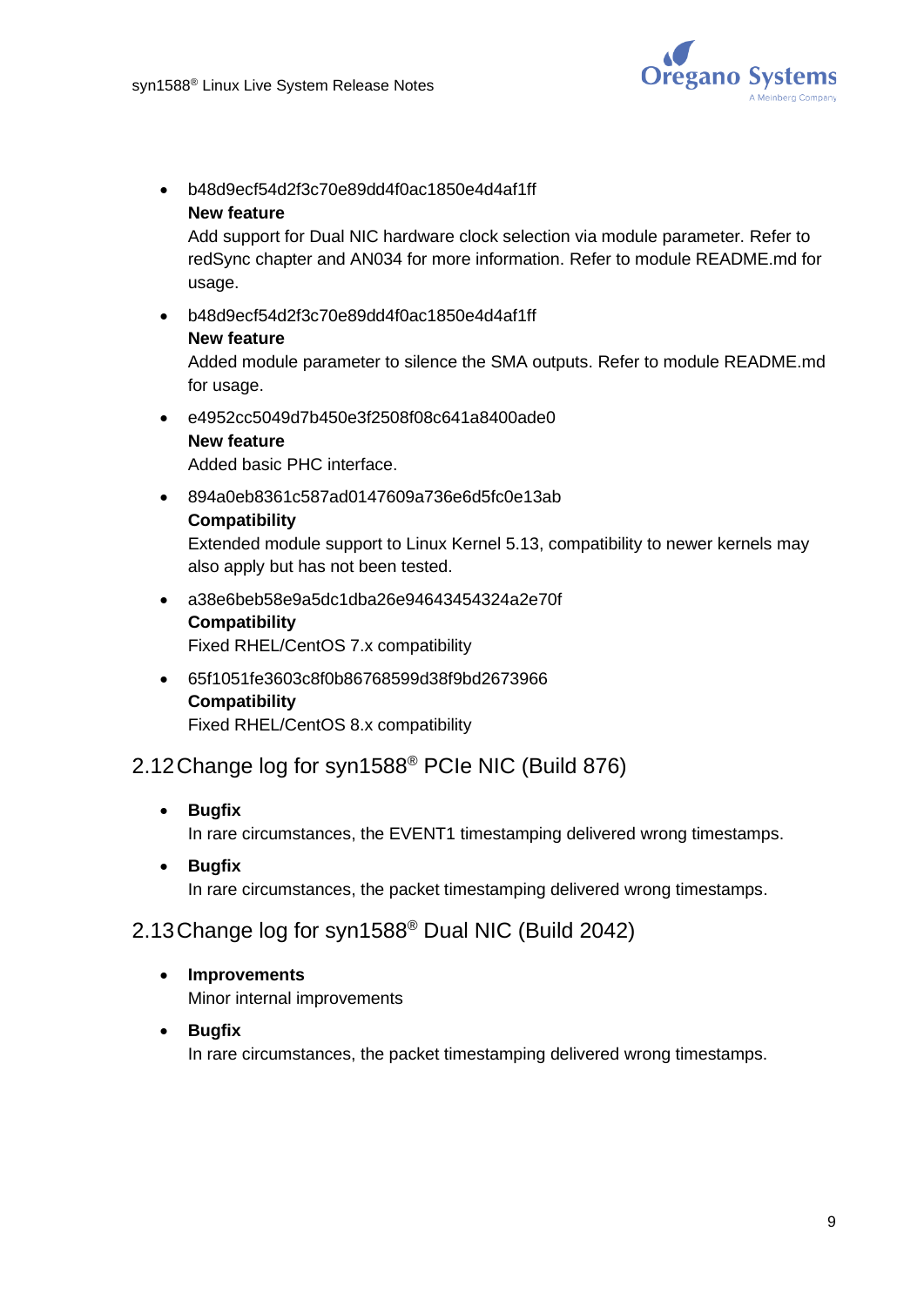- b48d9ecf54d2f3c70e89dd4f0ac1850e4d4af1ff
  **New feature**
  Add support for Dual NIC hardware clock selection via module parameter. Refer to redSync chapter and AN034 for more information. Refer to module README.md for usage.
- b48d9ecf54d2f3c70e89dd4f0ac1850e4d4af1ff
  **New feature**
  Added module parameter to silence the SMA outputs. Refer to module README.md for usage.
- e4952cc5049d7b450e3f2508f08c641a8400ade0
  **New feature**
  Added basic PHC interface.
- 894a0eb8361c587ad0147609a736e6d5fc0e13ab
  **Compatibility**
  Extended module support to Linux Kernel 5.13, compatibility to newer kernels may also apply but has not been tested.
- a38e6beb58e9a5dc1dba26e94643454324a2e70f
  **Compatibility**
  Fixed RHEL/CentOS 7.x compatibility
- 65f1051fe3603c8f0b86768599d38f9bd2673966
  **Compatibility**
  Fixed RHEL/CentOS 8.x compatibility

## 2.12 Change log for syn1588® PCIe NIC (Build 876)

- **Bugfix**
  In rare circumstances, the EVENT1 timestamping delivered wrong timestamps.
- **Bugfix**
  In rare circumstances, the packet timestamping delivered wrong timestamps.

## 2.13 Change log for syn1588® Dual NIC (Build 2042)

- **Improvements**
  Minor internal improvements
- **Bugfix**
  In rare circumstances, the packet timestamping delivered wrong timestamps.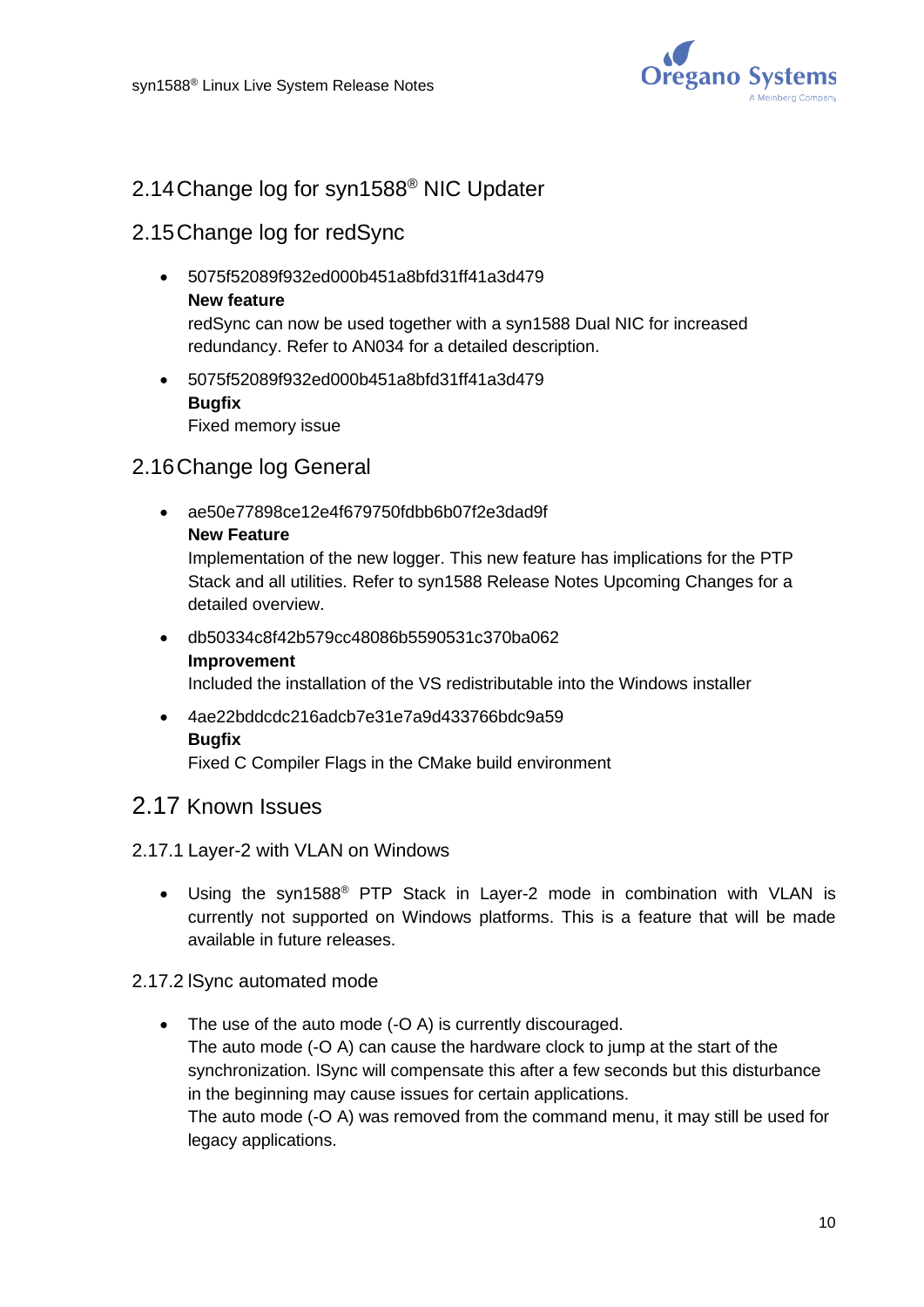## 2.14 Change log for syn1588® NIC Updater

## 2.15 Change log for redSync

- 5075f52089f932ed000b451a8bfd31ff41a3d479
  **New feature**
  redSync can now be used together with a syn1588 Dual NIC for increased redundancy. Refer to AN034 for a detailed description.
- 5075f52089f932ed000b451a8bfd31ff41a3d479
  **Bugfix**
  Fixed memory issue

## 2.16 Change log General

- ae50e77898ce12e4f679750fdbb6b07f2e3dad9f
  **New Feature**
  Implementation of the new logger. This new feature has implications for the PTP Stack and all utilities. Refer to syn1588 Release Notes Upcoming Changes for a detailed overview.
- db50334c8f42b579cc48086b5590531c370ba062
  **Improvement**
  Included the installation of the VS redistributable into the Windows installer
- 4ae22bddcdc216adcb7e31e7a9d433766bdc9a59
  **Bugfix**
  Fixed C Compiler Flags in the CMake build environment

## 2.17 Known Issues

### 2.17.1 Layer-2 with VLAN on Windows

- Using the syn1588® PTP Stack in Layer-2 mode in combination with VLAN is currently not supported on Windows platforms. This is a feature that will be made available in future releases.

### 2.17.2 lSync automated mode

- The use of the auto mode (-O A) is currently discouraged.
  The auto mode (-O A) can cause the hardware clock to jump at the start of the synchronization. lSync will compensate this after a few seconds but this disturbance in the beginning may cause issues for certain applications.
  The auto mode (-O A) was removed from the command menu, it may still be used for legacy applications.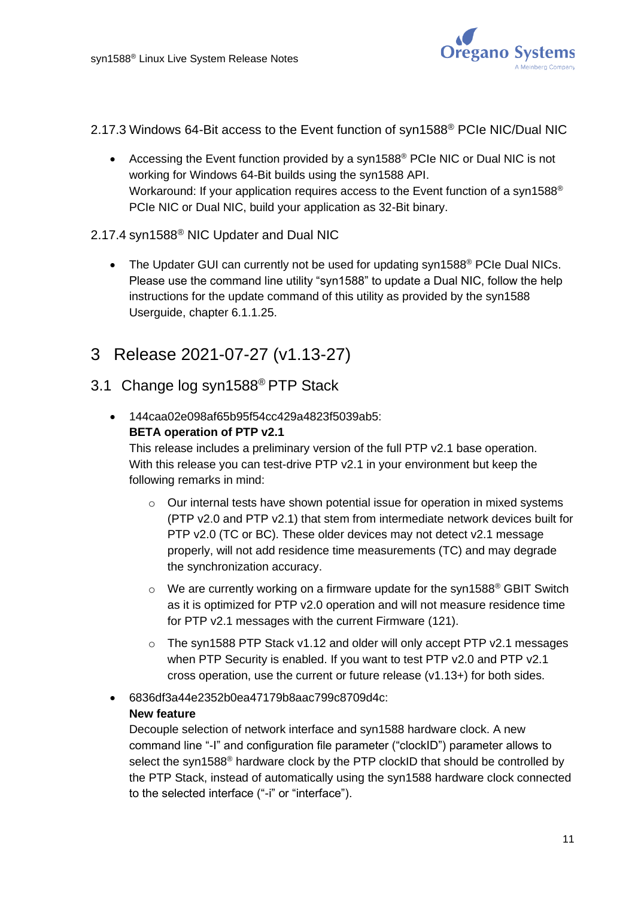### 2.17.3 Windows 64-Bit access to the Event function of syn1588® PCIe NIC/Dual NIC

- Accessing the Event function provided by a syn1588® PCIe NIC or Dual NIC is not working for Windows 64-Bit builds using the syn1588 API.
  Workaround: If your application requires access to the Event function of a syn1588® PCIe NIC or Dual NIC, build your application as 32-Bit binary.

### 2.17.4 syn1588® NIC Updater and Dual NIC

- The Updater GUI can currently not be used for updating syn1588® PCIe Dual NICs. Please use the command line utility "syn1588" to update a Dual NIC, follow the help instructions for the update command of this utility as provided by the syn1588 Userguide, chapter 6.1.1.25.

# 3 Release 2021-07-27 (v1.13-27)

## 3.1 Change log syn1588® PTP Stack

- 144caa02e098af65b95f54cc429a4823f5039ab5:
  **BETA operation of PTP v2.1**
  This release includes a preliminary version of the full PTP v2.1 base operation. With this release you can test-drive PTP v2.1 in your environment but keep the following remarks in mind:
  - Our internal tests have shown potential issue for operation in mixed systems (PTP v2.0 and PTP v2.1) that stem from intermediate network devices built for PTP v2.0 (TC or BC). These older devices may not detect v2.1 message properly, will not add residence time measurements (TC) and may degrade the synchronization accuracy.
  - We are currently working on a firmware update for the syn1588® GBIT Switch as it is optimized for PTP v2.0 operation and will not measure residence time for PTP v2.1 messages with the current Firmware (121).
  - The syn1588 PTP Stack v1.12 and older will only accept PTP v2.1 messages when PTP Security is enabled. If you want to test PTP v2.0 and PTP v2.1 cross operation, use the current or future release (v1.13+) for both sides.
- 6836df3a44e2352b0ea47179b8aac799c8709d4c:
  **New feature**
  Decouple selection of network interface and syn1588 hardware clock. A new command line "-I" and configuration file parameter ("clockID") parameter allows to select the syn1588® hardware clock by the PTP clockID that should be controlled by the PTP Stack, instead of automatically using the syn1588 hardware clock connected to the selected interface ("-i" or "interface").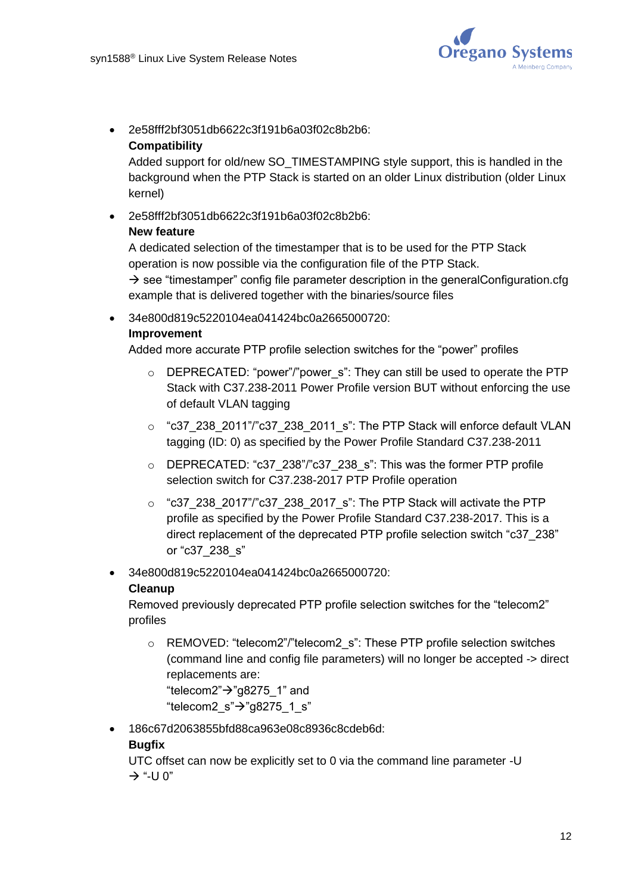- 2e58fff2bf3051db6622c3f191b6a03f02c8b2b6:
  **Compatibility**
  Added support for old/new SO_TIMESTAMPING style support, this is handled in the background when the PTP Stack is started on an older Linux distribution (older Linux kernel)

- 2e58fff2bf3051db6622c3f191b6a03f02c8b2b6:
  **New feature**
  A dedicated selection of the timestamper that is to be used for the PTP Stack operation is now possible via the configuration file of the PTP Stack.
  → see "timestamper" config file parameter description in the generalConfiguration.cfg example that is delivered together with the binaries/source files

- 34e800d819c5220104ea041424bc0a2665000720:
  **Improvement**
  Added more accurate PTP profile selection switches for the "power" profiles

  - DEPRECATED: "power"/"power_s": They can still be used to operate the PTP Stack with C37.238-2011 Power Profile version BUT without enforcing the use of default VLAN tagging
  - "c37_238_2011"/"c37_238_2011_s": The PTP Stack will enforce default VLAN tagging (ID: 0) as specified by the Power Profile Standard C37.238-2011
  - DEPRECATED: "c37_238"/"c37_238_s": This was the former PTP profile selection switch for C37.238-2017 PTP Profile operation
  - "c37_238_2017"/"c37_238_2017_s": The PTP Stack will activate the PTP profile as specified by the Power Profile Standard C37.238-2017. This is a direct replacement of the deprecated PTP profile selection switch "c37_238" or "c37_238_s"

- 34e800d819c5220104ea041424bc0a2665000720:
  **Cleanup**
  Removed previously deprecated PTP profile selection switches for the "telecom2" profiles

  - REMOVED: "telecom2"/"telecom2_s": These PTP profile selection switches (command line and config file parameters) will no longer be accepted -> direct replacements are:
    "telecom2"→"g8275_1" and
    "telecom2_s"→"g8275_1_s"

- 186c67d2063855bfd88ca963e08c8936c8cdeb6d:
  **Bugfix**
  UTC offset can now be explicitly set to 0 via the command line parameter -U
  → "-U 0"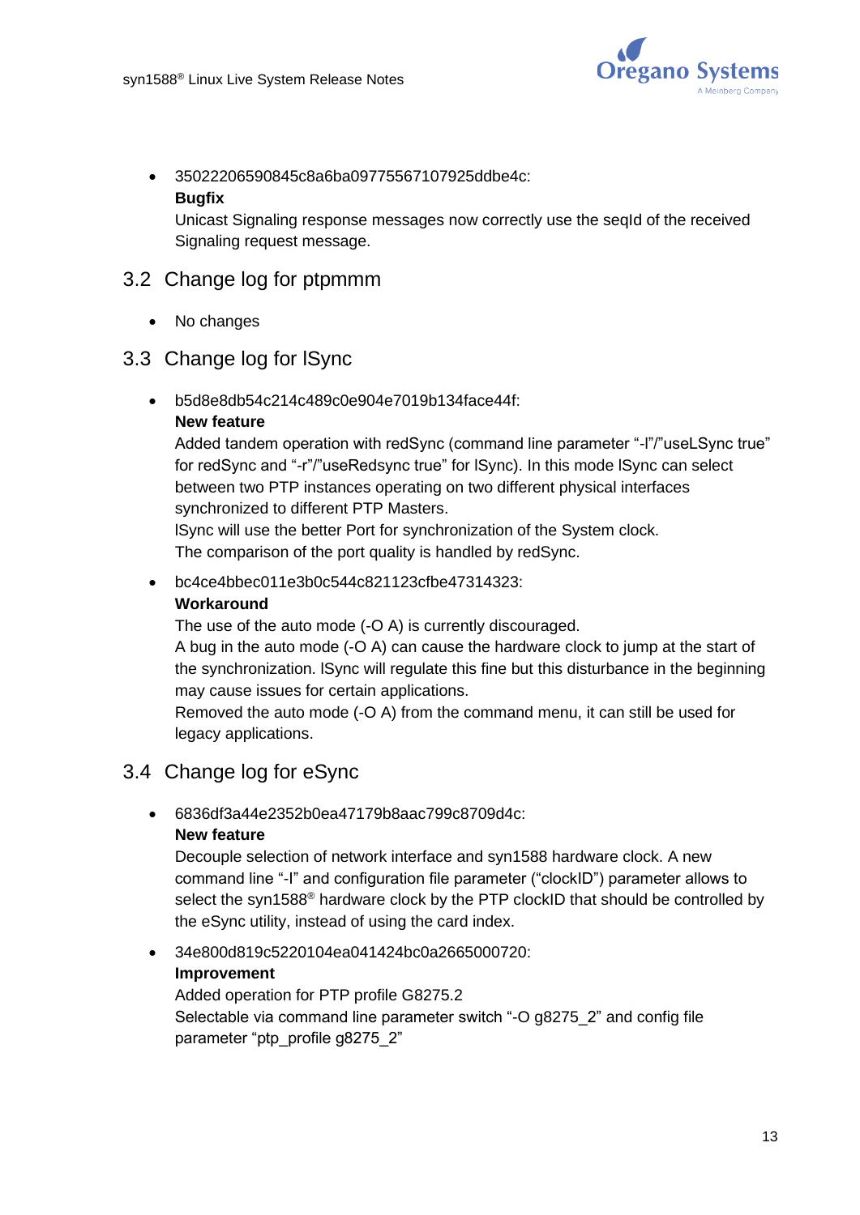- 35022206590845c8a6ba09775567107925ddbe4c:
  **Bugfix**
  Unicast Signaling response messages now correctly use the seqId of the received Signaling request message.

## 3.2 Change log for ptpmmm

- No changes

## 3.3 Change log for lSync

- b5d8e8db54c214c489c0e904e7019b134face44f:
  **New feature**
  Added tandem operation with redSync (command line parameter "-l"/"useLSync true" for redSync and "-r"/"useRedsync true" for lSync). In this mode lSync can select between two PTP instances operating on two different physical interfaces synchronized to different PTP Masters.
  lSync will use the better Port for synchronization of the System clock.
  The comparison of the port quality is handled by redSync.
- bc4ce4bbec011e3b0c544c821123cfbe47314323:
  **Workaround**
  The use of the auto mode (-O A) is currently discouraged.
  A bug in the auto mode (-O A) can cause the hardware clock to jump at the start of the synchronization. lSync will regulate this fine but this disturbance in the beginning may cause issues for certain applications.
  Removed the auto mode (-O A) from the command menu, it can still be used for legacy applications.

## 3.4 Change log for eSync

- 6836df3a44e2352b0ea47179b8aac799c8709d4c:
  **New feature**
  Decouple selection of network interface and syn1588 hardware clock. A new command line "-I" and configuration file parameter ("clockID") parameter allows to select the syn1588® hardware clock by the PTP clockID that should be controlled by the eSync utility, instead of using the card index.
- 34e800d819c5220104ea041424bc0a2665000720:
  **Improvement**
  Added operation for PTP profile G8275.2
  Selectable via command line parameter switch "-O g8275_2" and config file parameter "ptp_profile g8275_2"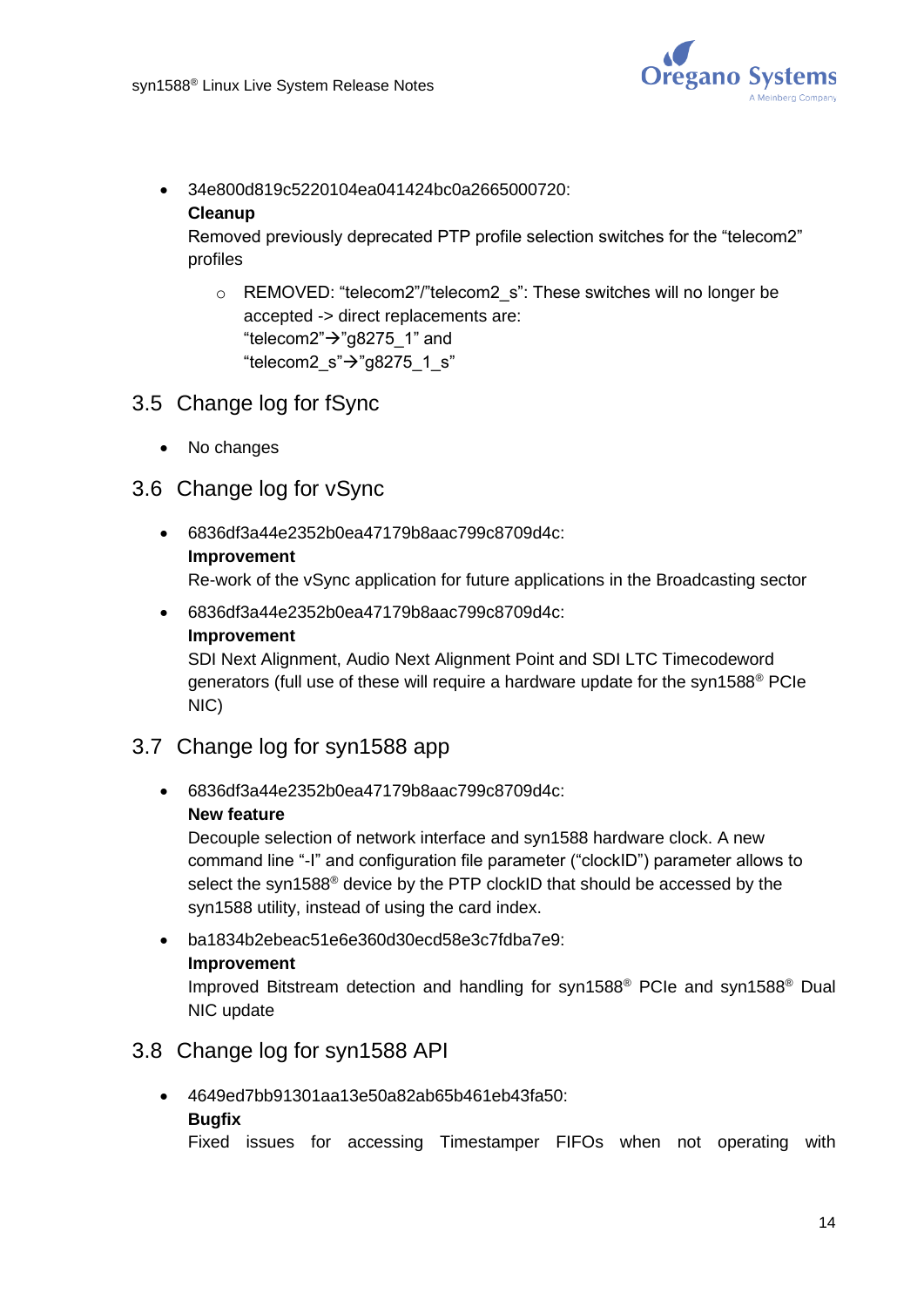- 34e800d819c5220104ea041424bc0a2665000720:
  **Cleanup**
  Removed previously deprecated PTP profile selection switches for the “telecom2” profiles
  - REMOVED: “telecom2”/”telecom2_s”: These switches will no longer be accepted -> direct replacements are:
    “telecom2”→”g8275_1” and
    “telecom2_s”→”g8275_1_s”

## 3.5 Change log for fSync

- No changes

## 3.6 Change log for vSync

- 6836df3a44e2352b0ea47179b8aac799c8709d4c:
  **Improvement**
  Re-work of the vSync application for future applications in the Broadcasting sector
- 6836df3a44e2352b0ea47179b8aac799c8709d4c:
  **Improvement**
  SDI Next Alignment, Audio Next Alignment Point and SDI LTC Timecodeword generators (full use of these will require a hardware update for the syn1588® PCIe NIC)

## 3.7 Change log for syn1588 app

- 6836df3a44e2352b0ea47179b8aac799c8709d4c:
  **New feature**
  Decouple selection of network interface and syn1588 hardware clock. A new command line “-I” and configuration file parameter (“clockID”) parameter allows to select the syn1588® device by the PTP clockID that should be accessed by the syn1588 utility, instead of using the card index.
- ba1834b2ebeac51e6e360d30ecd58e3c7fdba7e9:
  **Improvement**
  Improved Bitstream detection and handling for syn1588® PCIe and syn1588® Dual NIC update

## 3.8 Change log for syn1588 API

- 4649ed7bb91301aa13e50a82ab65b461eb43fa50:
  **Bugfix**
  Fixed issues for accessing Timestamper FIFOs when not operating with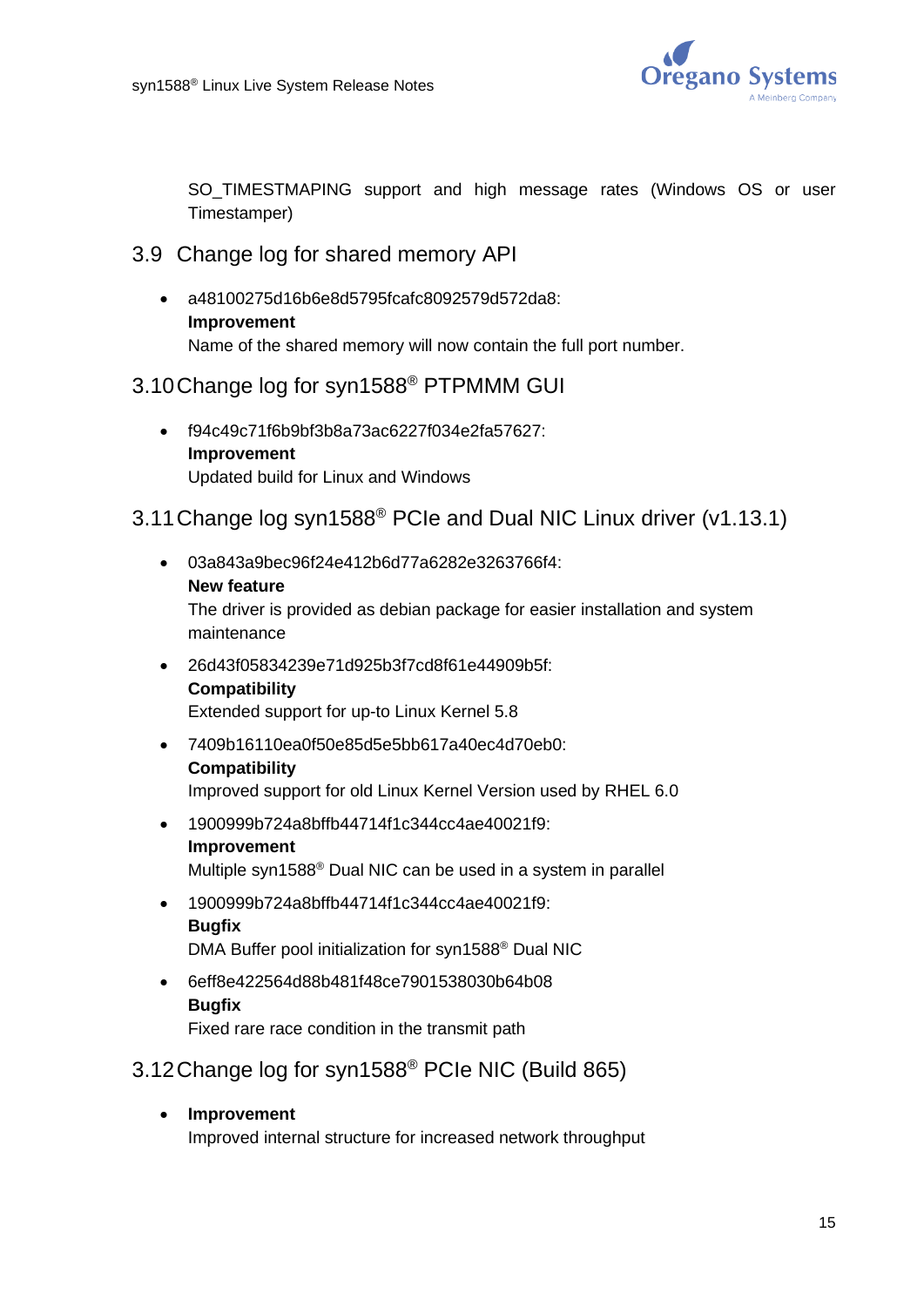SO_TIMESTMAPING support and high message rates (Windows OS or user Timestamper)

## 3.9 Change log for shared memory API

- a48100275d16b6e8d5795fcafc8092579d572da8:
  **Improvement**
  Name of the shared memory will now contain the full port number.

## 3.10 Change log for syn1588® PTPMMM GUI

- f94c49c71f6b9bf3b8a73ac6227f034e2fa57627:
  **Improvement**
  Updated build for Linux and Windows

## 3.11 Change log syn1588® PCIe and Dual NIC Linux driver (v1.13.1)

- 03a843a9bec96f24e412b6d77a6282e3263766f4:
  **New feature**
  The driver is provided as debian package for easier installation and system maintenance
- 26d43f05834239e71d925b3f7cd8f61e44909b5f:
  **Compatibility**
  Extended support for up-to Linux Kernel 5.8
- 7409b16110ea0f50e85d5e5bb617a40ec4d70eb0:
  **Compatibility**
  Improved support for old Linux Kernel Version used by RHEL 6.0
- 1900999b724a8bffb44714f1c344cc4ae40021f9:
  **Improvement**
  Multiple syn1588® Dual NIC can be used in a system in parallel
- 1900999b724a8bffb44714f1c344cc4ae40021f9:
  **Bugfix**
  DMA Buffer pool initialization for syn1588® Dual NIC
- 6eff8e422564d88b481f48ce7901538030b64b08
  **Bugfix**
  Fixed rare race condition in the transmit path

## 3.12 Change log for syn1588® PCIe NIC (Build 865)

- **Improvement**
  Improved internal structure for increased network throughput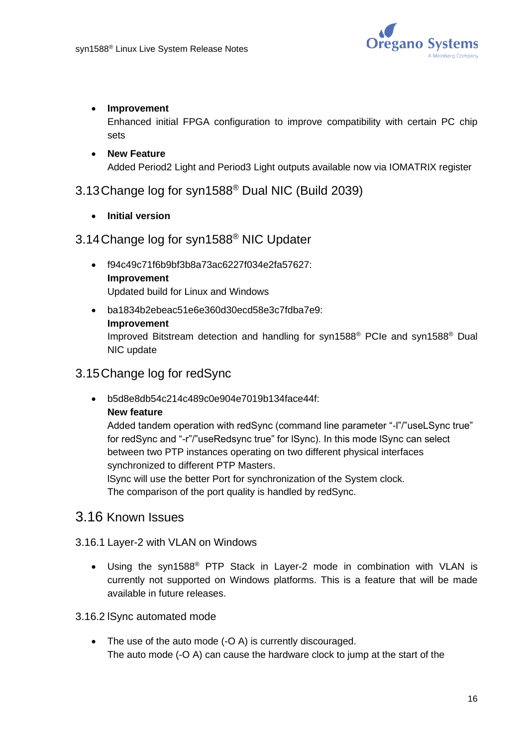- **Improvement**
  Enhanced initial FPGA configuration to improve compatibility with certain PC chip sets
- **New Feature**
  Added Period2 Light and Period3 Light outputs available now via IOMATRIX register

## 3.13 Change log for syn1588® Dual NIC (Build 2039)

- **Initial version**

## 3.14 Change log for syn1588® NIC Updater

- f94c49c71f6b9bf3b8a73ac6227f034e2fa57627:
  **Improvement**
  Updated build for Linux and Windows
- ba1834b2ebeac51e6e360d30ecd58e3c7fdba7e9:
  **Improvement**
  Improved Bitstream detection and handling for syn1588® PCIe and syn1588® Dual NIC update

## 3.15 Change log for redSync

- b5d8e8db54c214c489c0e904e7019b134face44f:
  **New feature**
  Added tandem operation with redSync (command line parameter "-l"/"useLSync true" for redSync and "-r"/"useRedsync true" for lSync). In this mode lSync can select between two PTP instances operating on two different physical interfaces synchronized to different PTP Masters.
  lSync will use the better Port for synchronization of the System clock.
  The comparison of the port quality is handled by redSync.

## 3.16 Known Issues

### 3.16.1 Layer-2 with VLAN on Windows

- Using the syn1588® PTP Stack in Layer-2 mode in combination with VLAN is currently not supported on Windows platforms. This is a feature that will be made available in future releases.

### 3.16.2 lSync automated mode

- The use of the auto mode (-O A) is currently discouraged.
  The auto mode (-O A) can cause the hardware clock to jump at the start of the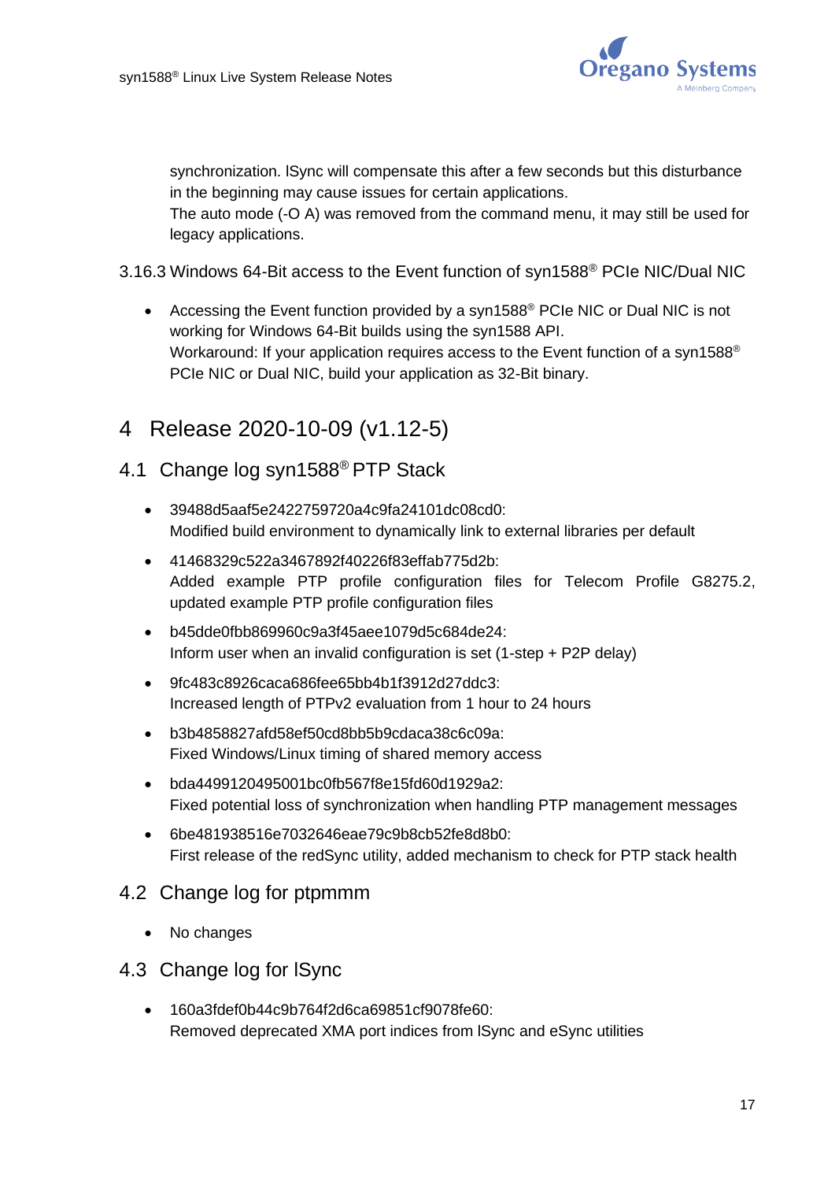synchronization. lSync will compensate this after a few seconds but this disturbance in the beginning may cause issues for certain applications.
The auto mode (-O A) was removed from the command menu, it may still be used for legacy applications.

### 3.16.3 Windows 64-Bit access to the Event function of syn1588® PCIe NIC/Dual NIC

- Accessing the Event function provided by a syn1588® PCIe NIC or Dual NIC is not working for Windows 64-Bit builds using the syn1588 API.
  Workaround: If your application requires access to the Event function of a syn1588® PCIe NIC or Dual NIC, build your application as 32-Bit binary.

# 4 Release 2020-10-09 (v1.12-5)

## 4.1 Change log syn1588® PTP Stack

- 39488d5aaf5e2422759720a4c9fa24101dc08cd0:
  Modified build environment to dynamically link to external libraries per default
- 41468329c522a3467892f40226f83effab775d2b:
  Added example PTP profile configuration files for Telecom Profile G8275.2, updated example PTP profile configuration files
- b45dde0fbb869960c9a3f45aee1079d5c684de24:
  Inform user when an invalid configuration is set (1-step + P2P delay)
- 9fc483c8926caca686fee65bb4b1f3912d27ddc3:
  Increased length of PTPv2 evaluation from 1 hour to 24 hours
- b3b4858827afd58ef50cd8bb5b9cdaca38c6c09a:
  Fixed Windows/Linux timing of shared memory access
- bda4499120495001bc0fb567f8e15fd60d1929a2:
  Fixed potential loss of synchronization when handling PTP management messages
- 6be481938516e7032646eae79c9b8cb52fe8d8b0:
  First release of the redSync utility, added mechanism to check for PTP stack health

## 4.2 Change log for ptpmmm

- No changes

## 4.3 Change log for lSync

- 160a3fdef0b44c9b764f2d6ca69851cf9078fe60:
  Removed deprecated XMA port indices from lSync and eSync utilities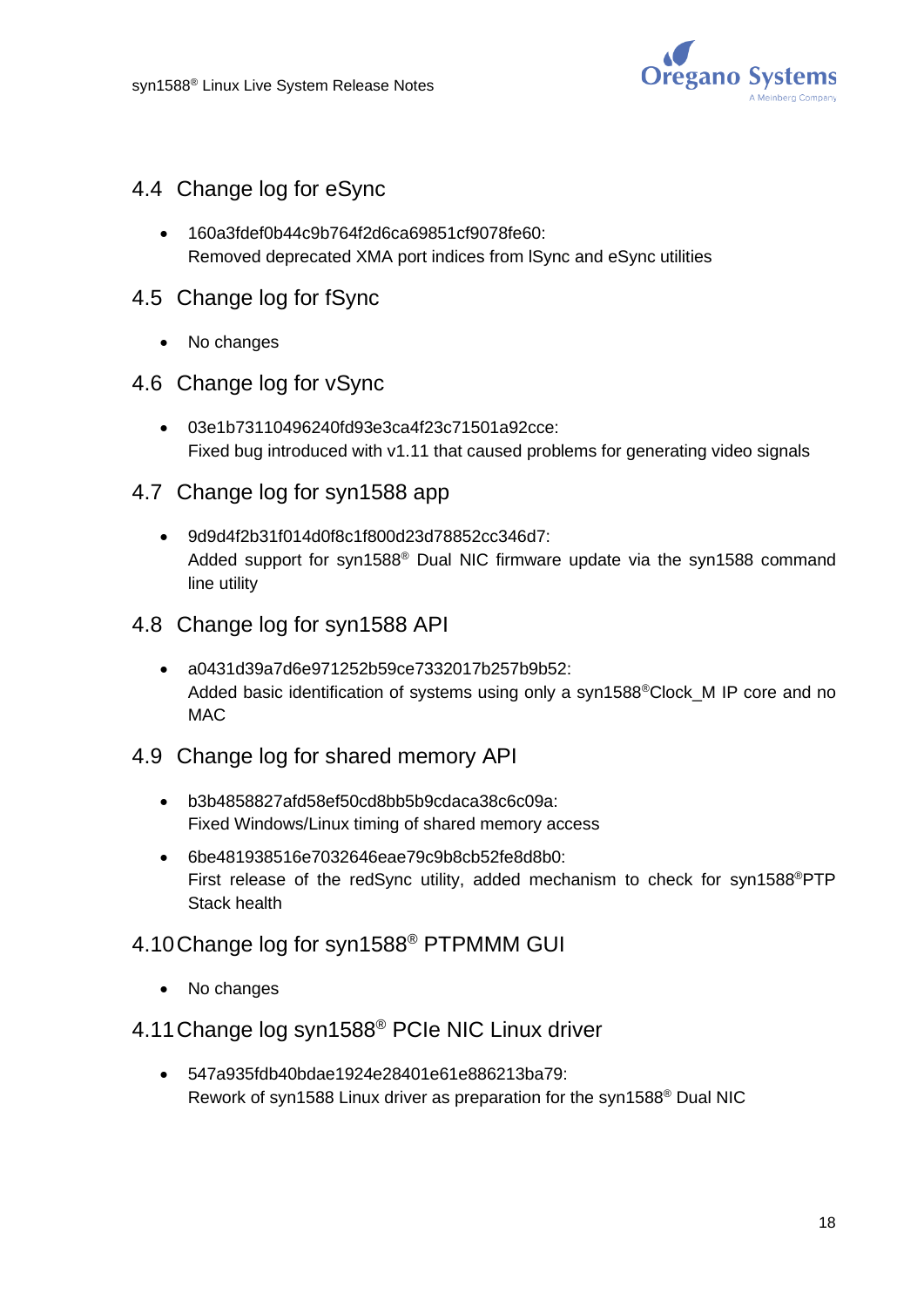## 4.4 Change log for eSync

- 160a3fdef0b44c9b764f2d6ca69851cf9078fe60:
  Removed deprecated XMA port indices from lSync and eSync utilities

## 4.5 Change log for fSync

- No changes

## 4.6 Change log for vSync

- 03e1b73110496240fd93e3ca4f23c71501a92cce:
  Fixed bug introduced with v1.11 that caused problems for generating video signals

## 4.7 Change log for syn1588 app

- 9d9d4f2b31f014d0f8c1f800d23d78852cc346d7:
  Added support for syn1588® Dual NIC firmware update via the syn1588 command line utility

## 4.8 Change log for syn1588 API

- a0431d39a7d6e971252b59ce7332017b257b9b52:
  Added basic identification of systems using only a syn1588®Clock_M IP core and no MAC

## 4.9 Change log for shared memory API

- b3b4858827afd58ef50cd8bb5b9cdaca38c6c09a:
  Fixed Windows/Linux timing of shared memory access
- 6be481938516e7032646eae79c9b8cb52fe8d8b0:
  First release of the redSync utility, added mechanism to check for syn1588®PTP Stack health

## 4.10 Change log for syn1588® PTPMMM GUI

- No changes

## 4.11 Change log syn1588® PCIe NIC Linux driver

- 547a935fdb40bdae1924e28401e61e886213ba79:
  Rework of syn1588 Linux driver as preparation for the syn1588® Dual NIC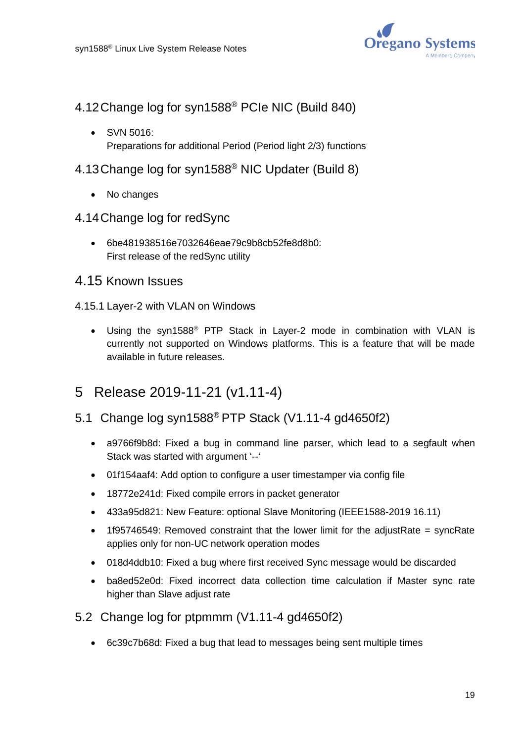## 4.12 Change log for syn1588® PCIe NIC (Build 840)

- SVN 5016:
  Preparations for additional Period (Period light 2/3) functions

## 4.13 Change log for syn1588® NIC Updater (Build 8)

- No changes

## 4.14 Change log for redSync

- 6be481938516e7032646eae79c9b8cb52fe8d8b0:
  First release of the redSync utility

## 4.15 Known Issues

### 4.15.1 Layer-2 with VLAN on Windows

- Using the syn1588® PTP Stack in Layer-2 mode in combination with VLAN is currently not supported on Windows platforms. This is a feature that will be made available in future releases.

# 5 Release 2019-11-21 (v1.11-4)

## 5.1 Change log syn1588® PTP Stack (V1.11-4 gd4650f2)

- a9766f9b8d: Fixed a bug in command line parser, which lead to a segfault when Stack was started with argument '--'
- 01f154aaf4: Add option to configure a user timestamper via config file
- 18772e241d: Fixed compile errors in packet generator
- 433a95d821: New Feature: optional Slave Monitoring (IEEE1588-2019 16.11)
- 1f95746549: Removed constraint that the lower limit for the adjustRate = syncRate applies only for non-UC network operation modes
- 018d4ddb10: Fixed a bug where first received Sync message would be discarded
- ba8ed52e0d: Fixed incorrect data collection time calculation if Master sync rate higher than Slave adjust rate

## 5.2 Change log for ptpmmm (V1.11-4 gd4650f2)

- 6c39c7b68d: Fixed a bug that lead to messages being sent multiple times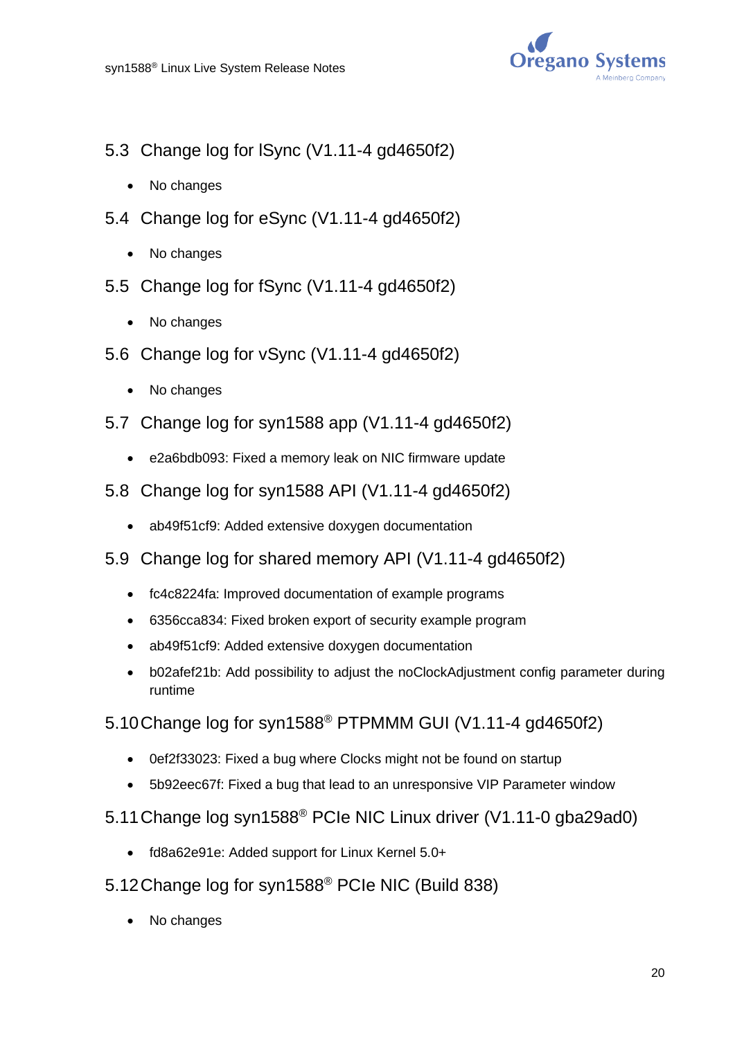## 5.3 Change log for lSync (V1.11-4 gd4650f2)

- No changes

## 5.4 Change log for eSync (V1.11-4 gd4650f2)

- No changes

## 5.5 Change log for fSync (V1.11-4 gd4650f2)

- No changes

## 5.6 Change log for vSync (V1.11-4 gd4650f2)

- No changes

## 5.7 Change log for syn1588 app (V1.11-4 gd4650f2)

- e2a6bdb093: Fixed a memory leak on NIC firmware update

## 5.8 Change log for syn1588 API (V1.11-4 gd4650f2)

- ab49f51cf9: Added extensive doxygen documentation

## 5.9 Change log for shared memory API (V1.11-4 gd4650f2)

- fc4c8224fa: Improved documentation of example programs
- 6356cca834: Fixed broken export of security example program
- ab49f51cf9: Added extensive doxygen documentation
- b02afef21b: Add possibility to adjust the noClockAdjustment config parameter during runtime

## 5.10 Change log for syn1588® PTPMMM GUI (V1.11-4 gd4650f2)

- 0ef2f33023: Fixed a bug where Clocks might not be found on startup
- 5b92eec67f: Fixed a bug that lead to an unresponsive VIP Parameter window

## 5.11 Change log syn1588® PCIe NIC Linux driver (V1.11-0 gba29ad0)

- fd8a62e91e: Added support for Linux Kernel 5.0+

## 5.12 Change log for syn1588® PCIe NIC (Build 838)

- No changes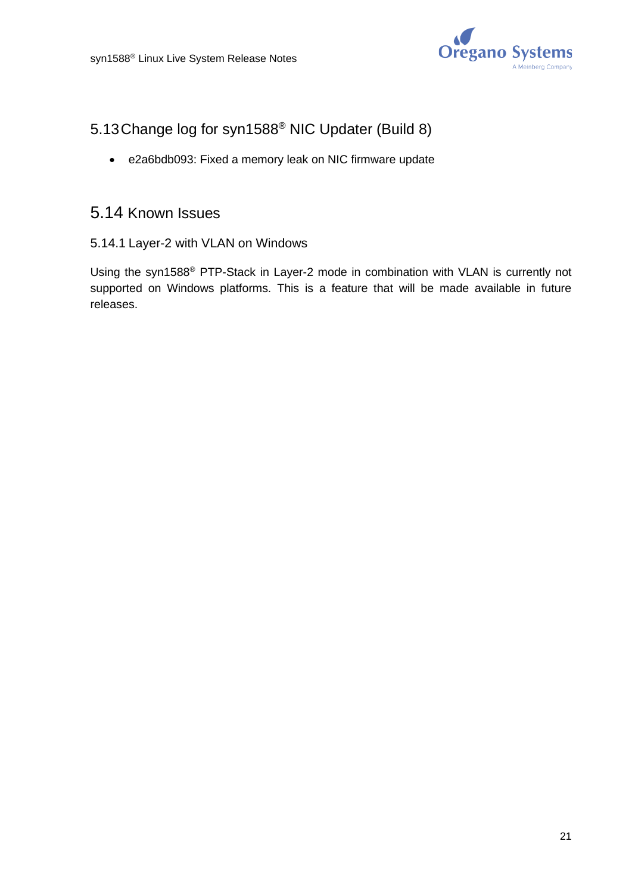## 5.13 Change log for syn1588® NIC Updater (Build 8)

- e2a6bdb093: Fixed a memory leak on NIC firmware update

## 5.14 Known Issues

### 5.14.1 Layer-2 with VLAN on Windows

Using the syn1588® PTP-Stack in Layer-2 mode in combination with VLAN is currently not supported on Windows platforms. This is a feature that will be made available in future releases.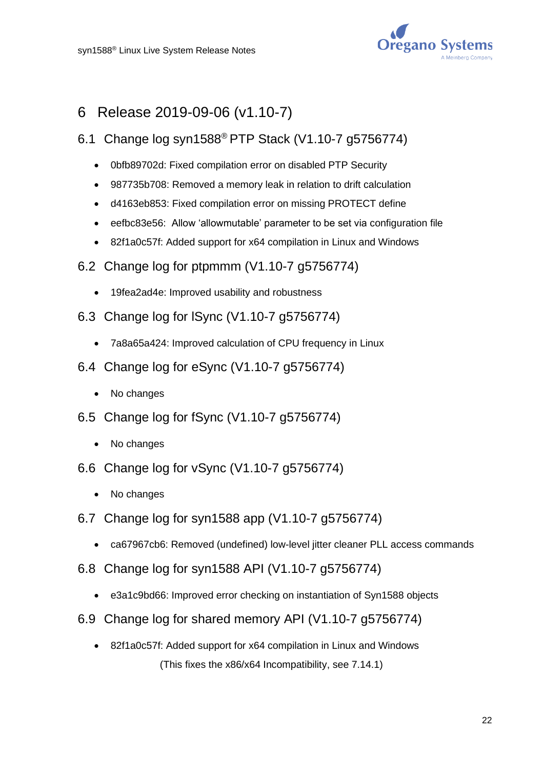# 6 Release 2019-09-06 (v1.10-7)

## 6.1 Change log syn1588® PTP Stack (V1.10-7 g5756774)

- 0bfb89702d: Fixed compilation error on disabled PTP Security
- 987735b708: Removed a memory leak in relation to drift calculation
- d4163eb853: Fixed compilation error on missing PROTECT define
- eefbc83e56: Allow 'allowmutable' parameter to be set via configuration file
- 82f1a0c57f: Added support for x64 compilation in Linux and Windows

## 6.2 Change log for ptpmmm (V1.10-7 g5756774)

- 19fea2ad4e: Improved usability and robustness

## 6.3 Change log for lSync (V1.10-7 g5756774)

- 7a8a65a424: Improved calculation of CPU frequency in Linux

## 6.4 Change log for eSync (V1.10-7 g5756774)

- No changes

## 6.5 Change log for fSync (V1.10-7 g5756774)

- No changes

## 6.6 Change log for vSync (V1.10-7 g5756774)

- No changes

## 6.7 Change log for syn1588 app (V1.10-7 g5756774)

- ca67967cb6: Removed (undefined) low-level jitter cleaner PLL access commands

## 6.8 Change log for syn1588 API (V1.10-7 g5756774)

- e3a1c9bd66: Improved error checking on instantiation of Syn1588 objects

## 6.9 Change log for shared memory API (V1.10-7 g5756774)

- 82f1a0c57f: Added support for x64 compilation in Linux and Windows

  (This fixes the x86/x64 Incompatibility, see 7.14.1)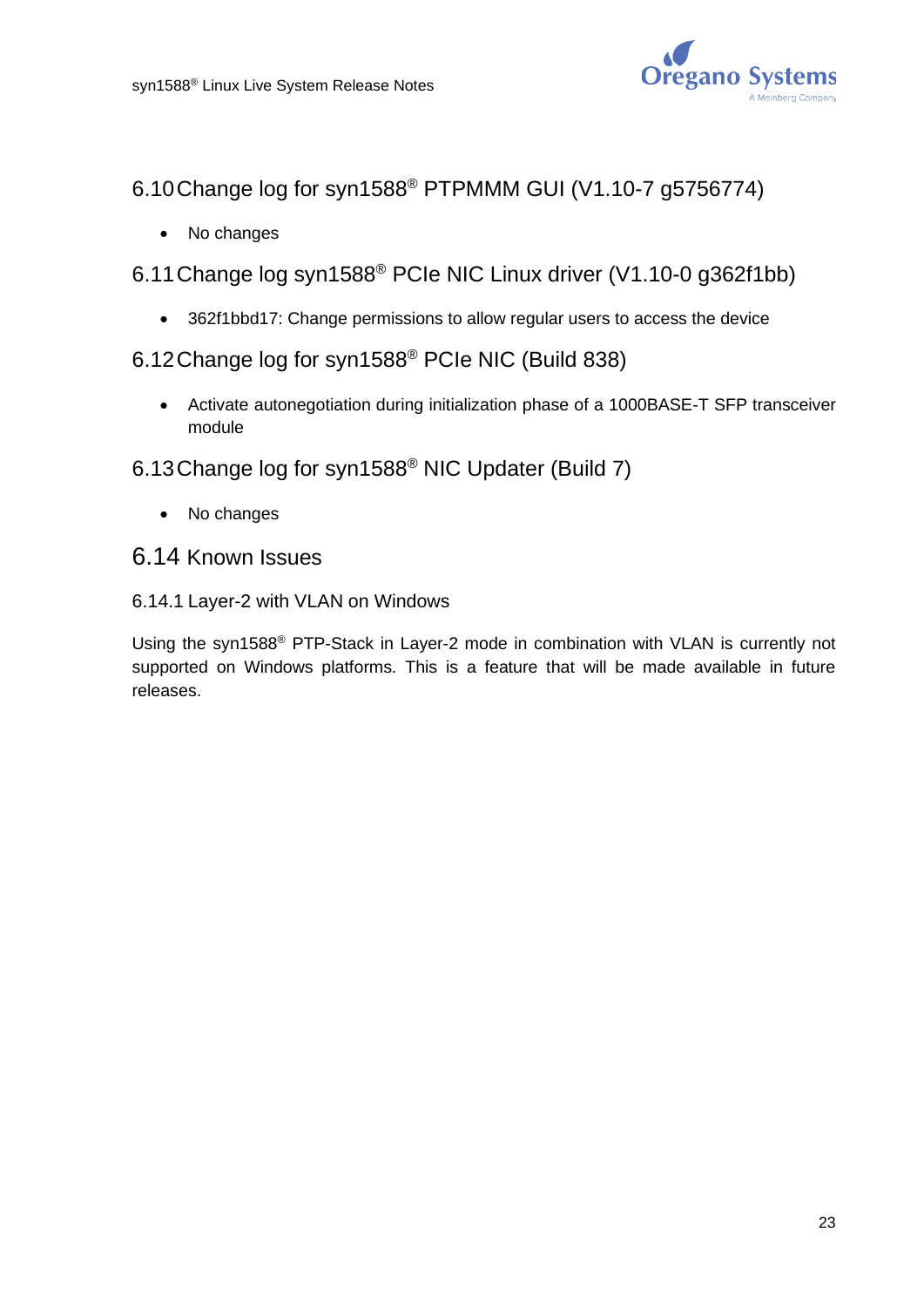## 6.10 Change log for syn1588® PTPMMM GUI (V1.10-7 g5756774)

- No changes

## 6.11 Change log syn1588® PCIe NIC Linux driver (V1.10-0 g362f1bb)

- 362f1bbd17: Change permissions to allow regular users to access the device

## 6.12 Change log for syn1588® PCIe NIC (Build 838)

- Activate autonegotiation during initialization phase of a 1000BASE-T SFP transceiver module

## 6.13 Change log for syn1588® NIC Updater (Build 7)

- No changes

## 6.14 Known Issues

### 6.14.1 Layer-2 with VLAN on Windows

Using the syn1588® PTP-Stack in Layer-2 mode in combination with VLAN is currently not supported on Windows platforms. This is a feature that will be made available in future releases.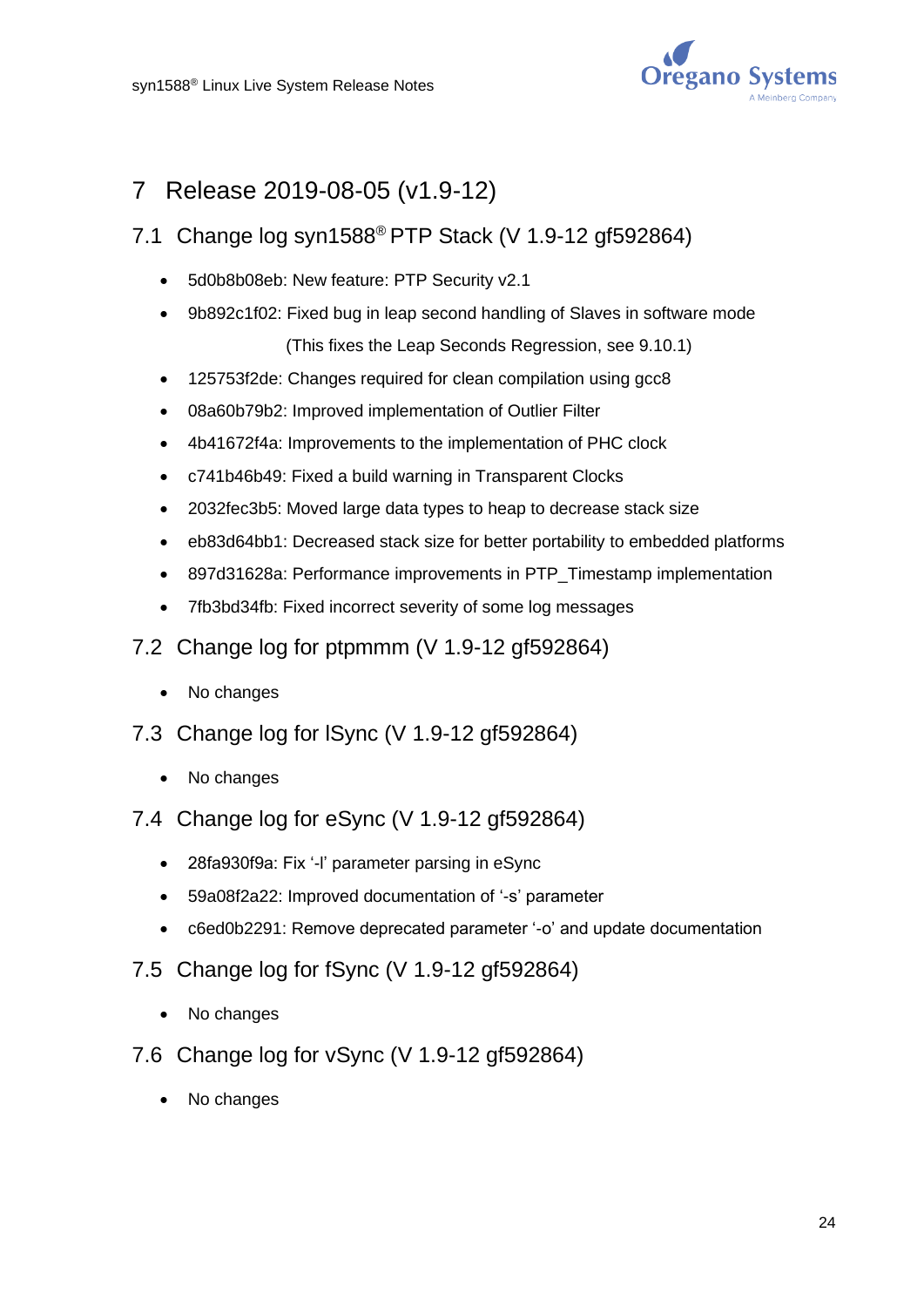# 7 Release 2019-08-05 (v1.9-12)

## 7.1 Change log syn1588® PTP Stack (V 1.9-12 gf592864)

- 5d0b8b08eb: New feature: PTP Security v2.1
- 9b892c1f02: Fixed bug in leap second handling of Slaves in software mode
  (This fixes the Leap Seconds Regression, see 9.10.1)
- 125753f2de: Changes required for clean compilation using gcc8
- 08a60b79b2: Improved implementation of Outlier Filter
- 4b41672f4a: Improvements to the implementation of PHC clock
- c741b46b49: Fixed a build warning in Transparent Clocks
- 2032fec3b5: Moved large data types to heap to decrease stack size
- eb83d64bb1: Decreased stack size for better portability to embedded platforms
- 897d31628a: Performance improvements in PTP_Timestamp implementation
- 7fb3bd34fb: Fixed incorrect severity of some log messages

## 7.2 Change log for ptpmmm (V 1.9-12 gf592864)

- No changes

## 7.3 Change log for lSync (V 1.9-12 gf592864)

- No changes

## 7.4 Change log for eSync (V 1.9-12 gf592864)

- 28fa930f9a: Fix '-l' parameter parsing in eSync
- 59a08f2a22: Improved documentation of '-s' parameter
- c6ed0b2291: Remove deprecated parameter '-o' and update documentation

## 7.5 Change log for fSync (V 1.9-12 gf592864)

- No changes

## 7.6 Change log for vSync (V 1.9-12 gf592864)

- No changes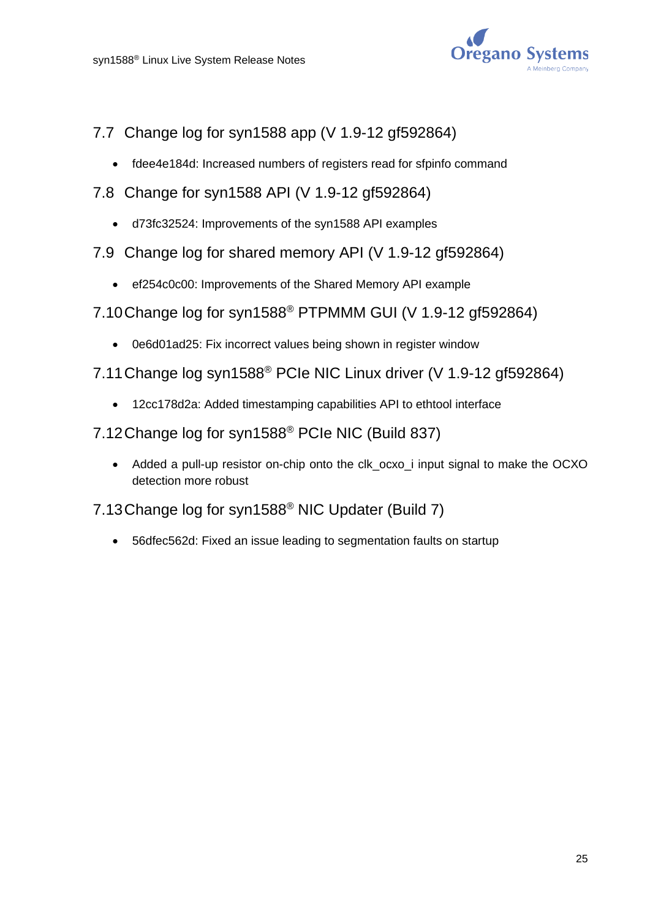## 7.7 Change log for syn1588 app (V 1.9-12 gf592864)

- fdee4e184d: Increased numbers of registers read for sfpinfo command

## 7.8 Change for syn1588 API (V 1.9-12 gf592864)

- d73fc32524: Improvements of the syn1588 API examples

## 7.9 Change log for shared memory API (V 1.9-12 gf592864)

- ef254c0c00: Improvements of the Shared Memory API example

## 7.10 Change log for syn1588® PTPMMM GUI (V 1.9-12 gf592864)

- 0e6d01ad25: Fix incorrect values being shown in register window

## 7.11 Change log syn1588® PCIe NIC Linux driver (V 1.9-12 gf592864)

- 12cc178d2a: Added timestamping capabilities API to ethtool interface

## 7.12 Change log for syn1588® PCIe NIC (Build 837)

- Added a pull-up resistor on-chip onto the clk_ocxo_i input signal to make the OCXO detection more robust

## 7.13 Change log for syn1588® NIC Updater (Build 7)

- 56dfec562d: Fixed an issue leading to segmentation faults on startup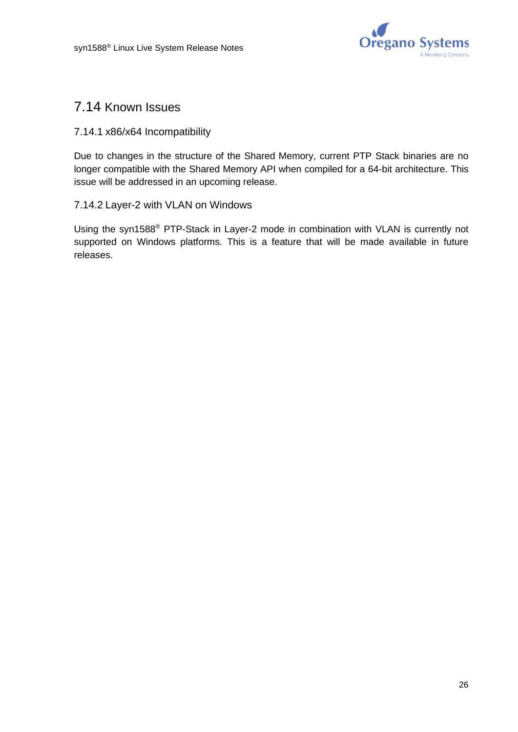## 7.14 Known Issues

### 7.14.1 x86/x64 Incompatibility

Due to changes in the structure of the Shared Memory, current PTP Stack binaries are no longer compatible with the Shared Memory API when compiled for a 64-bit architecture. This issue will be addressed in an upcoming release.

### 7.14.2 Layer-2 with VLAN on Windows

Using the syn1588® PTP-Stack in Layer-2 mode in combination with VLAN is currently not supported on Windows platforms. This is a feature that will be made available in future releases.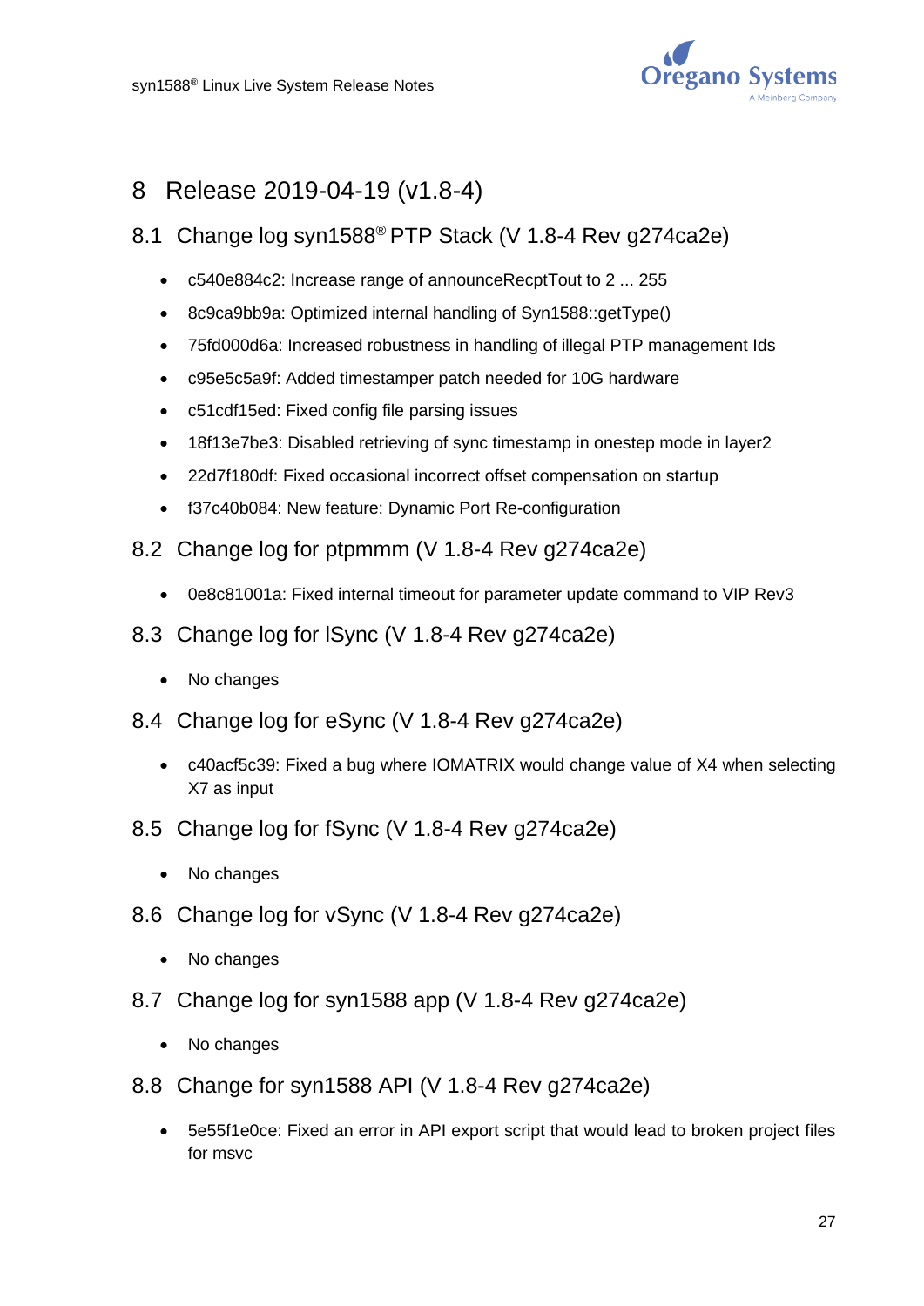# 8 Release 2019-04-19 (v1.8-4)

## 8.1 Change log syn1588® PTP Stack (V 1.8-4 Rev g274ca2e)

- c540e884c2: Increase range of announceReceptTout to 2 ... 255
- 8c9ca9bb9a: Optimized internal handling of Syn1588::getType()
- 75fd000d6a: Increased robustness in handling of illegal PTP management Ids
- c95e5c5a9f: Added timestamper patch needed for 10G hardware
- c51cdf15ed: Fixed config file parsing issues
- 18f13e7be3: Disabled retrieving of sync timestamp in onestep mode in layer2
- 22d7f180df: Fixed occasional incorrect offset compensation on startup
- f37c40b084: New feature: Dynamic Port Re-configuration

## 8.2 Change log for ptpmmm (V 1.8-4 Rev g274ca2e)

- 0e8c81001a: Fixed internal timeout for parameter update command to VIP Rev3

## 8.3 Change log for lSync (V 1.8-4 Rev g274ca2e)

- No changes

## 8.4 Change log for eSync (V 1.8-4 Rev g274ca2e)

- c40acf5c39: Fixed a bug where IOMATRIX would change value of X4 when selecting X7 as input

## 8.5 Change log for fSync (V 1.8-4 Rev g274ca2e)

- No changes

## 8.6 Change log for vSync (V 1.8-4 Rev g274ca2e)

- No changes

## 8.7 Change log for syn1588 app (V 1.8-4 Rev g274ca2e)

- No changes

## 8.8 Change for syn1588 API (V 1.8-4 Rev g274ca2e)

- 5e55f1e0ce: Fixed an error in API export script that would lead to broken project files for msvc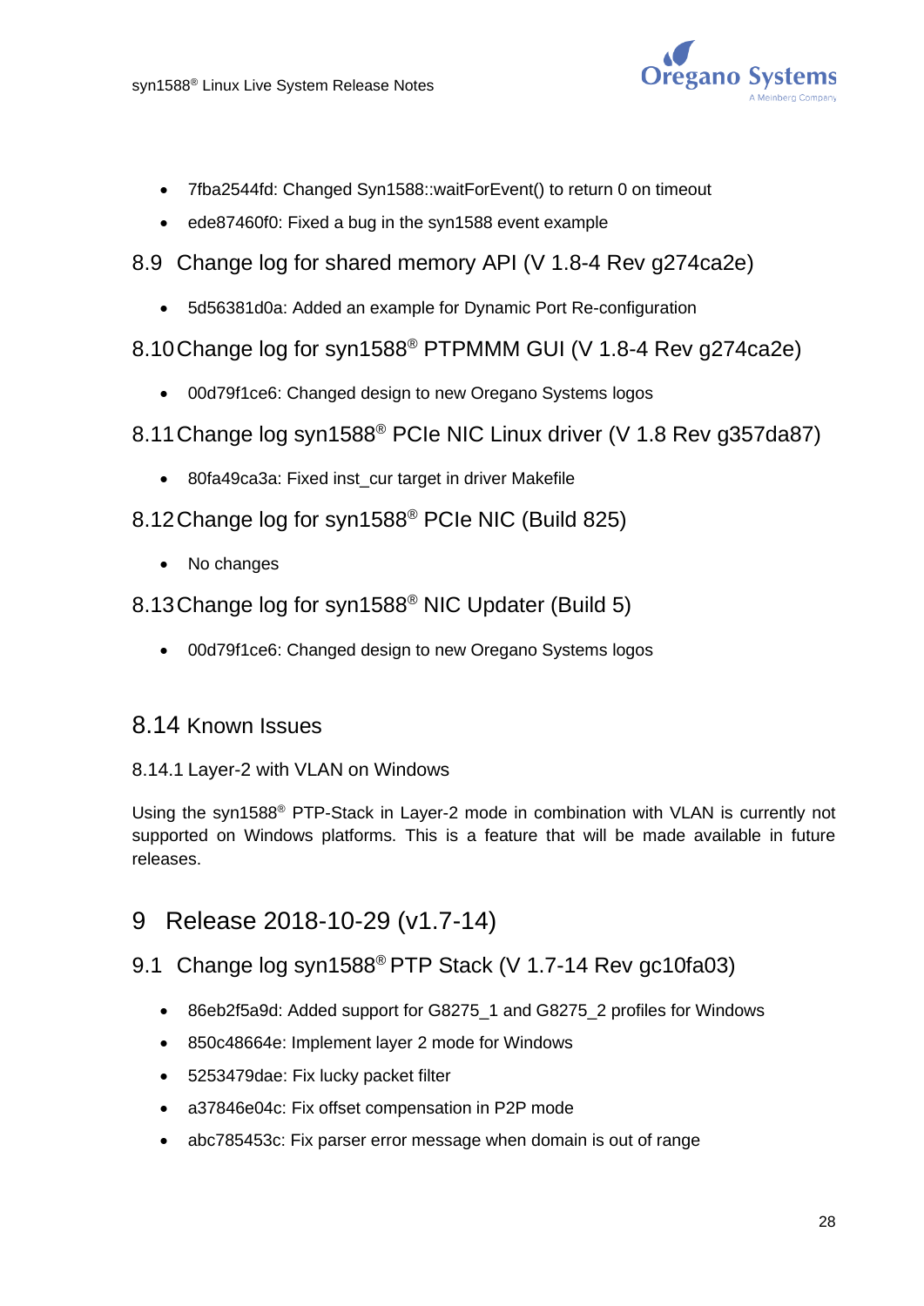- 7fba2544fd: Changed Syn1588::waitForEvent() to return 0 on timeout
- ede87460f0: Fixed a bug in the syn1588 event example

## 8.9 Change log for shared memory API (V 1.8-4 Rev g274ca2e)

- 5d56381d0a: Added an example for Dynamic Port Re-configuration

## 8.10 Change log for syn1588® PTPMMM GUI (V 1.8-4 Rev g274ca2e)

- 00d79f1ce6: Changed design to new Oregano Systems logos

## 8.11 Change log syn1588® PCIe NIC Linux driver (V 1.8 Rev g357da87)

- 80fa49ca3a: Fixed inst_cur target in driver Makefile

## 8.12 Change log for syn1588® PCIe NIC (Build 825)

- No changes

## 8.13 Change log for syn1588® NIC Updater (Build 5)

- 00d79f1ce6: Changed design to new Oregano Systems logos

## 8.14 Known Issues

### 8.14.1 Layer-2 with VLAN on Windows

Using the syn1588® PTP-Stack in Layer-2 mode in combination with VLAN is currently not supported on Windows platforms. This is a feature that will be made available in future releases.

# 9 Release 2018-10-29 (v1.7-14)

## 9.1 Change log syn1588® PTP Stack (V 1.7-14 Rev gc10fa03)

- 86eb2f5a9d: Added support for G8275_1 and G8275_2 profiles for Windows
- 850c48664e: Implement layer 2 mode for Windows
- 5253479dae: Fix lucky packet filter
- a37846e04c: Fix offset compensation in P2P mode
- abc785453c: Fix parser error message when domain is out of range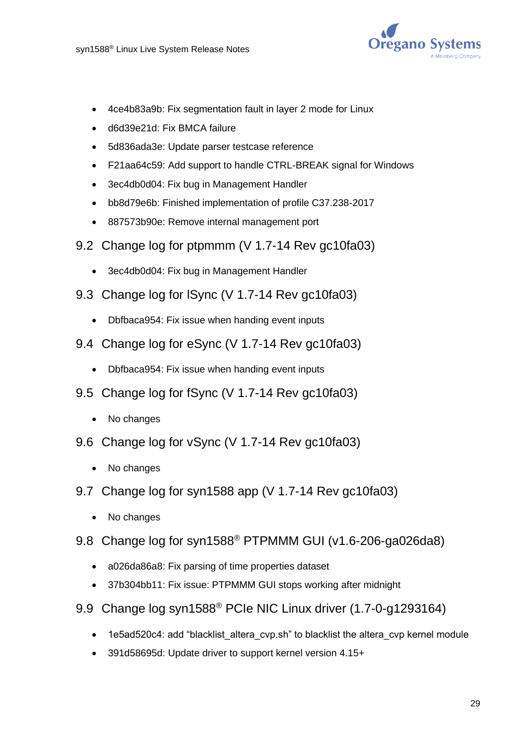- 4ce4b83a9b: Fix segmentation fault in layer 2 mode for Linux
- d6d39e21d: Fix BMCA failure
- 5d836ada3e: Update parser testcase reference
- F21aa64c59: Add support to handle CTRL-BREAK signal for Windows
- 3ec4db0d04: Fix bug in Management Handler
- bb8d79e6b: Finished implementation of profile C37.238-2017
- 887573b90e: Remove internal management port

## 9.2 Change log for ptpmmm (V 1.7-14 Rev gc10fa03)

- 3ec4db0d04: Fix bug in Management Handler

## 9.3 Change log for lSync (V 1.7-14 Rev gc10fa03)

- Dbfbaca954: Fix issue when handing event inputs

## 9.4 Change log for eSync (V 1.7-14 Rev gc10fa03)

- Dbfbaca954: Fix issue when handing event inputs

## 9.5 Change log for fSync (V 1.7-14 Rev gc10fa03)

- No changes

## 9.6 Change log for vSync (V 1.7-14 Rev gc10fa03)

- No changes

## 9.7 Change log for syn1588 app (V 1.7-14 Rev gc10fa03)

- No changes

## 9.8 Change log for syn1588® PTPMMM GUI (v1.6-206-ga026da8)

- a026da86a8: Fix parsing of time properties dataset
- 37b304bb11: Fix issue: PTPMMM GUI stops working after midnight

## 9.9 Change log syn1588® PCIe NIC Linux driver (1.7-0-g1293164)

- 1e5ad520c4: add “blacklist_altera_cvp.sh” to blacklist the altera_cvp kernel module
- 391d58695d: Update driver to support kernel version 4.15+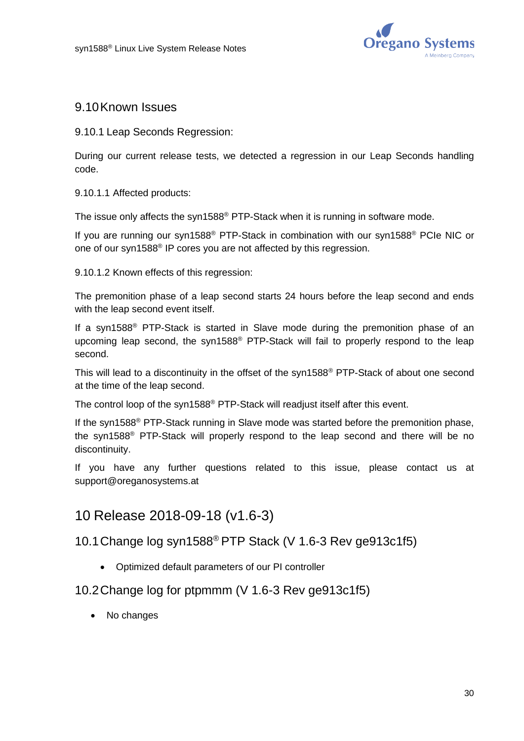## 9.10 Known Issues

### 9.10.1 Leap Seconds Regression:

During our current release tests, we detected a regression in our Leap Seconds handling code.

#### 9.10.1.1 Affected products:

The issue only affects the syn1588® PTP-Stack when it is running in software mode.

If you are running our syn1588® PTP-Stack in combination with our syn1588® PCIe NIC or one of our syn1588® IP cores you are not affected by this regression.

#### 9.10.1.2 Known effects of this regression:

The premonition phase of a leap second starts 24 hours before the leap second and ends with the leap second event itself.

If a syn1588® PTP-Stack is started in Slave mode during the premonition phase of an upcoming leap second, the syn1588® PTP-Stack will fail to properly respond to the leap second.

This will lead to a discontinuity in the offset of the syn1588® PTP-Stack of about one second at the time of the leap second.

The control loop of the syn1588® PTP-Stack will readjust itself after this event.

If the syn1588® PTP-Stack running in Slave mode was started before the premonition phase, the syn1588® PTP-Stack will properly respond to the leap second and there will be no discontinuity.

If you have any further questions related to this issue, please contact us at support@oreganosystems.at

# 10 Release 2018-09-18 (v1.6-3)

## 10.1 Change log syn1588® PTP Stack (V 1.6-3 Rev ge913c1f5)

- Optimized default parameters of our PI controller

## 10.2 Change log for ptpmmm (V 1.6-3 Rev ge913c1f5)

- No changes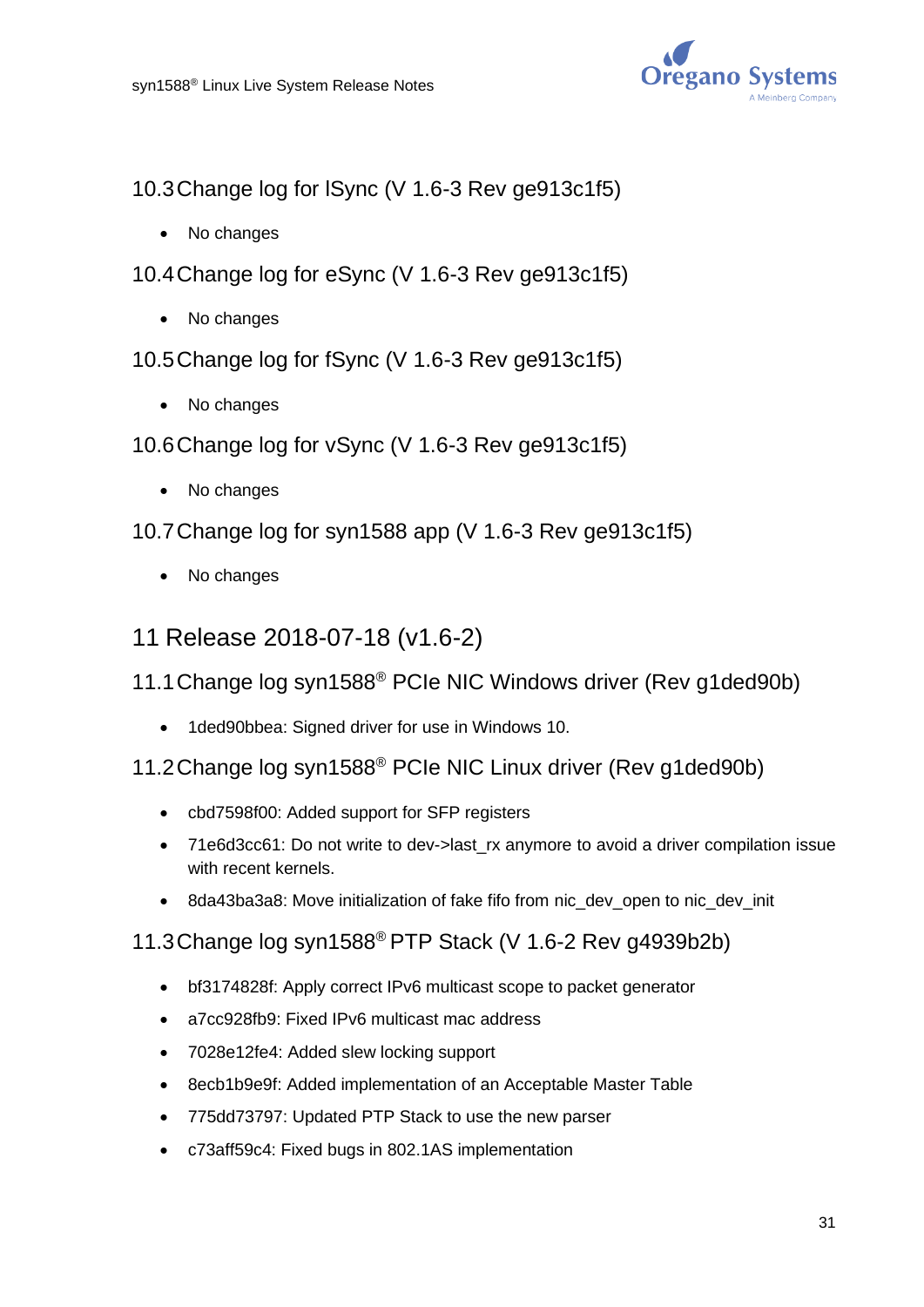## 10.3 Change log for lSync (V 1.6-3 Rev ge913c1f5)

- No changes

## 10.4 Change log for eSync (V 1.6-3 Rev ge913c1f5)

- No changes

## 10.5 Change log for fSync (V 1.6-3 Rev ge913c1f5)

- No changes

## 10.6 Change log for vSync (V 1.6-3 Rev ge913c1f5)

- No changes

## 10.7 Change log for syn1588 app (V 1.6-3 Rev ge913c1f5)

- No changes

# 11 Release 2018-07-18 (v1.6-2)

## 11.1 Change log syn1588® PCIe NIC Windows driver (Rev g1ded90b)

- 1ded90bbea: Signed driver for use in Windows 10.

## 11.2 Change log syn1588® PCIe NIC Linux driver (Rev g1ded90b)

- cbd7598f00: Added support for SFP registers
- 71e6d3cc61: Do not write to dev->last_rx anymore to avoid a driver compilation issue with recent kernels.
- 8da43ba3a8: Move initialization of fake fifo from nic_dev_open to nic_dev_init

## 11.3 Change log syn1588® PTP Stack (V 1.6-2 Rev g4939b2b)

- bf3174828f: Apply correct IPv6 multicast scope to packet generator
- a7cc928fb9: Fixed IPv6 multicast mac address
- 7028e12fe4: Added slew locking support
- 8ecb1b9e9f: Added implementation of an Acceptable Master Table
- 775dd73797: Updated PTP Stack to use the new parser
- c73aff59c4: Fixed bugs in 802.1AS implementation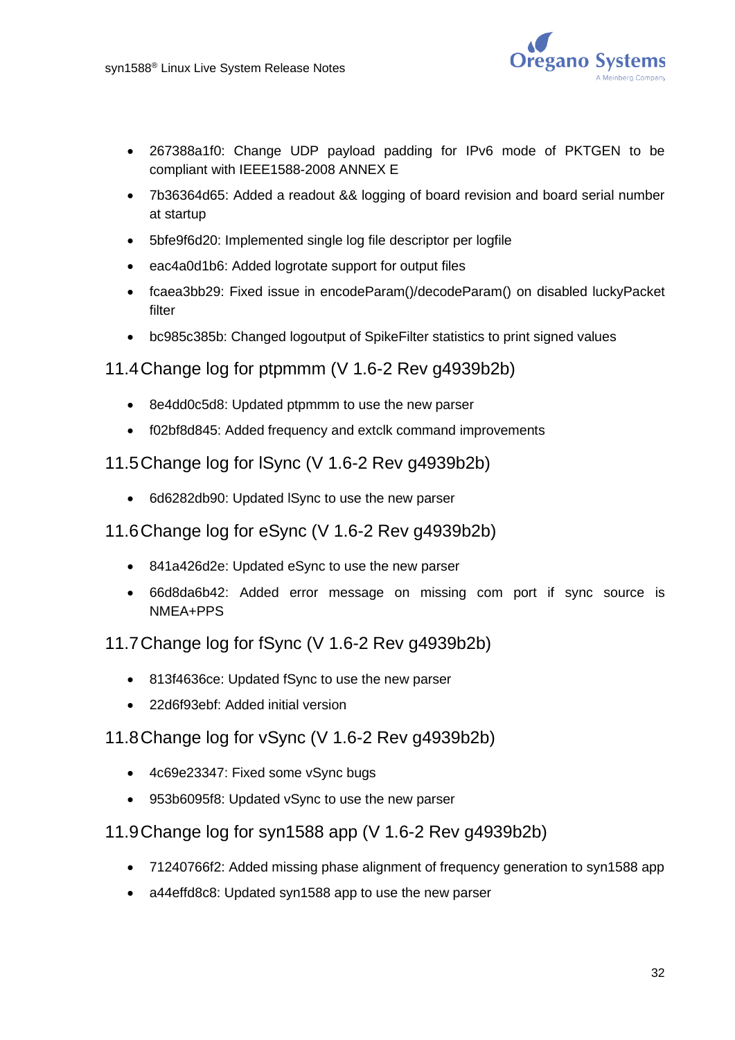- 267388a1f0: Change UDP payload padding for IPv6 mode of PKTGEN to be compliant with IEEE1588-2008 ANNEX E
- 7b36364d65: Added a readout && logging of board revision and board serial number at startup
- 5bfe9f6d20: Implemented single log file descriptor per logfile
- eac4a0d1b6: Added logrotate support for output files
- fcaea3bb29: Fixed issue in encodeParam()/decodeParam() on disabled luckyPacket filter
- bc985c385b: Changed logoutput of SpikeFilter statistics to print signed values

## 11.4 Change log for ptpmmm (V 1.6-2 Rev g4939b2b)

- 8e4dd0c5d8: Updated ptpmmm to use the new parser
- f02bf8d845: Added frequency and extclk command improvements

## 11.5 Change log for lSync (V 1.6-2 Rev g4939b2b)

- 6d6282db90: Updated lSync to use the new parser

## 11.6 Change log for eSync (V 1.6-2 Rev g4939b2b)

- 841a426d2e: Updated eSync to use the new parser
- 66d8da6b42: Added error message on missing com port if sync source is NMEA+PPS

## 11.7 Change log for fSync (V 1.6-2 Rev g4939b2b)

- 813f4636ce: Updated fSync to use the new parser
- 22d6f93ebf: Added initial version

## 11.8 Change log for vSync (V 1.6-2 Rev g4939b2b)

- 4c69e23347: Fixed some vSync bugs
- 953b6095f8: Updated vSync to use the new parser

## 11.9 Change log for syn1588 app (V 1.6-2 Rev g4939b2b)

- 71240766f2: Added missing phase alignment of frequency generation to syn1588 app
- a44effd8c8: Updated syn1588 app to use the new parser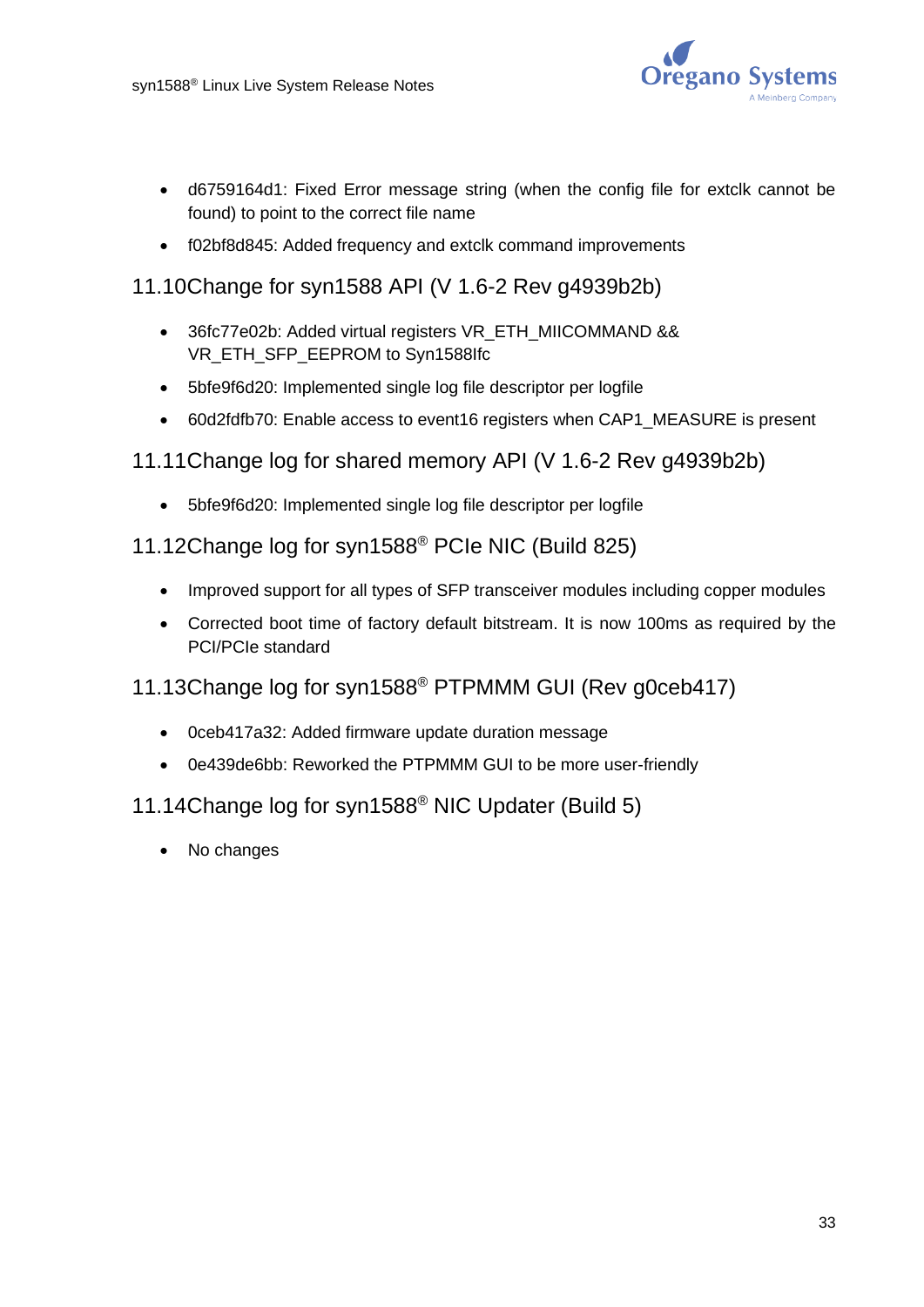- d6759164d1: Fixed Error message string (when the config file for extclk cannot be found) to point to the correct file name
- f02bf8d845: Added frequency and extclk command improvements

## 11.10 Change for syn1588 API (V 1.6-2 Rev g4939b2b)

- 36fc77e02b: Added virtual registers VR_ETH_MIICOMMAND && VR_ETH_SFP_EEPROM to Syn1588Ifc
- 5bfe9f6d20: Implemented single log file descriptor per logfile
- 60d2fdfb70: Enable access to event16 registers when CAP1_MEASURE is present

## 11.11 Change log for shared memory API (V 1.6-2 Rev g4939b2b)

- 5bfe9f6d20: Implemented single log file descriptor per logfile

## 11.12 Change log for syn1588® PCIe NIC (Build 825)

- Improved support for all types of SFP transceiver modules including copper modules
- Corrected boot time of factory default bitstream. It is now 100ms as required by the PCI/PCIe standard

## 11.13 Change log for syn1588® PTPMMM GUI (Rev g0ceb417)

- 0ceb417a32: Added firmware update duration message
- 0e439de6bb: Reworked the PTPMMM GUI to be more user-friendly

## 11.14 Change log for syn1588® NIC Updater (Build 5)

- No changes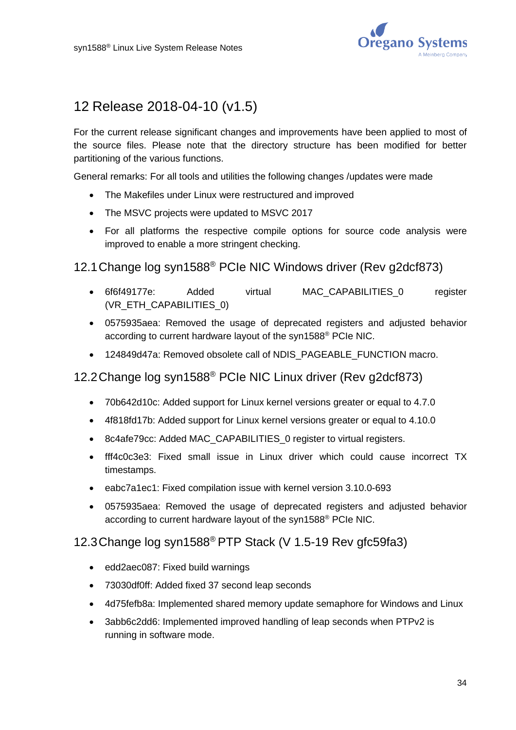# 12 Release 2018-04-10 (v1.5)

For the current release significant changes and improvements have been applied to most of the source files. Please note that the directory structure has been modified for better partitioning of the various functions.

General remarks: For all tools and utilities the following changes /updates were made

- The Makefiles under Linux were restructured and improved
- The MSVC projects were updated to MSVC 2017
- For all platforms the respective compile options for source code analysis were improved to enable a more stringent checking.

## 12.1 Change log syn1588® PCIe NIC Windows driver (Rev g2dcf873)

- 6f6f49177e: Added virtual MAC_CAPABILITIES_0 register (VR_ETH_CAPABILITIES_0)
- 0575935aea: Removed the usage of deprecated registers and adjusted behavior according to current hardware layout of the syn1588® PCIe NIC.
- 124849d47a: Removed obsolete call of NDIS_PAGEABLE_FUNCTION macro.

## 12.2 Change log syn1588® PCIe NIC Linux driver (Rev g2dcf873)

- 70b642d10c: Added support for Linux kernel versions greater or equal to 4.7.0
- 4f818fd17b: Added support for Linux kernel versions greater or equal to 4.10.0
- 8c4afe79cc: Added MAC_CAPABILITIES_0 register to virtual registers.
- fff4c0c3e3: Fixed small issue in Linux driver which could cause incorrect TX timestamps.
- eabc7a1ec1: Fixed compilation issue with kernel version 3.10.0-693
- 0575935aea: Removed the usage of deprecated registers and adjusted behavior according to current hardware layout of the syn1588® PCIe NIC.

## 12.3 Change log syn1588® PTP Stack (V 1.5-19 Rev gfc59fa3)

- edd2aec087: Fixed build warnings
- 73030df0ff: Added fixed 37 second leap seconds
- 4d75fefb8a: Implemented shared memory update semaphore for Windows and Linux
- 3abb6c2dd6: Implemented improved handling of leap seconds when PTPv2 is running in software mode.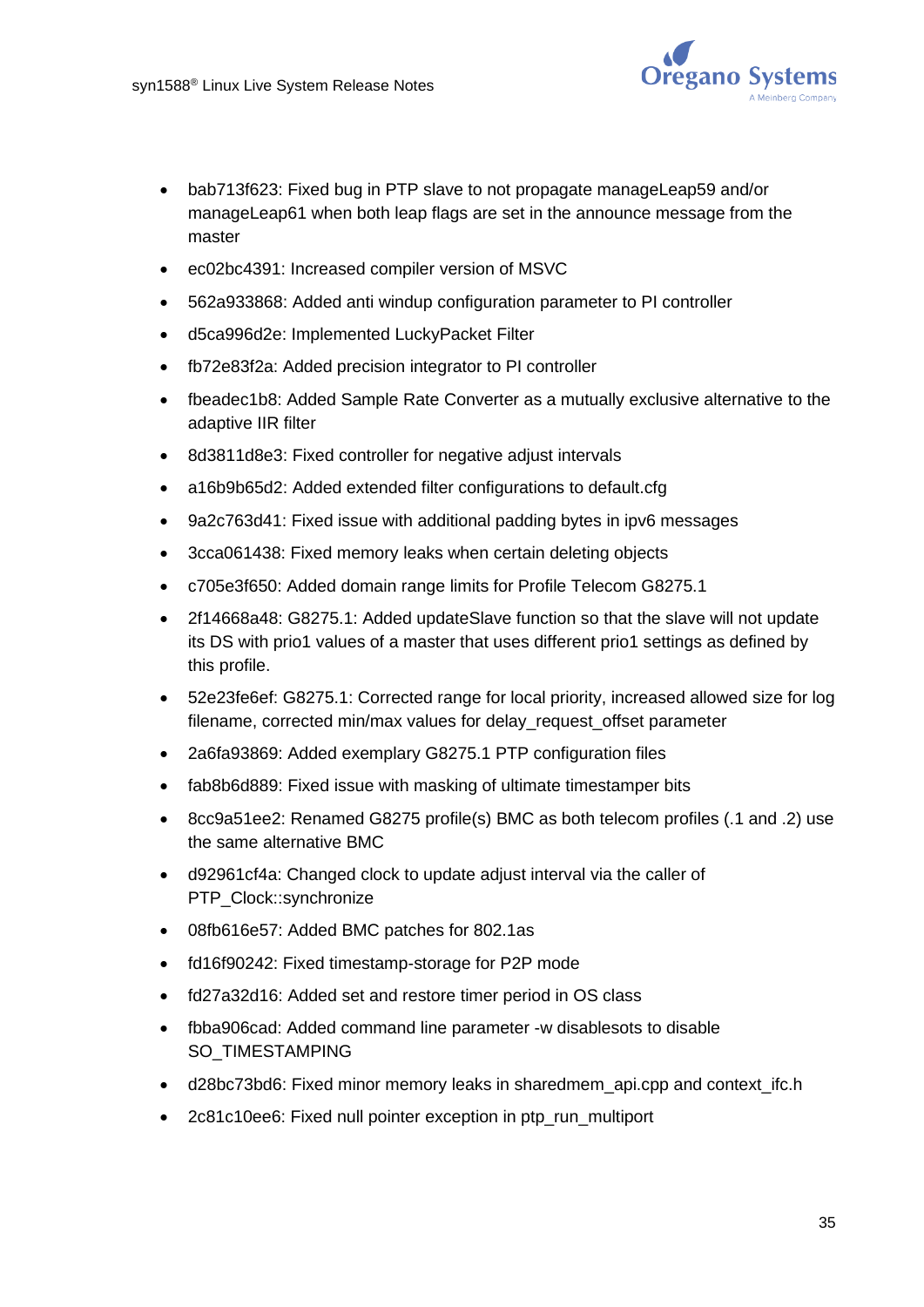- bab713f623: Fixed bug in PTP slave to not propagate manageLeap59 and/or manageLeap61 when both leap flags are set in the announce message from the master
- ec02bc4391: Increased compiler version of MSVC
- 562a933868: Added anti windup configuration parameter to PI controller
- d5ca996d2e: Implemented LuckyPacket Filter
- fb72e83f2a: Added precision integrator to PI controller
- fbeadec1b8: Added Sample Rate Converter as a mutually exclusive alternative to the adaptive IIR filter
- 8d3811d8e3: Fixed controller for negative adjust intervals
- a16b9b65d2: Added extended filter configurations to default.cfg
- 9a2c763d41: Fixed issue with additional padding bytes in ipv6 messages
- 3cca061438: Fixed memory leaks when certain deleting objects
- c705e3f650: Added domain range limits for Profile Telecom G8275.1
- 2f14668a48: G8275.1: Added updateSlave function so that the slave will not update its DS with prio1 values of a master that uses different prio1 settings as defined by this profile.
- 52e23fe6ef: G8275.1: Corrected range for local priority, increased allowed size for log filename, corrected min/max values for delay_request_offset parameter
- 2a6fa93869: Added exemplary G8275.1 PTP configuration files
- fab8b6d889: Fixed issue with masking of ultimate timestamper bits
- 8cc9a51ee2: Renamed G8275 profile(s) BMC as both telecom profiles (.1 and .2) use the same alternative BMC
- d92961cf4a: Changed clock to update adjust interval via the caller of PTP_Clock::synchronize
- 08fb616e57: Added BMC patches for 802.1as
- fd16f90242: Fixed timestamp-storage for P2P mode
- fd27a32d16: Added set and restore timer period in OS class
- fbba906cad: Added command line parameter -w disablesots to disable SO_TIMESTAMPING
- d28bc73bd6: Fixed minor memory leaks in sharedmem_api.cpp and context_ifc.h
- 2c81c10ee6: Fixed null pointer exception in ptp_run_multiport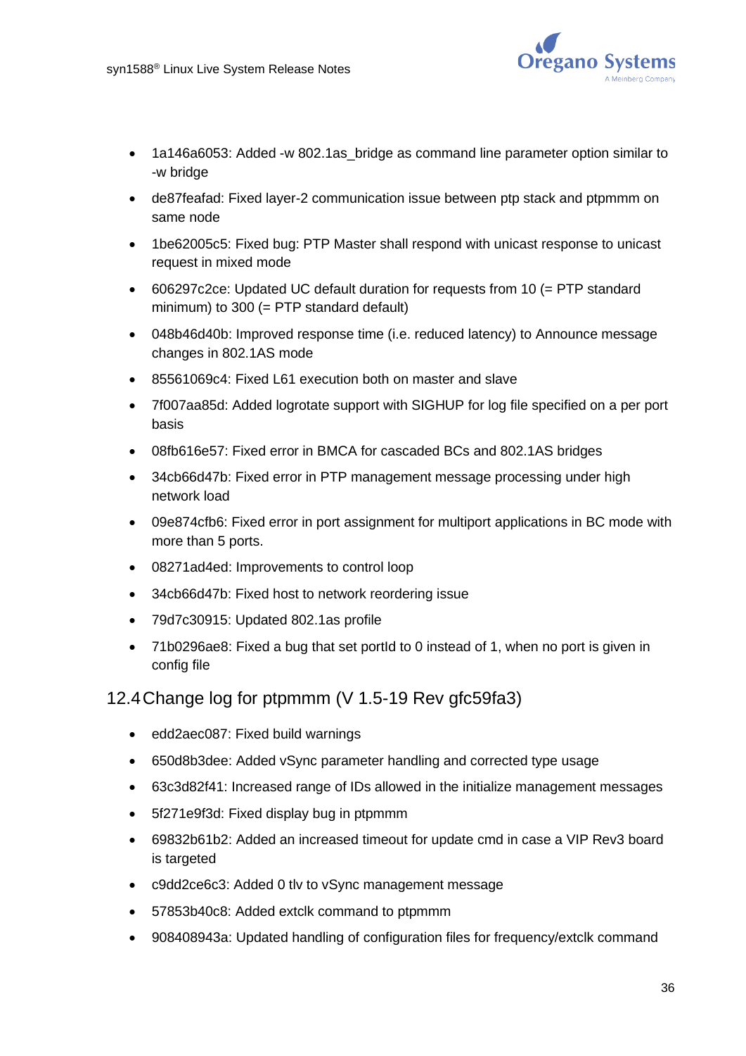- 1a146a6053: Added -w 802.1as_bridge as command line parameter option similar to -w bridge
- de87feafad: Fixed layer-2 communication issue between ptp stack and ptpmmm on same node
- 1be62005c5: Fixed bug: PTP Master shall respond with unicast response to unicast request in mixed mode
- 606297c2ce: Updated UC default duration for requests from 10 (= PTP standard minimum) to 300 (= PTP standard default)
- 048b46d40b: Improved response time (i.e. reduced latency) to Announce message changes in 802.1AS mode
- 85561069c4: Fixed L61 execution both on master and slave
- 7f007aa85d: Added logrotate support with SIGHUP for log file specified on a per port basis
- 08fb616e57: Fixed error in BMCA for cascaded BCs and 802.1AS bridges
- 34cb66d47b: Fixed error in PTP management message processing under high network load
- 09e874cfb6: Fixed error in port assignment for multiport applications in BC mode with more than 5 ports.
- 08271ad4ed: Improvements to control loop
- 34cb66d47b: Fixed host to network reordering issue
- 79d7c30915: Updated 802.1as profile
- 71b0296ae8: Fixed a bug that set portId to 0 instead of 1, when no port is given in config file

## 12.4 Change log for ptpmmm (V 1.5-19 Rev gfc59fa3)

- edd2aec087: Fixed build warnings
- 650d8b3dee: Added vSync parameter handling and corrected type usage
- 63c3d82f41: Increased range of IDs allowed in the initialize management messages
- 5f271e9f3d: Fixed display bug in ptpmmm
- 69832b61b2: Added an increased timeout for update cmd in case a VIP Rev3 board is targeted
- c9dd2ce6c3: Added 0 tlv to vSync management message
- 57853b40c8: Added extclk command to ptpmmm
- 908408943a: Updated handling of configuration files for frequency/extclk command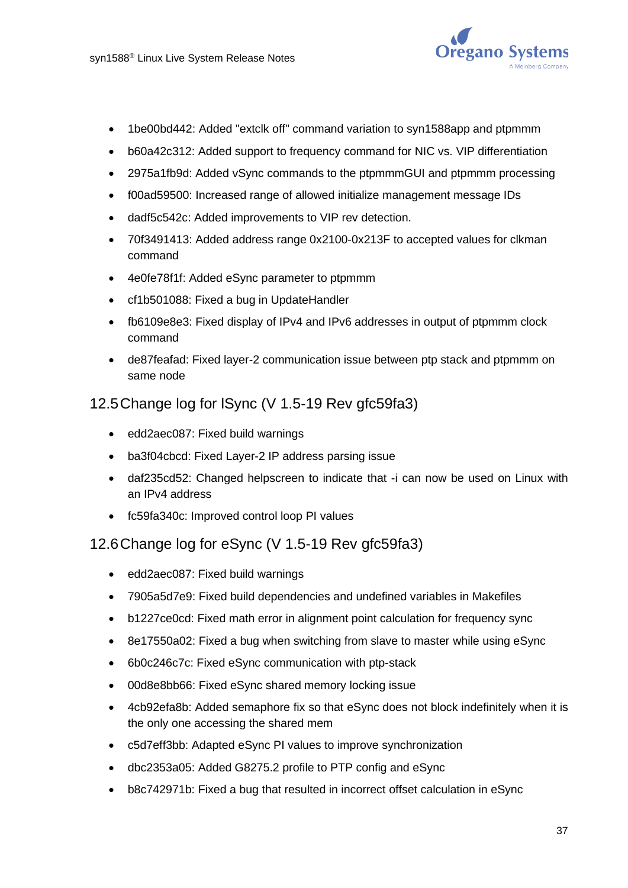- 1be00bd442: Added "extclk off" command variation to syn1588app and ptpmmm
- b60a42c312: Added support to frequency command for NIC vs. VIP differentiation
- 2975a1fb9d: Added vSync commands to the ptpmmmGUI and ptpmmm processing
- f00ad59500: Increased range of allowed initialize management message IDs
- dadf5c542c: Added improvements to VIP rev detection.
- 70f3491413: Added address range 0x2100-0x213F to accepted values for clkman command
- 4e0fe78f1f: Added eSync parameter to ptpmmm
- cf1b501088: Fixed a bug in UpdateHandler
- fb6109e8e3: Fixed display of IPv4 and IPv6 addresses in output of ptpmmm clock command
- de87feafad: Fixed layer-2 communication issue between ptp stack and ptpmmm on same node

## 12.5 Change log for lSync (V 1.5-19 Rev gfc59fa3)

- edd2aec087: Fixed build warnings
- ba3f04cbcd: Fixed Layer-2 IP address parsing issue
- daf235cd52: Changed helpscreen to indicate that -i can now be used on Linux with an IPv4 address
- fc59fa340c: Improved control loop PI values

## 12.6 Change log for eSync (V 1.5-19 Rev gfc59fa3)

- edd2aec087: Fixed build warnings
- 7905a5d7e9: Fixed build dependencies and undefined variables in Makefiles
- b1227ce0cd: Fixed math error in alignment point calculation for frequency sync
- 8e17550a02: Fixed a bug when switching from slave to master while using eSync
- 6b0c246c7c: Fixed eSync communication with ptp-stack
- 00d8e8bb66: Fixed eSync shared memory locking issue
- 4cb92efa8b: Added semaphore fix so that eSync does not block indefinitely when it is the only one accessing the shared mem
- c5d7eff3bb: Adapted eSync PI values to improve synchronization
- dbc2353a05: Added G8275.2 profile to PTP config and eSync
- b8c742971b: Fixed a bug that resulted in incorrect offset calculation in eSync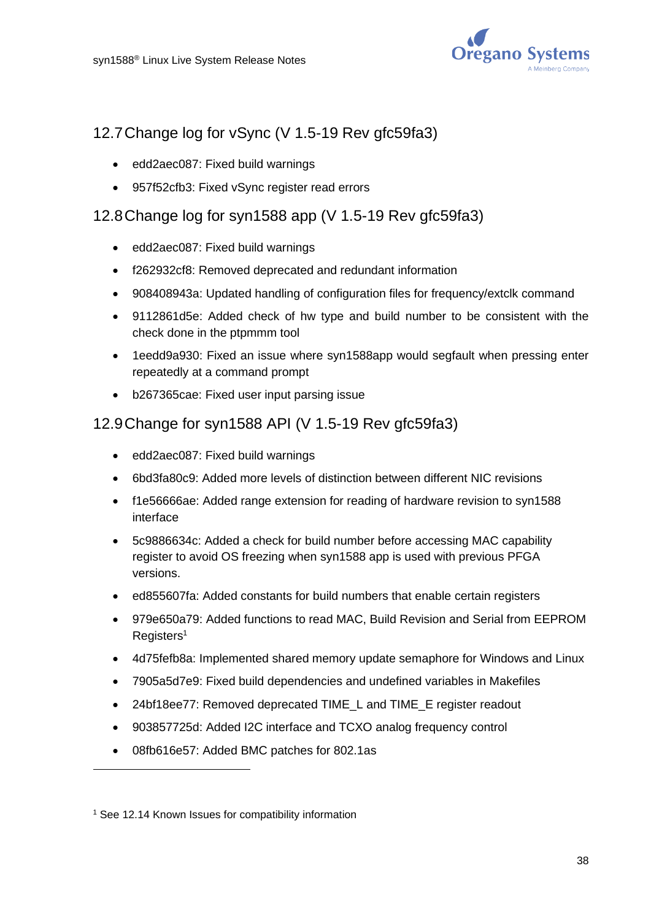## 12.7 Change log for vSync (V 1.5-19 Rev gfc59fa3)

- edd2aec087: Fixed build warnings
- 957f52cfb3: Fixed vSync register read errors

## 12.8 Change log for syn1588 app (V 1.5-19 Rev gfc59fa3)

- edd2aec087: Fixed build warnings
- f262932cf8: Removed deprecated and redundant information
- 908408943a: Updated handling of configuration files for frequency/extclk command
- 9112861d5e: Added check of hw type and build number to be consistent with the check done in the ptpmmm tool
- 1eedd9a930: Fixed an issue where syn1588app would segfault when pressing enter repeatedly at a command prompt
- b267365cae: Fixed user input parsing issue

## 12.9 Change for syn1588 API (V 1.5-19 Rev gfc59fa3)

- edd2aec087: Fixed build warnings
- 6bd3fa80c9: Added more levels of distinction between different NIC revisions
- f1e56666ae: Added range extension for reading of hardware revision to syn1588 interface
- 5c9886634c: Added a check for build number before accessing MAC capability register to avoid OS freezing when syn1588 app is used with previous PFGA versions.
- ed855607fa: Added constants for build numbers that enable certain registers
- 979e650a79: Added functions to read MAC, Build Revision and Serial from EEPROM Registers[1]
- 4d75fefb8a: Implemented shared memory update semaphore for Windows and Linux
- 7905a5d7e9: Fixed build dependencies and undefined variables in Makefiles
- 24bf18ee77: Removed deprecated TIME_L and TIME_E register readout
- 903857725d: Added I2C interface and TCXO analog frequency control
- 08fb616e57: Added BMC patches for 802.1as

---

[1] See 12.14 Known Issues for compatibility information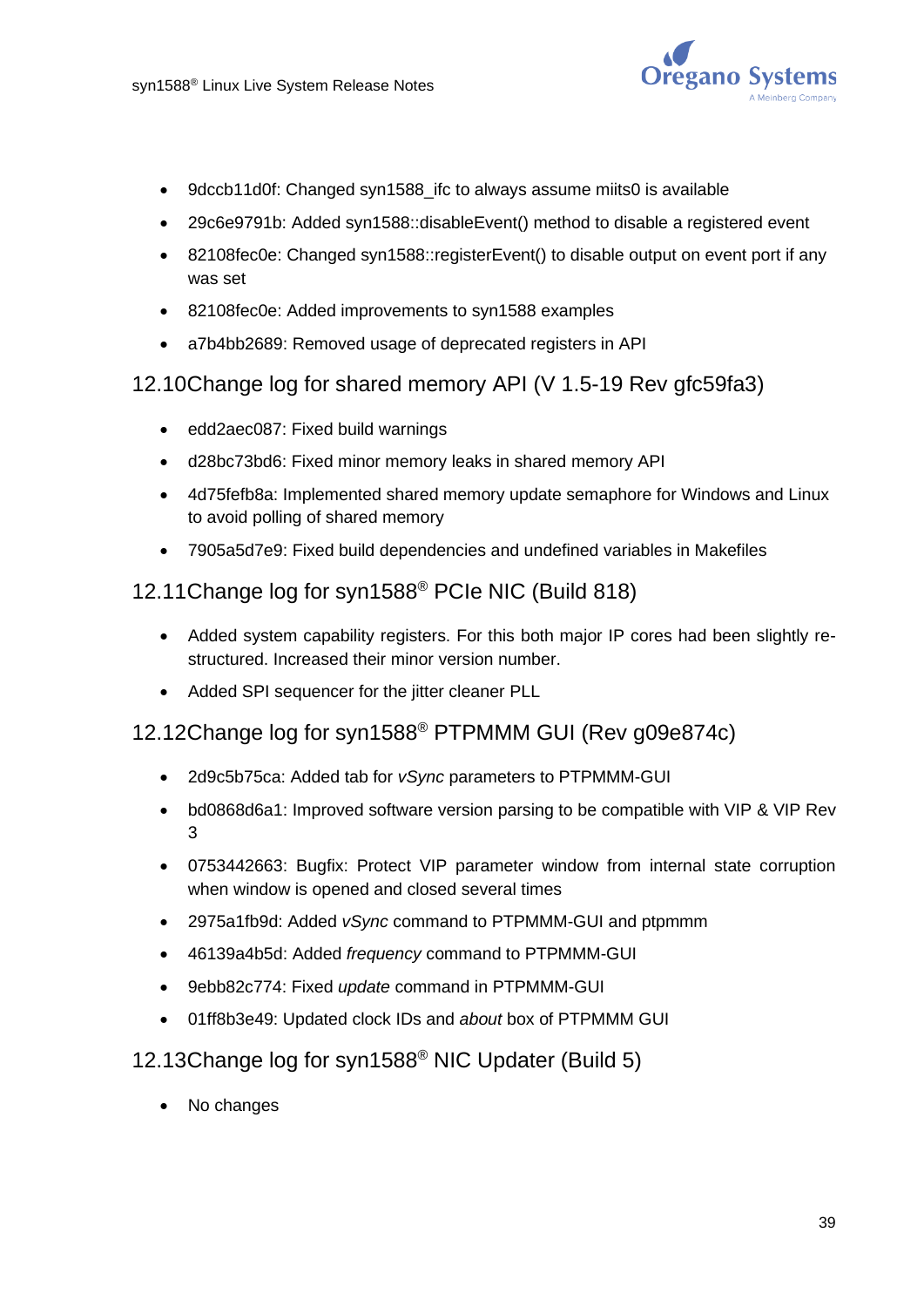- 9dccb11d0f: Changed syn1588_ifc to always assume miits0 is available
- 29c6e9791b: Added syn1588::disableEvent() method to disable a registered event
- 82108fec0e: Changed syn1588::registerEvent() to disable output on event port if any was set
- 82108fec0e: Added improvements to syn1588 examples
- a7b4bb2689: Removed usage of deprecated registers in API

## 12.10 Change log for shared memory API (V 1.5-19 Rev gfc59fa3)

- edd2aec087: Fixed build warnings
- d28bc73bd6: Fixed minor memory leaks in shared memory API
- 4d75fefb8a: Implemented shared memory update semaphore for Windows and Linux to avoid polling of shared memory
- 7905a5d7e9: Fixed build dependencies and undefined variables in Makefiles

## 12.11 Change log for syn1588® PCIe NIC (Build 818)

- Added system capability registers. For this both major IP cores had been slightly re-structured. Increased their minor version number.
- Added SPI sequencer for the jitter cleaner PLL

## 12.12 Change log for syn1588® PTPMMM GUI (Rev g09e874c)

- 2d9c5b75ca: Added tab for *vSync* parameters to PTPMMM-GUI
- bd0868d6a1: Improved software version parsing to be compatible with VIP & VIP Rev 3
- 0753442663: Bugfix: Protect VIP parameter window from internal state corruption when window is opened and closed several times
- 2975a1fb9d: Added *vSync* command to PTPMMM-GUI and ptpmmm
- 46139a4b5d: Added *frequency* command to PTPMMM-GUI
- 9ebb82c774: Fixed *update* command in PTPMMM-GUI
- 01ff8b3e49: Updated clock IDs and *about* box of PTPMMM GUI

## 12.13 Change log for syn1588® NIC Updater (Build 5)

- No changes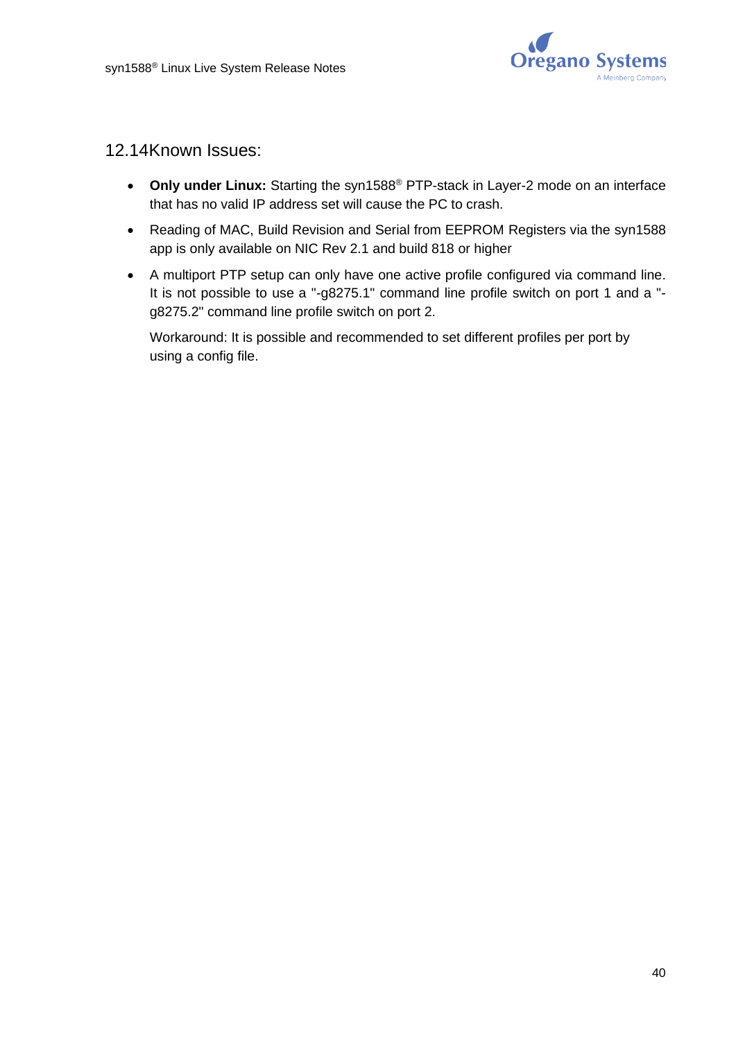## 12.14 Known Issues:

- **Only under Linux:** Starting the syn1588® PTP-stack in Layer-2 mode on an interface that has no valid IP address set will cause the PC to crash.
- Reading of MAC, Build Revision and Serial from EEPROM Registers via the syn1588 app is only available on NIC Rev 2.1 and build 818 or higher
- A multiport PTP setup can only have one active profile configured via command line. It is not possible to use a "-g8275.1" command line profile switch on port 1 and a "-g8275.2" command line profile switch on port 2.

  Workaround: It is possible and recommended to set different profiles per port by using a config file.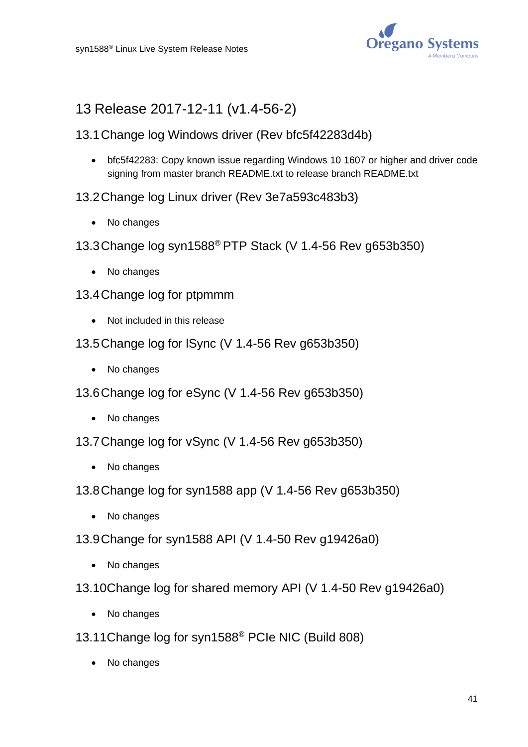# 13 Release 2017-12-11 (v1.4-56-2)

## 13.1 Change log Windows driver (Rev bfc5f42283d4b)

- bfc5f42283: Copy known issue regarding Windows 10 1607 or higher and driver code signing from master branch README.txt to release branch README.txt

## 13.2 Change log Linux driver (Rev 3e7a593c483b3)

- No changes

## 13.3 Change log syn1588® PTP Stack (V 1.4-56 Rev g653b350)

- No changes

## 13.4 Change log for ptpmmm

- Not included in this release

## 13.5 Change log for lSync (V 1.4-56 Rev g653b350)

- No changes

## 13.6 Change log for eSync (V 1.4-56 Rev g653b350)

- No changes

## 13.7 Change log for vSync (V 1.4-56 Rev g653b350)

- No changes

## 13.8 Change log for syn1588 app (V 1.4-56 Rev g653b350)

- No changes

## 13.9 Change for syn1588 API (V 1.4-50 Rev g19426a0)

- No changes

## 13.10 Change log for shared memory API (V 1.4-50 Rev g19426a0)

- No changes

## 13.11 Change log for syn1588® PCIe NIC (Build 808)

- No changes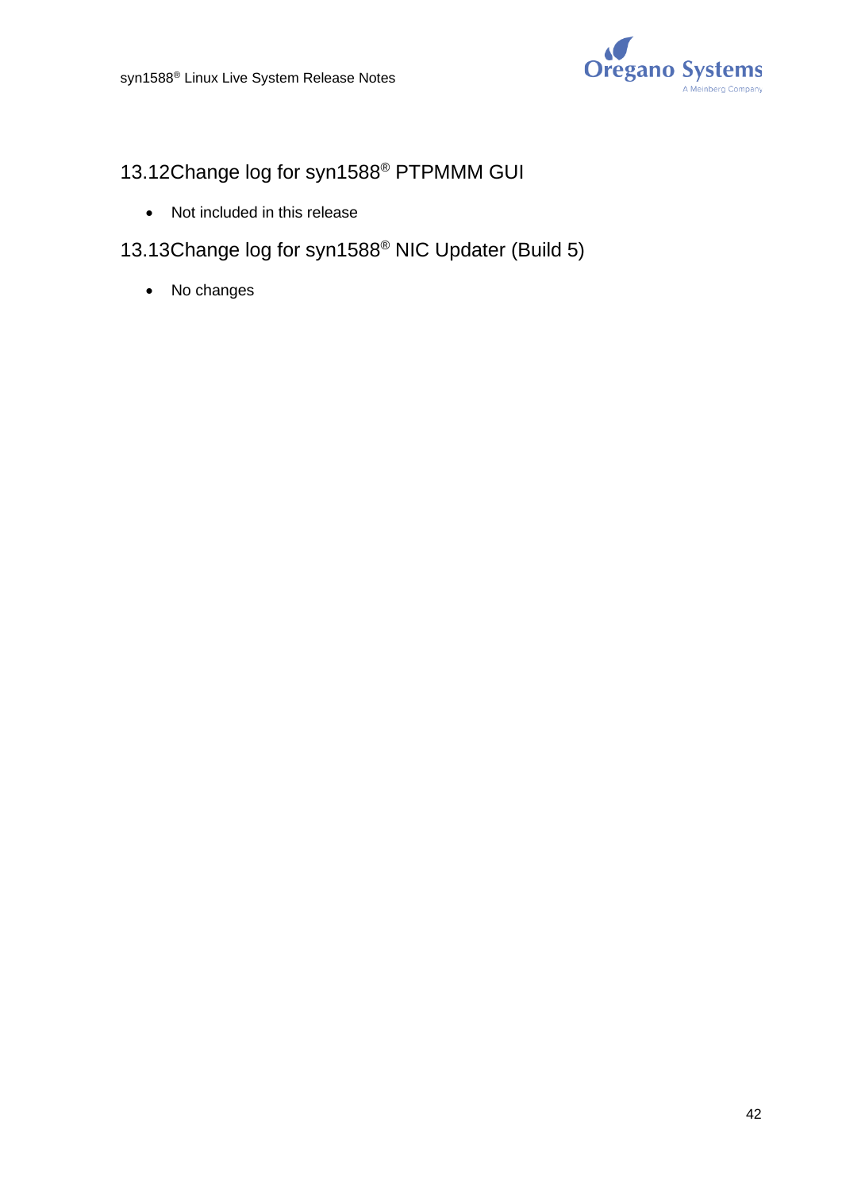## 13.12 Change log for syn1588® PTPMMM GUI

- Not included in this release

## 13.13 Change log for syn1588® NIC Updater (Build 5)

- No changes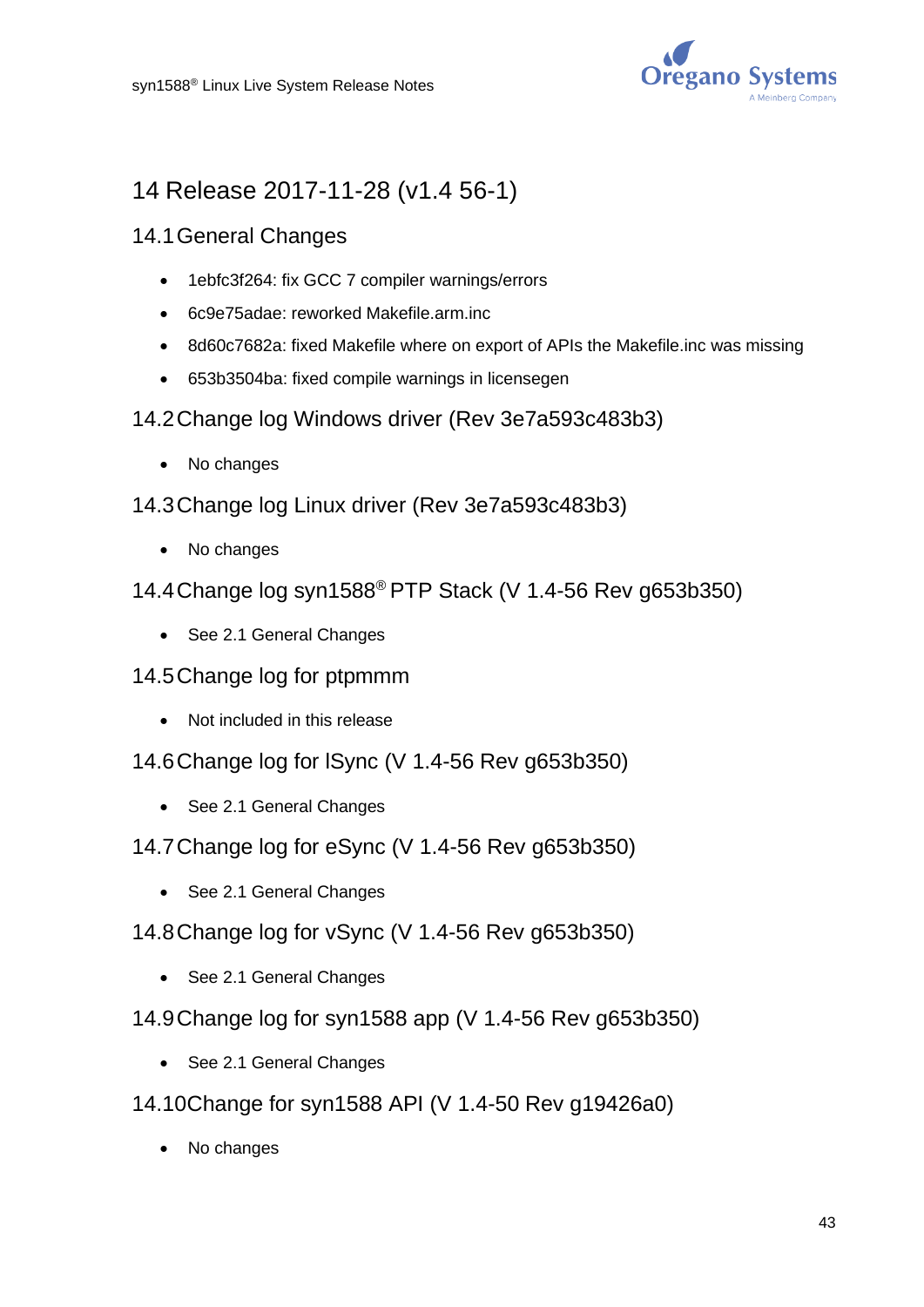# 14 Release 2017-11-28 (v1.4 56-1)

## 14.1 General Changes

- 1ebfc3f264: fix GCC 7 compiler warnings/errors
- 6c9e75adae: reworked Makefile.arm.inc
- 8d60c7682a: fixed Makefile where on export of APIs the Makefile.inc was missing
- 653b3504ba: fixed compile warnings in licensegen

## 14.2 Change log Windows driver (Rev 3e7a593c483b3)

- No changes

## 14.3 Change log Linux driver (Rev 3e7a593c483b3)

- No changes

## 14.4 Change log syn1588® PTP Stack (V 1.4-56 Rev g653b350)

- See 2.1 General Changes

## 14.5 Change log for ptpmmm

- Not included in this release

## 14.6 Change log for lSync (V 1.4-56 Rev g653b350)

- See 2.1 General Changes

## 14.7 Change log for eSync (V 1.4-56 Rev g653b350)

- See 2.1 General Changes

## 14.8 Change log for vSync (V 1.4-56 Rev g653b350)

- See 2.1 General Changes

## 14.9 Change log for syn1588 app (V 1.4-56 Rev g653b350)

- See 2.1 General Changes

## 14.10 Change for syn1588 API (V 1.4-50 Rev g19426a0)

- No changes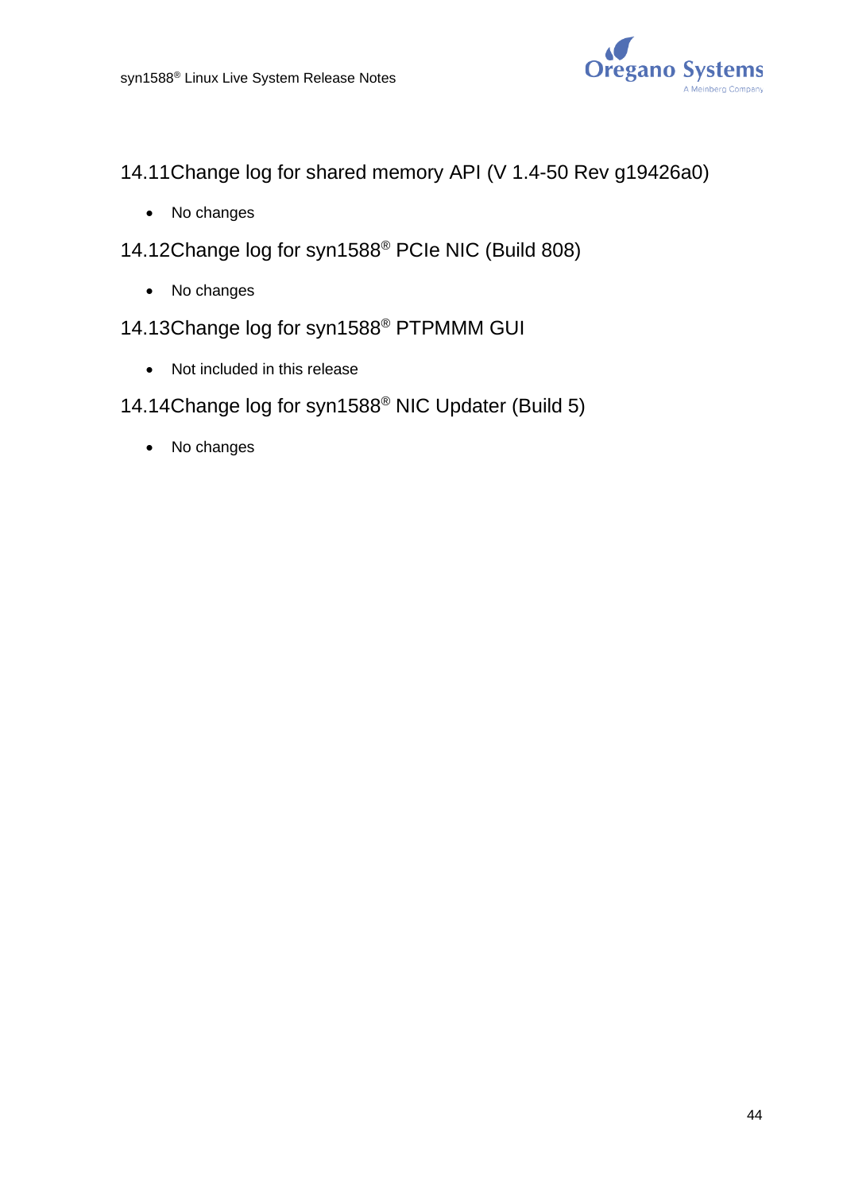## 14.11 Change log for shared memory API (V 1.4-50 Rev g19426a0)

- No changes

## 14.12 Change log for syn1588® PCIe NIC (Build 808)

- No changes

## 14.13 Change log for syn1588® PTPMMM GUI

- Not included in this release

## 14.14 Change log for syn1588® NIC Updater (Build 5)

- No changes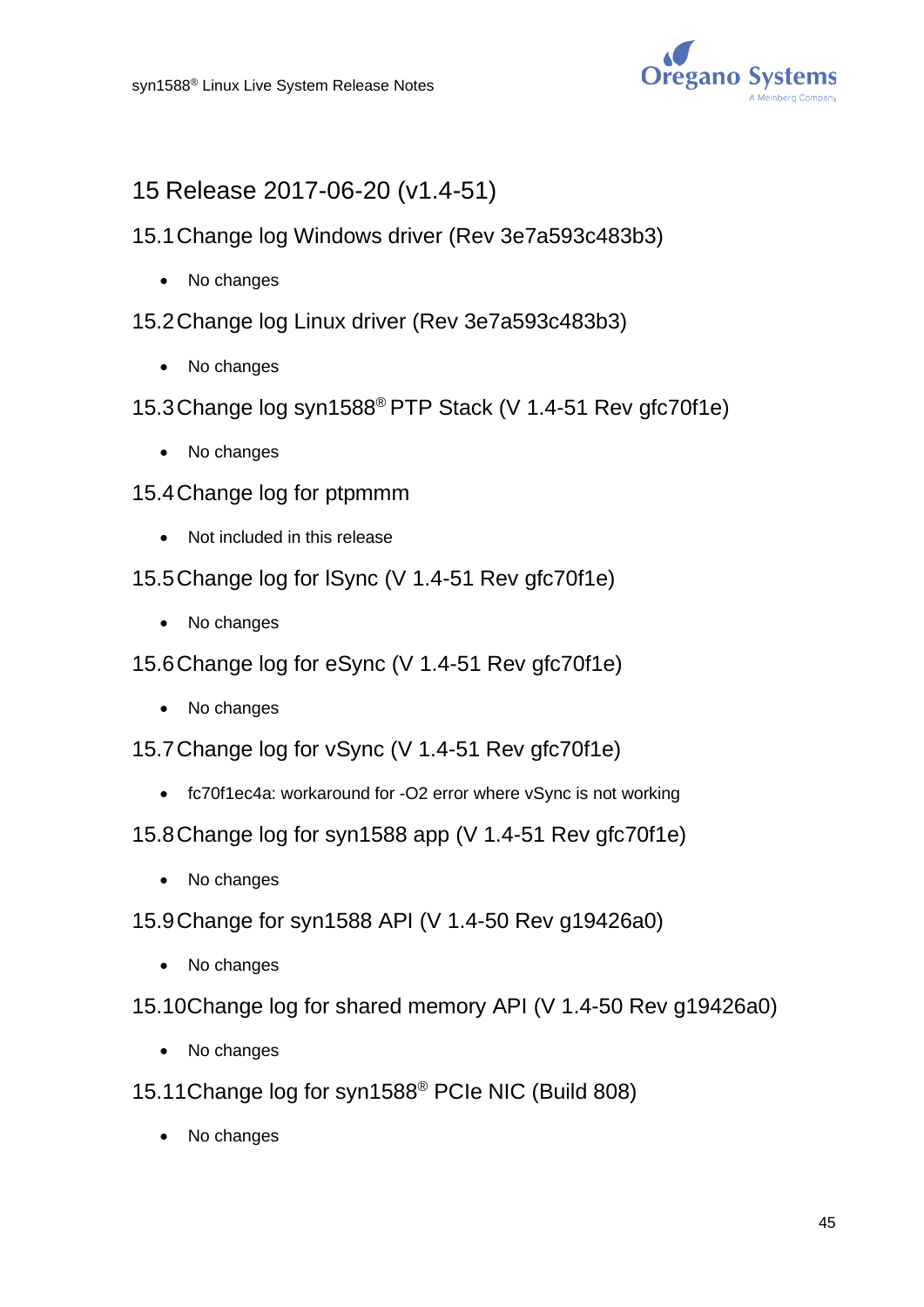# 15 Release 2017-06-20 (v1.4-51)

## 15.1 Change log Windows driver (Rev 3e7a593c483b3)

- No changes

## 15.2 Change log Linux driver (Rev 3e7a593c483b3)

- No changes

## 15.3 Change log syn1588® PTP Stack (V 1.4-51 Rev gfc70f1e)

- No changes

## 15.4 Change log for ptpmmm

- Not included in this release

## 15.5 Change log for lSync (V 1.4-51 Rev gfc70f1e)

- No changes

## 15.6 Change log for eSync (V 1.4-51 Rev gfc70f1e)

- No changes

## 15.7 Change log for vSync (V 1.4-51 Rev gfc70f1e)

- fc70f1ec4a: workaround for -O2 error where vSync is not working

## 15.8 Change log for syn1588 app (V 1.4-51 Rev gfc70f1e)

- No changes

## 15.9 Change for syn1588 API (V 1.4-50 Rev g19426a0)

- No changes

## 15.10 Change log for shared memory API (V 1.4-50 Rev g19426a0)

- No changes

## 15.11 Change log for syn1588® PCIe NIC (Build 808)

- No changes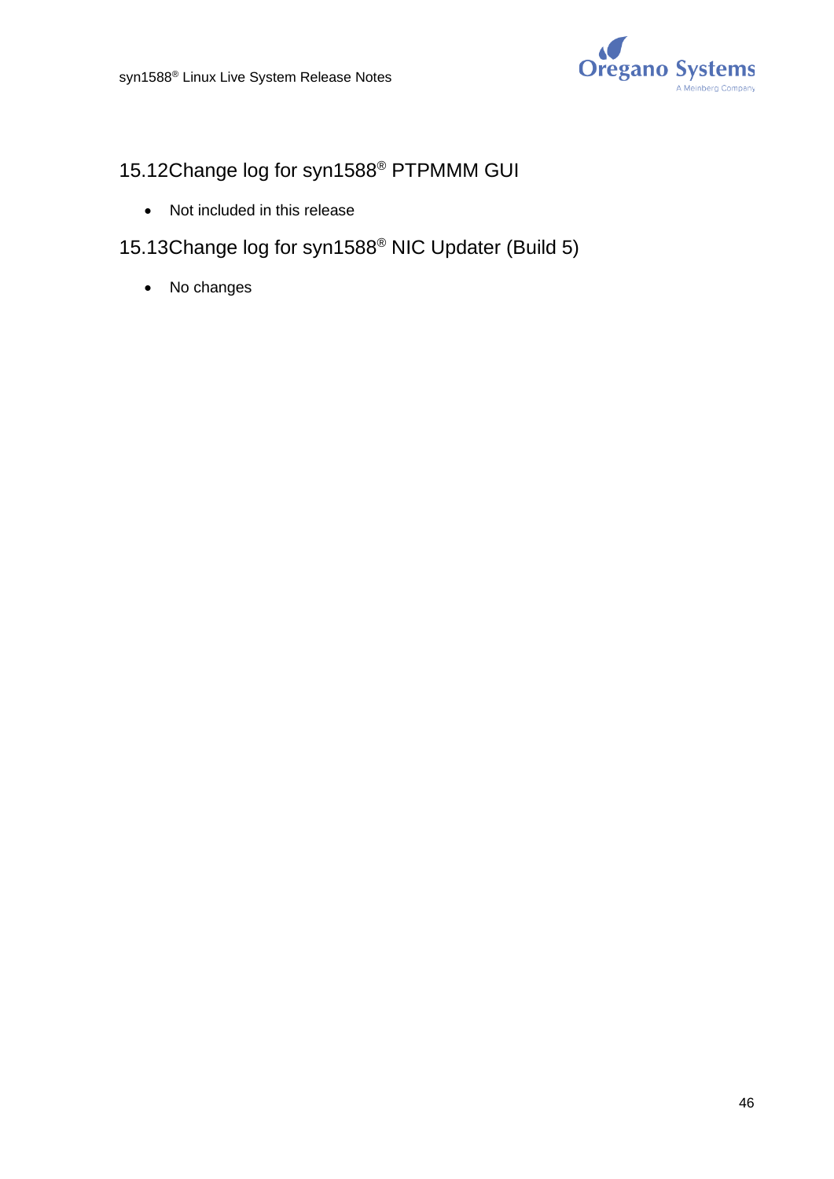## 15.12 Change log for syn1588® PTPMMM GUI

- Not included in this release

## 15.13 Change log for syn1588® NIC Updater (Build 5)

- No changes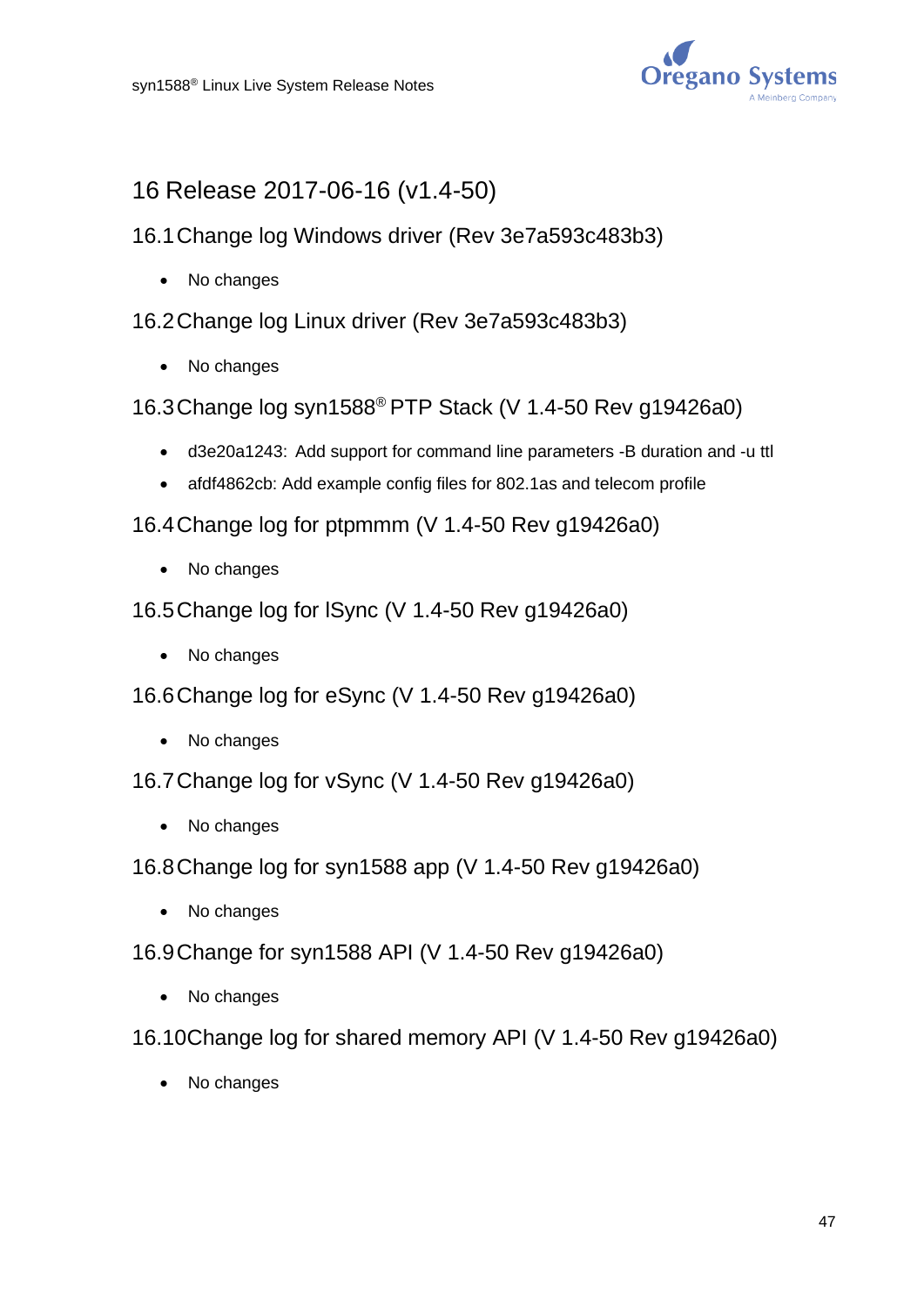# 16 Release 2017-06-16 (v1.4-50)

## 16.1 Change log Windows driver (Rev 3e7a593c483b3)

- No changes

## 16.2 Change log Linux driver (Rev 3e7a593c483b3)

- No changes

## 16.3 Change log syn1588® PTP Stack (V 1.4-50 Rev g19426a0)

- d3e20a1243: Add support for command line parameters -B duration and -u ttl
- afdf4862cb: Add example config files for 802.1as and telecom profile

## 16.4 Change log for ptpmmm (V 1.4-50 Rev g19426a0)

- No changes

## 16.5 Change log for lSync (V 1.4-50 Rev g19426a0)

- No changes

## 16.6 Change log for eSync (V 1.4-50 Rev g19426a0)

- No changes

## 16.7 Change log for vSync (V 1.4-50 Rev g19426a0)

- No changes

## 16.8 Change log for syn1588 app (V 1.4-50 Rev g19426a0)

- No changes

## 16.9 Change for syn1588 API (V 1.4-50 Rev g19426a0)

- No changes

## 16.10 Change log for shared memory API (V 1.4-50 Rev g19426a0)

- No changes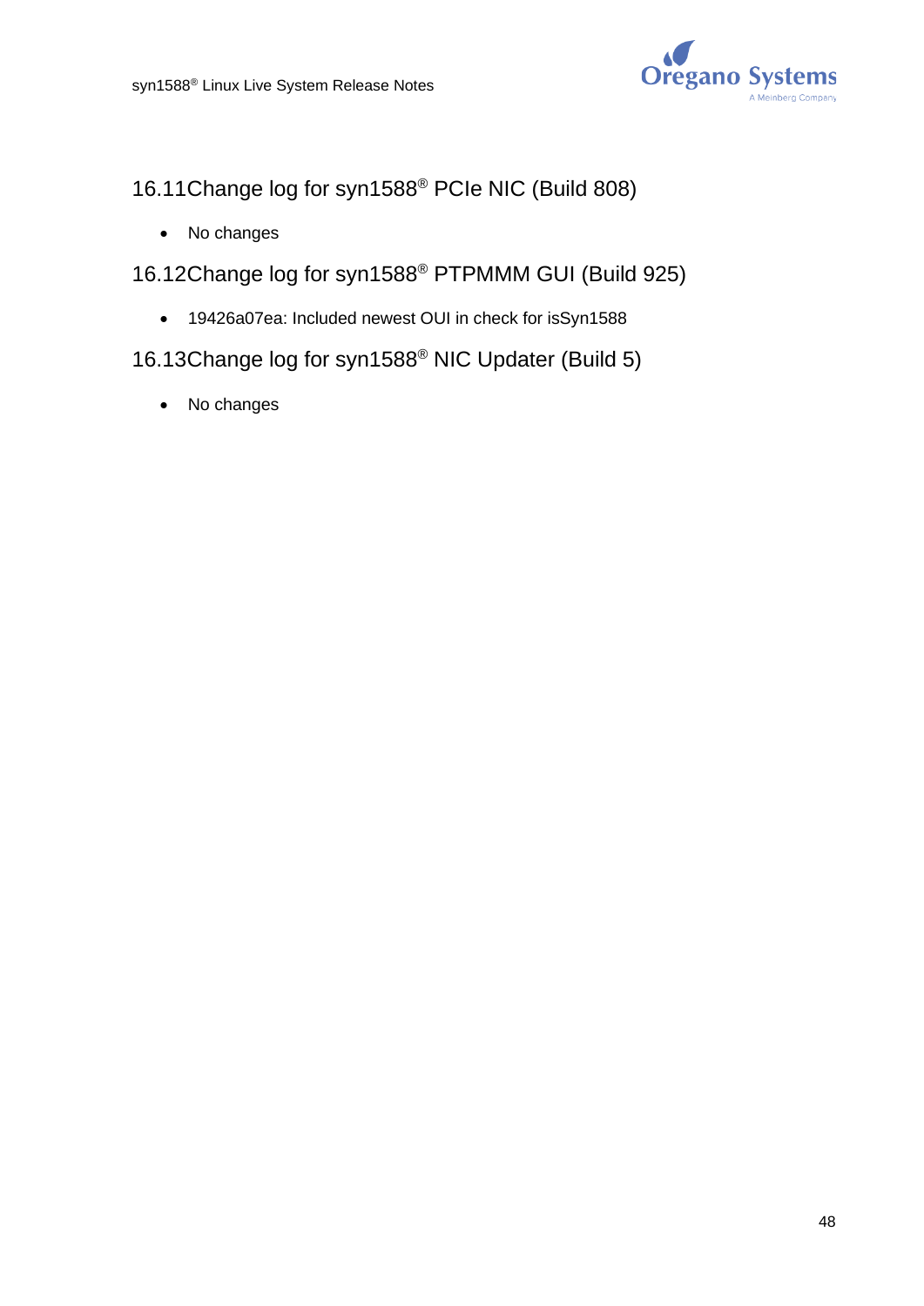## 16.11 Change log for syn1588® PCIe NIC (Build 808)

- No changes

## 16.12 Change log for syn1588® PTPMMM GUI (Build 925)

- 19426a07ea: Included newest OUI in check for isSyn1588

## 16.13 Change log for syn1588® NIC Updater (Build 5)

- No changes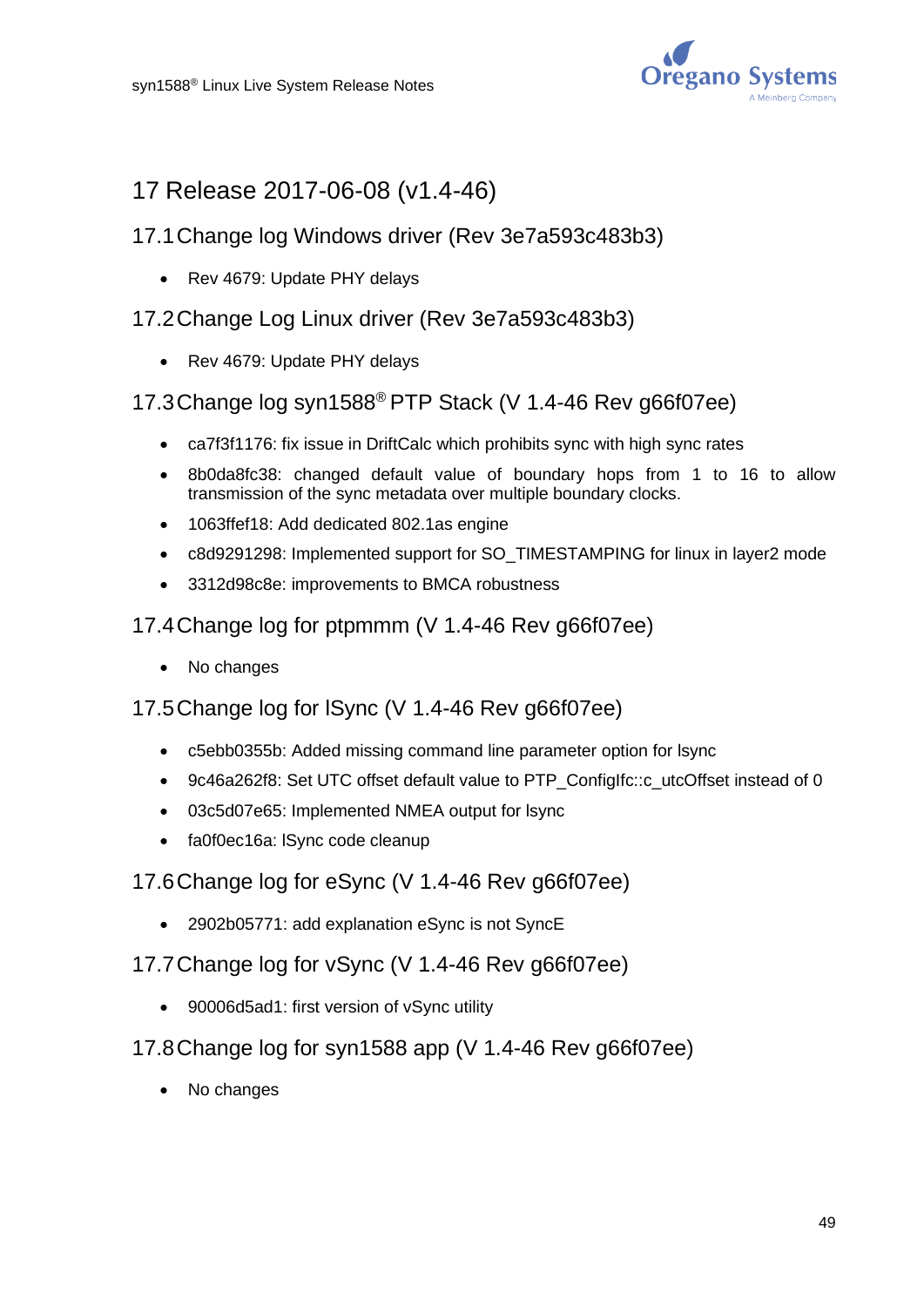# 17 Release 2017-06-08 (v1.4-46)

## 17.1 Change log Windows driver (Rev 3e7a593c483b3)

- Rev 4679: Update PHY delays

## 17.2 Change Log Linux driver (Rev 3e7a593c483b3)

- Rev 4679: Update PHY delays

## 17.3 Change log syn1588® PTP Stack (V 1.4-46 Rev g66f07ee)

- ca7f3f1176: fix issue in DriftCalc which prohibits sync with high sync rates
- 8b0da8fc38: changed default value of boundary hops from 1 to 16 to allow transmission of the sync metadata over multiple boundary clocks.
- 1063ffef18: Add dedicated 802.1as engine
- c8d9291298: Implemented support for SO_TIMESTAMPING for linux in layer2 mode
- 3312d98c8e: improvements to BMCA robustness

## 17.4 Change log for ptpmmm (V 1.4-46 Rev g66f07ee)

- No changes

## 17.5 Change log for lSync (V 1.4-46 Rev g66f07ee)

- c5ebb0355b: Added missing command line parameter option for lsync
- 9c46a262f8: Set UTC offset default value to PTP_ConfigIfc::c_utcOffset instead of 0
- 03c5d07e65: Implemented NMEA output for lsync
- fa0f0ec16a: lSync code cleanup

## 17.6 Change log for eSync (V 1.4-46 Rev g66f07ee)

- 2902b05771: add explanation eSync is not SyncE

## 17.7 Change log for vSync (V 1.4-46 Rev g66f07ee)

- 90006d5ad1: first version of vSync utility

## 17.8 Change log for syn1588 app (V 1.4-46 Rev g66f07ee)

- No changes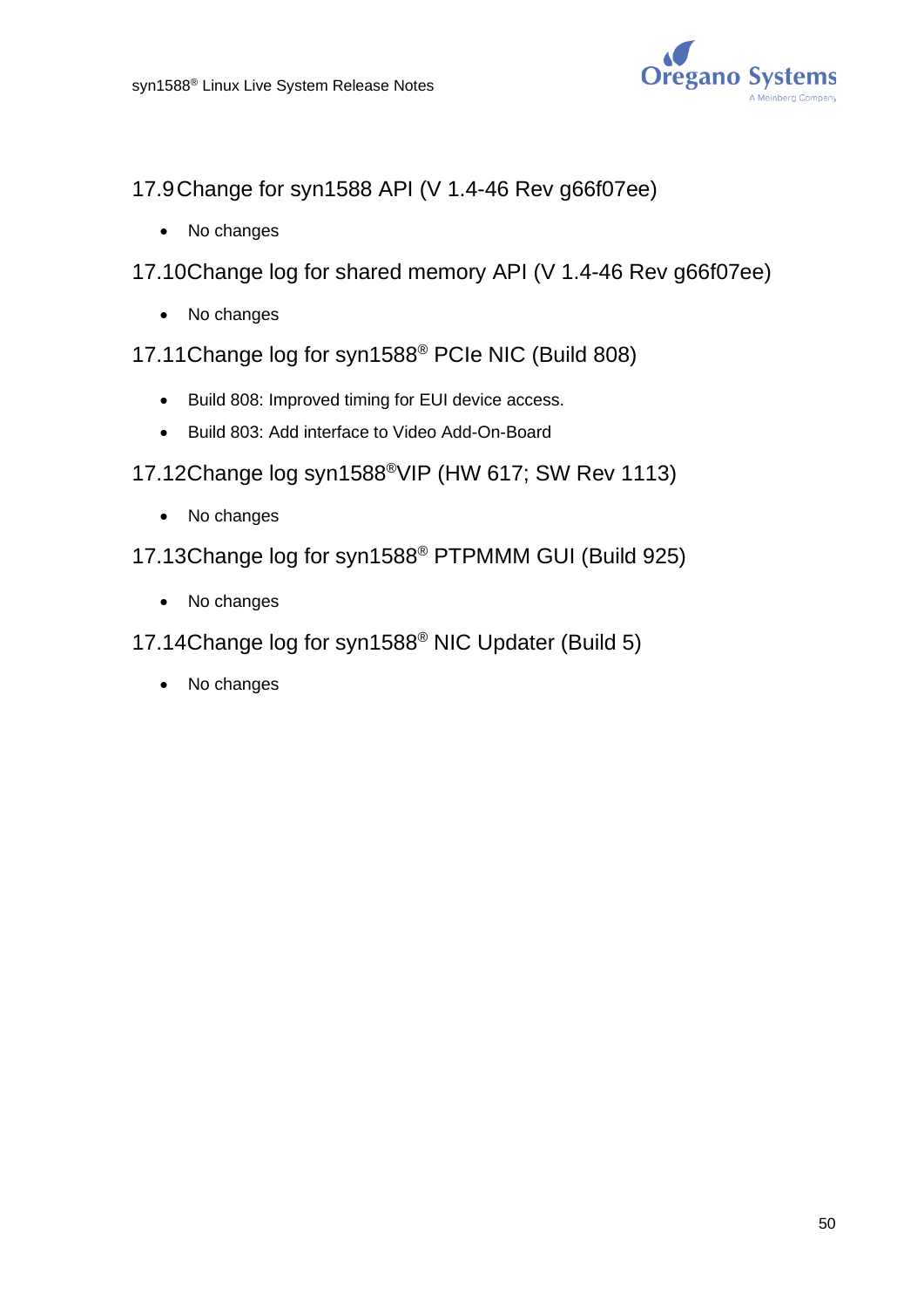## 17.9 Change for syn1588 API (V 1.4-46 Rev g66f07ee)

- No changes

## 17.10 Change log for shared memory API (V 1.4-46 Rev g66f07ee)

- No changes

## 17.11 Change log for syn1588® PCIe NIC (Build 808)

- Build 808: Improved timing for EUI device access.
- Build 803: Add interface to Video Add-On-Board

## 17.12 Change log syn1588®VIP (HW 617; SW Rev 1113)

- No changes

## 17.13 Change log for syn1588® PTPMMM GUI (Build 925)

- No changes

## 17.14 Change log for syn1588® NIC Updater (Build 5)

- No changes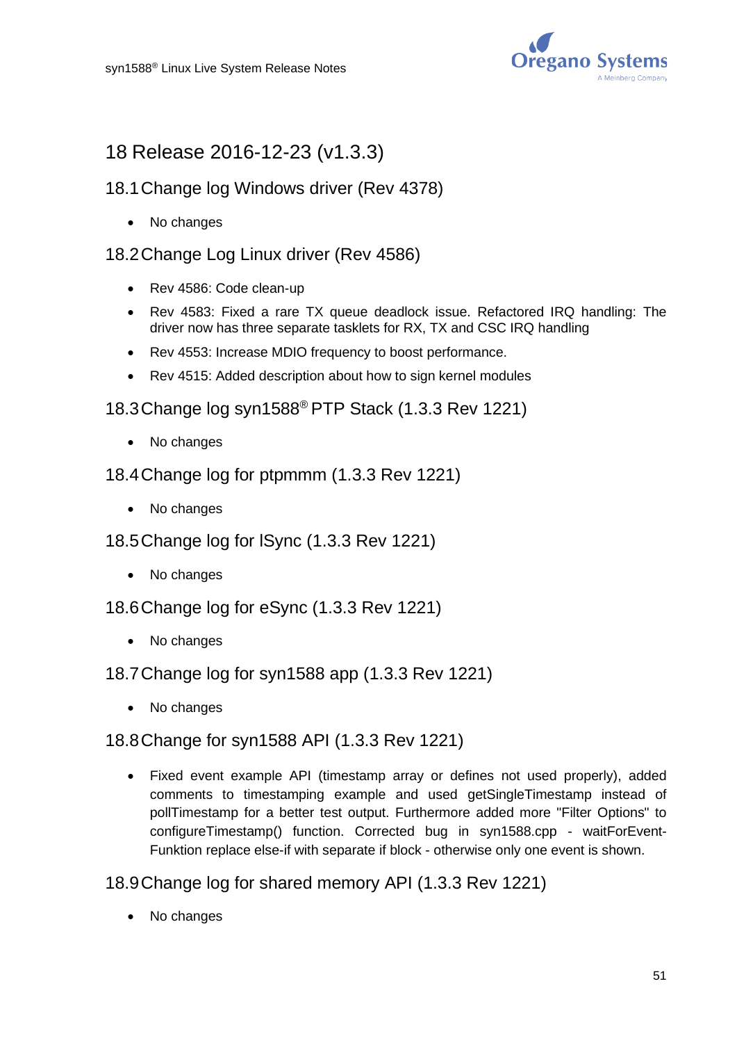# 18 Release 2016-12-23 (v1.3.3)

## 18.1 Change log Windows driver (Rev 4378)

- No changes

## 18.2 Change Log Linux driver (Rev 4586)

- Rev 4586: Code clean-up
- Rev 4583: Fixed a rare TX queue deadlock issue. Refactored IRQ handling: The driver now has three separate tasklets for RX, TX and CSC IRQ handling
- Rev 4553: Increase MDIO frequency to boost performance.
- Rev 4515: Added description about how to sign kernel modules

## 18.3 Change log syn1588® PTP Stack (1.3.3 Rev 1221)

- No changes

## 18.4 Change log for ptpmmm (1.3.3 Rev 1221)

- No changes

## 18.5 Change log for lSync (1.3.3 Rev 1221)

- No changes

## 18.6 Change log for eSync (1.3.3 Rev 1221)

- No changes

## 18.7 Change log for syn1588 app (1.3.3 Rev 1221)

- No changes

## 18.8 Change for syn1588 API (1.3.3 Rev 1221)

- Fixed event example API (timestamp array or defines not used properly), added comments to timestamping example and used getSingleTimestamp instead of pollTimestamp for a better test output. Furthermore added more "Filter Options" to configureTimestamp() function. Corrected bug in syn1588.cpp - waitForEvent-Funktion replace else-if with separate if block - otherwise only one event is shown.

## 18.9 Change log for shared memory API (1.3.3 Rev 1221)

- No changes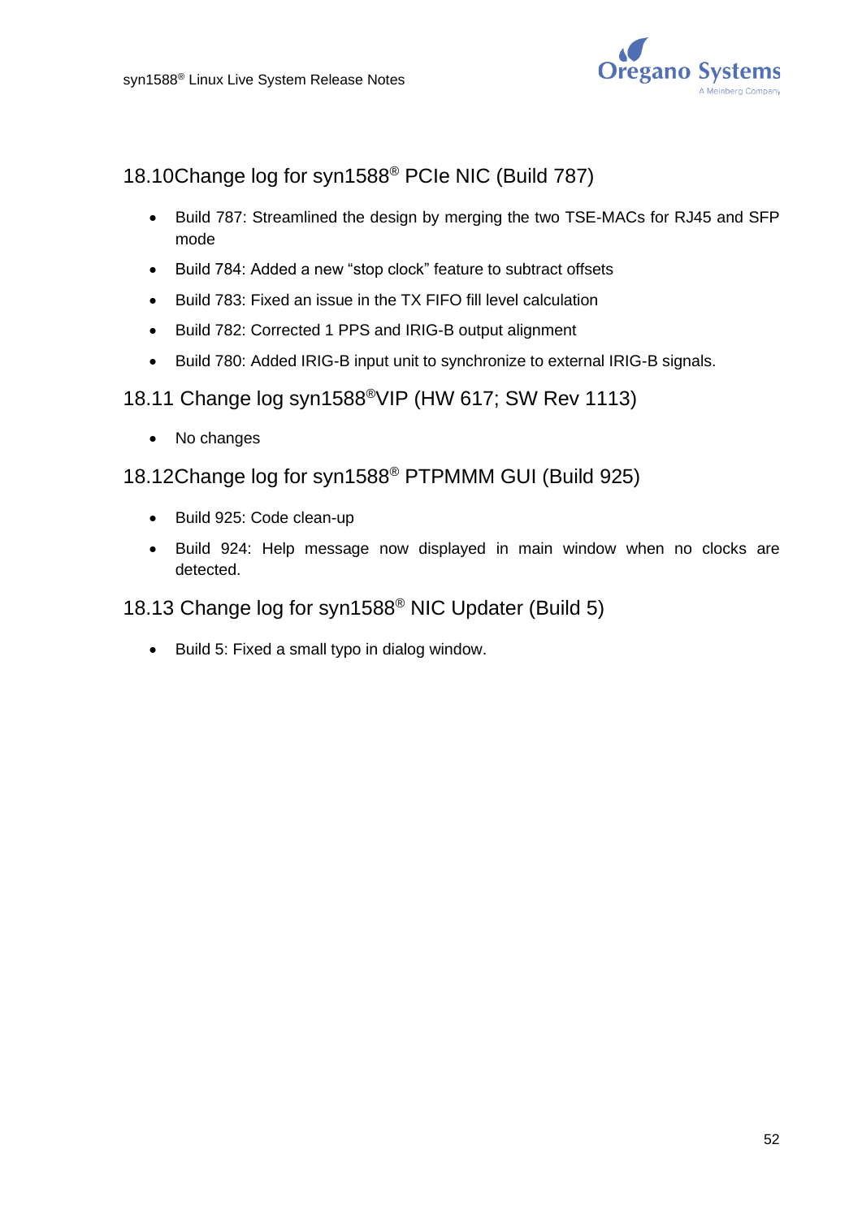## 18.10Change log for syn1588® PCIe NIC (Build 787)

- Build 787: Streamlined the design by merging the two TSE-MACs for RJ45 and SFP mode
- Build 784: Added a new "stop clock" feature to subtract offsets
- Build 783: Fixed an issue in the TX FIFO fill level calculation
- Build 782: Corrected 1 PPS and IRIG-B output alignment
- Build 780: Added IRIG-B input unit to synchronize to external IRIG-B signals.

## 18.11 Change log syn1588®VIP (HW 617; SW Rev 1113)

- No changes

## 18.12Change log for syn1588® PTPMMM GUI (Build 925)

- Build 925: Code clean-up
- Build 924: Help message now displayed in main window when no clocks are detected.

## 18.13 Change log for syn1588® NIC Updater (Build 5)

- Build 5: Fixed a small typo in dialog window.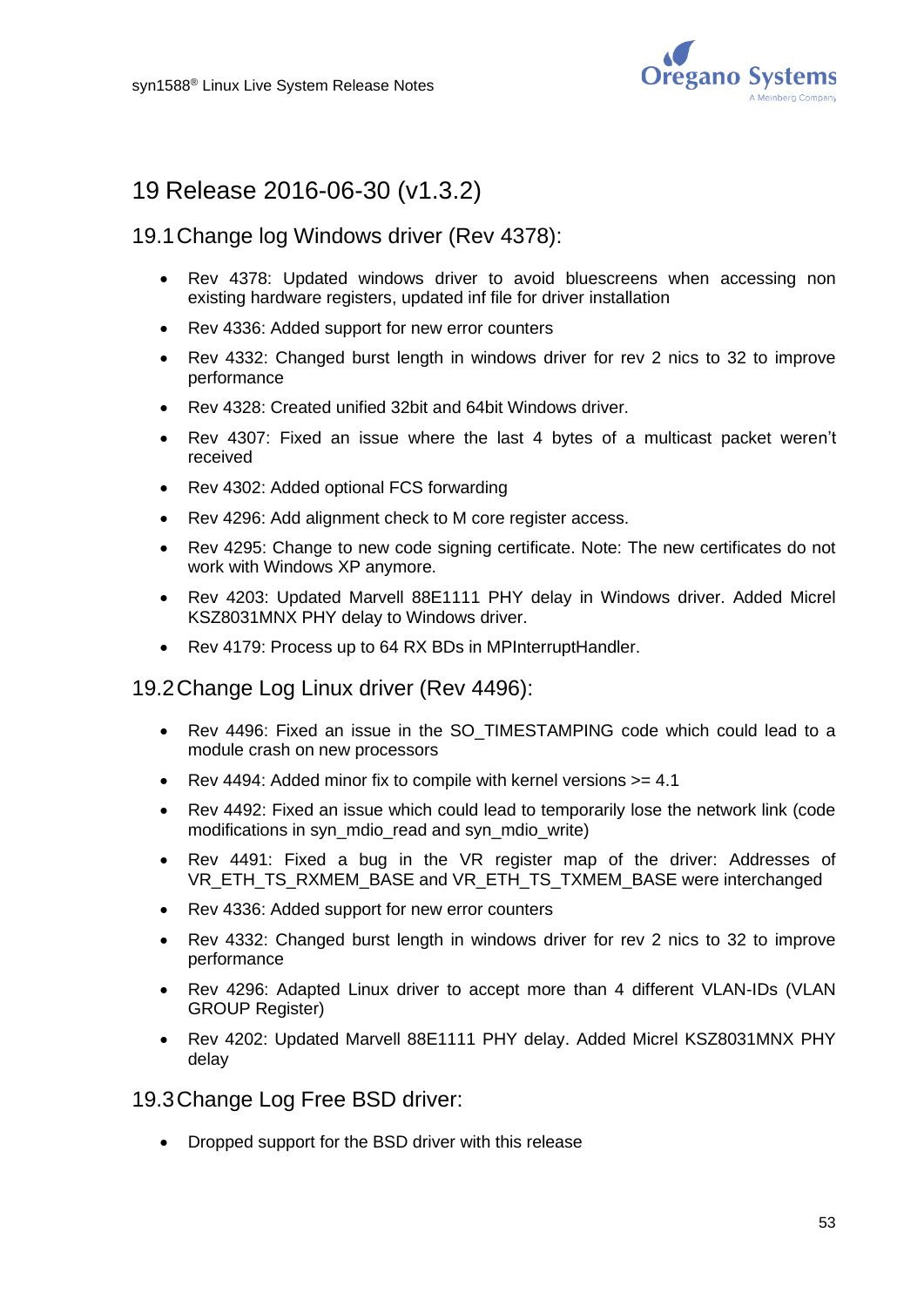# 19 Release 2016-06-30 (v1.3.2)

## 19.1 Change log Windows driver (Rev 4378):

- Rev 4378: Updated windows driver to avoid bluescreens when accessing non existing hardware registers, updated inf file for driver installation
- Rev 4336: Added support for new error counters
- Rev 4332: Changed burst length in windows driver for rev 2 nics to 32 to improve performance
- Rev 4328: Created unified 32bit and 64bit Windows driver.
- Rev 4307: Fixed an issue where the last 4 bytes of a multicast packet weren't received
- Rev 4302: Added optional FCS forwarding
- Rev 4296: Add alignment check to M core register access.
- Rev 4295: Change to new code signing certificate. Note: The new certificates do not work with Windows XP anymore.
- Rev 4203: Updated Marvell 88E1111 PHY delay in Windows driver. Added Micrel KSZ8031MNX PHY delay to Windows driver.
- Rev 4179: Process up to 64 RX BDs in MPInterruptHandler.

## 19.2 Change Log Linux driver (Rev 4496):

- Rev 4496: Fixed an issue in the SO_TIMESTAMPING code which could lead to a module crash on new processors
- Rev 4494: Added minor fix to compile with kernel versions >= 4.1
- Rev 4492: Fixed an issue which could lead to temporarily lose the network link (code modifications in syn_mdio_read and syn_mdio_write)
- Rev 4491: Fixed a bug in the VR register map of the driver: Addresses of VR_ETH_TS_RXMEM_BASE and VR_ETH_TS_TXMEM_BASE were interchanged
- Rev 4336: Added support for new error counters
- Rev 4332: Changed burst length in windows driver for rev 2 nics to 32 to improve performance
- Rev 4296: Adapted Linux driver to accept more than 4 different VLAN-IDs (VLAN GROUP Register)
- Rev 4202: Updated Marvell 88E1111 PHY delay. Added Micrel KSZ8031MNX PHY delay

## 19.3 Change Log Free BSD driver:

- Dropped support for the BSD driver with this release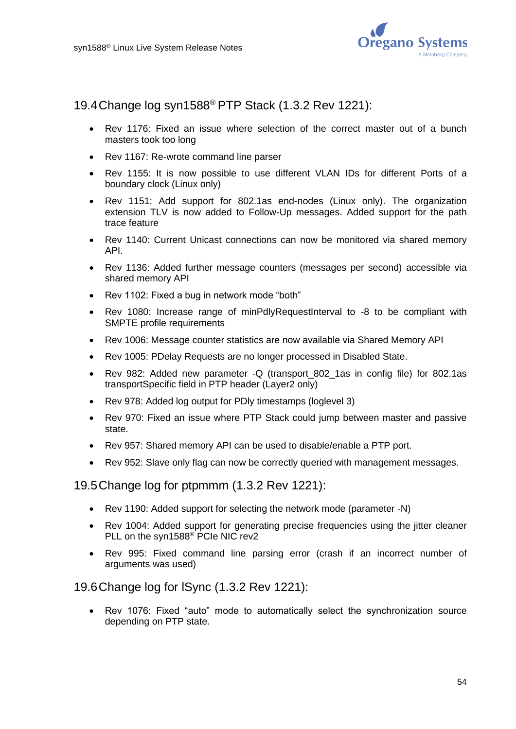## 19.4 Change log syn1588® PTP Stack (1.3.2 Rev 1221):

- Rev 1176: Fixed an issue where selection of the correct master out of a bunch masters took too long
- Rev 1167: Re-wrote command line parser
- Rev 1155: It is now possible to use different VLAN IDs for different Ports of a boundary clock (Linux only)
- Rev 1151: Add support for 802.1as end-nodes (Linux only). The organization extension TLV is now added to Follow-Up messages. Added support for the path trace feature
- Rev 1140: Current Unicast connections can now be monitored via shared memory API.
- Rev 1136: Added further message counters (messages per second) accessible via shared memory API
- Rev 1102: Fixed a bug in network mode “both”
- Rev 1080: Increase range of minPdlyRequestInterval to -8 to be compliant with SMPTE profile requirements
- Rev 1006: Message counter statistics are now available via Shared Memory API
- Rev 1005: PDelay Requests are no longer processed in Disabled State.
- Rev 982: Added new parameter -Q (transport_802_1as in config file) for 802.1as transportSpecific field in PTP header (Layer2 only)
- Rev 978: Added log output for PDly timestamps (loglevel 3)
- Rev 970: Fixed an issue where PTP Stack could jump between master and passive state.
- Rev 957: Shared memory API can be used to disable/enable a PTP port.
- Rev 952: Slave only flag can now be correctly queried with management messages.

## 19.5 Change log for ptpmmm (1.3.2 Rev 1221):

- Rev 1190: Added support for selecting the network mode (parameter -N)
- Rev 1004: Added support for generating precise frequencies using the jitter cleaner PLL on the syn1588® PCIe NIC rev2
- Rev 995: Fixed command line parsing error (crash if an incorrect number of arguments was used)

## 19.6 Change log for lSync (1.3.2 Rev 1221):

- Rev 1076: Fixed “auto” mode to automatically select the synchronization source depending on PTP state.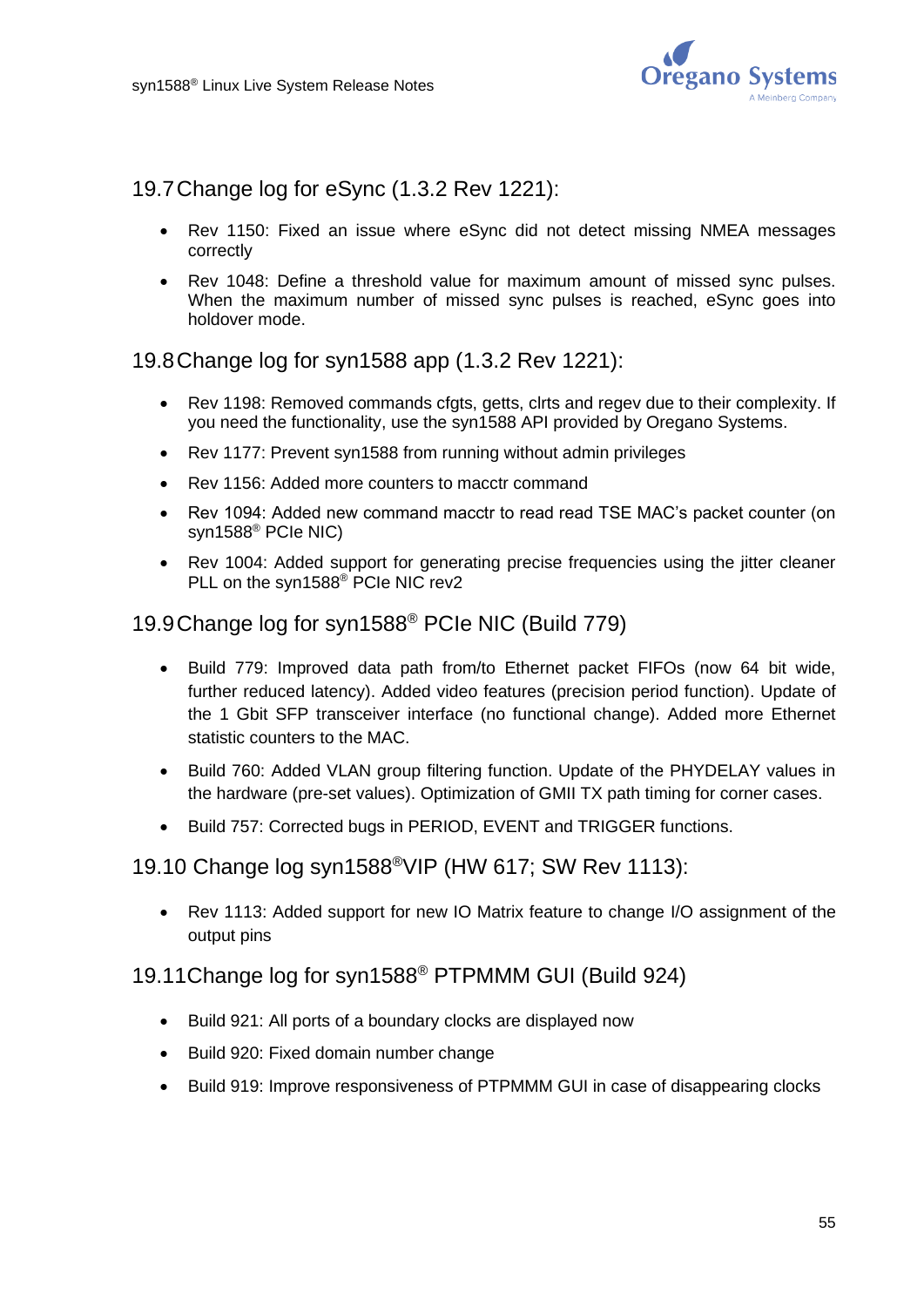## 19.7 Change log for eSync (1.3.2 Rev 1221):

- Rev 1150: Fixed an issue where eSync did not detect missing NMEA messages correctly
- Rev 1048: Define a threshold value for maximum amount of missed sync pulses. When the maximum number of missed sync pulses is reached, eSync goes into holdover mode.

## 19.8 Change log for syn1588 app (1.3.2 Rev 1221):

- Rev 1198: Removed commands cfgts, getts, clrts and regev due to their complexity. If you need the functionality, use the syn1588 API provided by Oregano Systems.
- Rev 1177: Prevent syn1588 from running without admin privileges
- Rev 1156: Added more counters to macctr command
- Rev 1094: Added new command macctr to read read TSE MAC's packet counter (on syn1588® PCIe NIC)
- Rev 1004: Added support for generating precise frequencies using the jitter cleaner PLL on the syn1588® PCIe NIC rev2

## 19.9 Change log for syn1588® PCIe NIC (Build 779)

- Build 779: Improved data path from/to Ethernet packet FIFOs (now 64 bit wide, further reduced latency). Added video features (precision period function). Update of the 1 Gbit SFP transceiver interface (no functional change). Added more Ethernet statistic counters to the MAC.
- Build 760: Added VLAN group filtering function. Update of the PHYDELAY values in the hardware (pre-set values). Optimization of GMII TX path timing for corner cases.
- Build 757: Corrected bugs in PERIOD, EVENT and TRIGGER functions.

## 19.10 Change log syn1588®VIP (HW 617; SW Rev 1113):

- Rev 1113: Added support for new IO Matrix feature to change I/O assignment of the output pins

## 19.11 Change log for syn1588® PTPMMM GUI (Build 924)

- Build 921: All ports of a boundary clocks are displayed now
- Build 920: Fixed domain number change
- Build 919: Improve responsiveness of PTPMMM GUI in case of disappearing clocks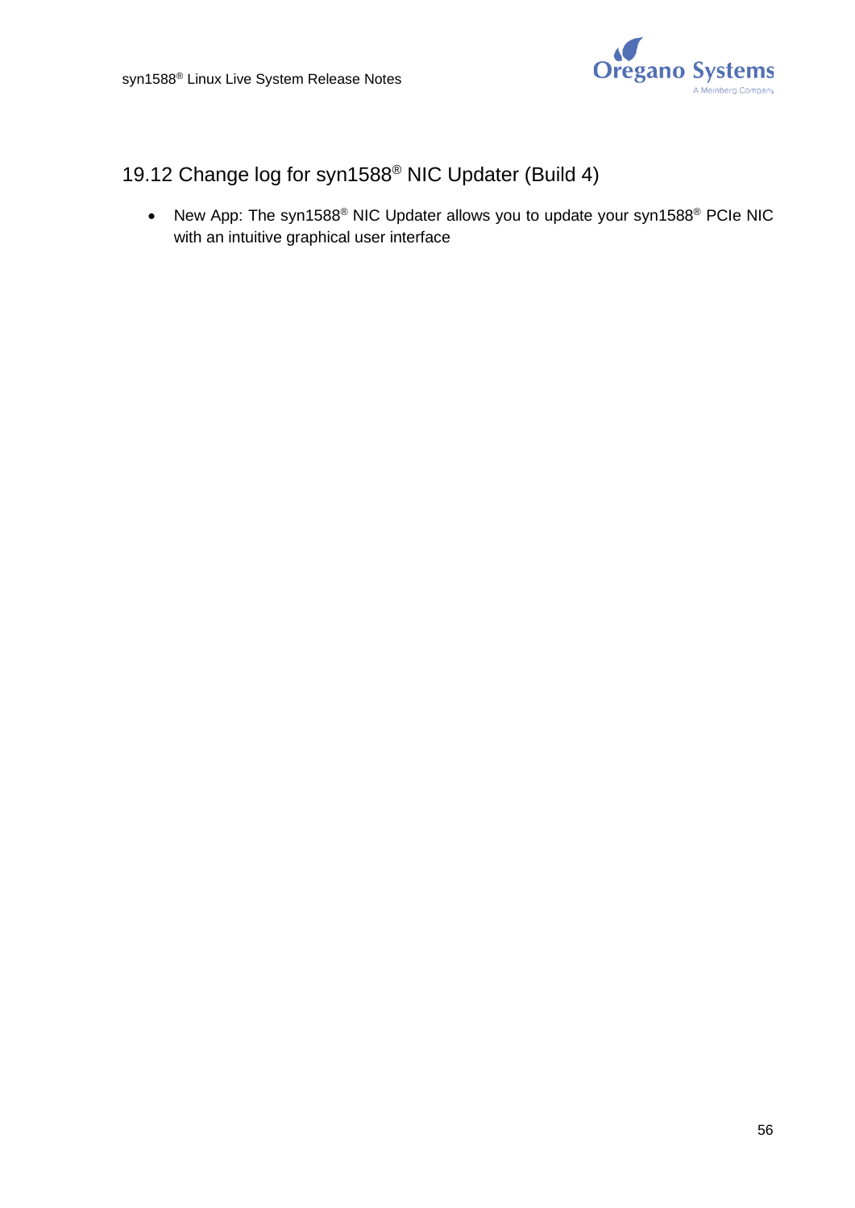## 19.12 Change log for syn1588® NIC Updater (Build 4)

- New App: The syn1588® NIC Updater allows you to update your syn1588® PCIe NIC with an intuitive graphical user interface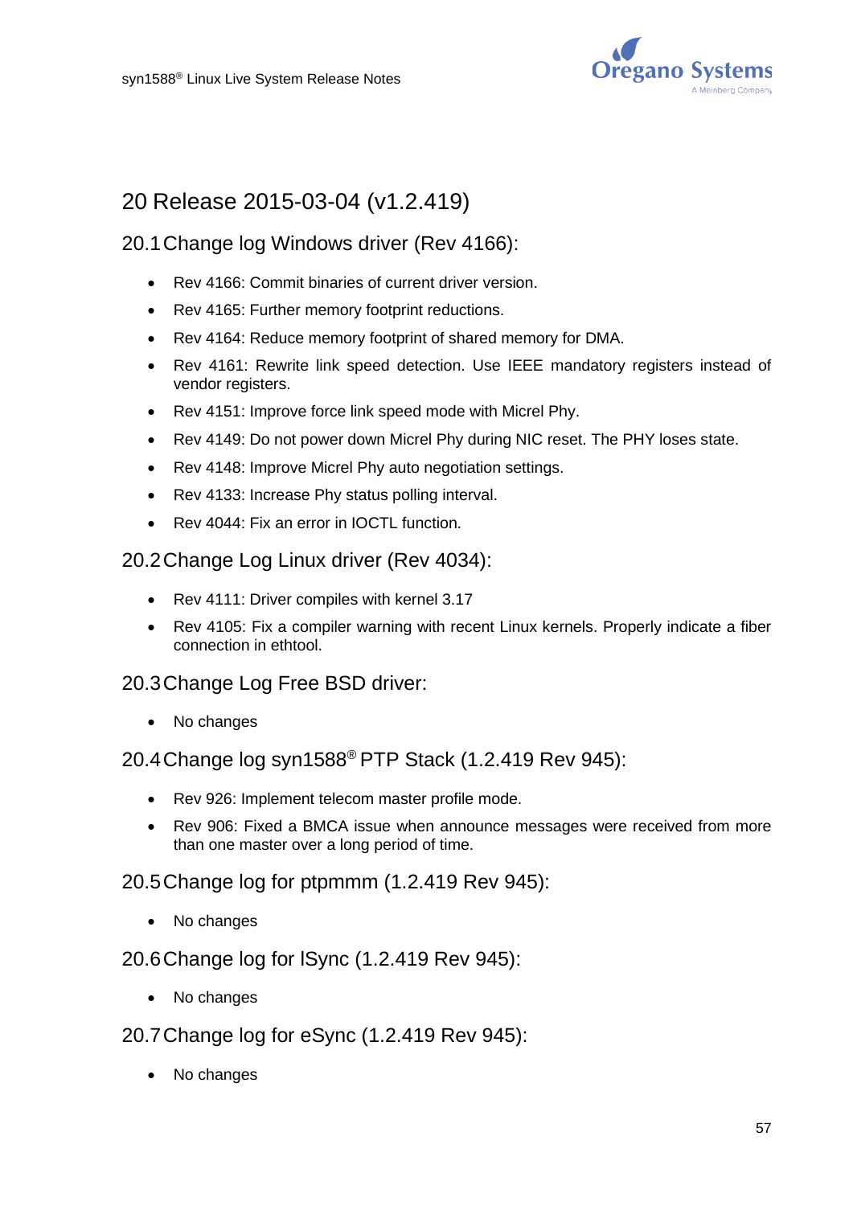# 20 Release 2015-03-04 (v1.2.419)

## 20.1 Change log Windows driver (Rev 4166):

- Rev 4166: Commit binaries of current driver version.
- Rev 4165: Further memory footprint reductions.
- Rev 4164: Reduce memory footprint of shared memory for DMA.
- Rev 4161: Rewrite link speed detection. Use IEEE mandatory registers instead of vendor registers.
- Rev 4151: Improve force link speed mode with Micrel Phy.
- Rev 4149: Do not power down Micrel Phy during NIC reset. The PHY loses state.
- Rev 4148: Improve Micrel Phy auto negotiation settings.
- Rev 4133: Increase Phy status polling interval.
- Rev 4044: Fix an error in IOCTL function.

## 20.2 Change Log Linux driver (Rev 4034):

- Rev 4111: Driver compiles with kernel 3.17
- Rev 4105: Fix a compiler warning with recent Linux kernels. Properly indicate a fiber connection in ethtool.

## 20.3 Change Log Free BSD driver:

- No changes

## 20.4 Change log syn1588® PTP Stack (1.2.419 Rev 945):

- Rev 926: Implement telecom master profile mode.
- Rev 906: Fixed a BMCA issue when announce messages were received from more than one master over a long period of time.

## 20.5 Change log for ptpmmm (1.2.419 Rev 945):

- No changes

## 20.6 Change log for lSync (1.2.419 Rev 945):

- No changes

## 20.7 Change log for eSync (1.2.419 Rev 945):

- No changes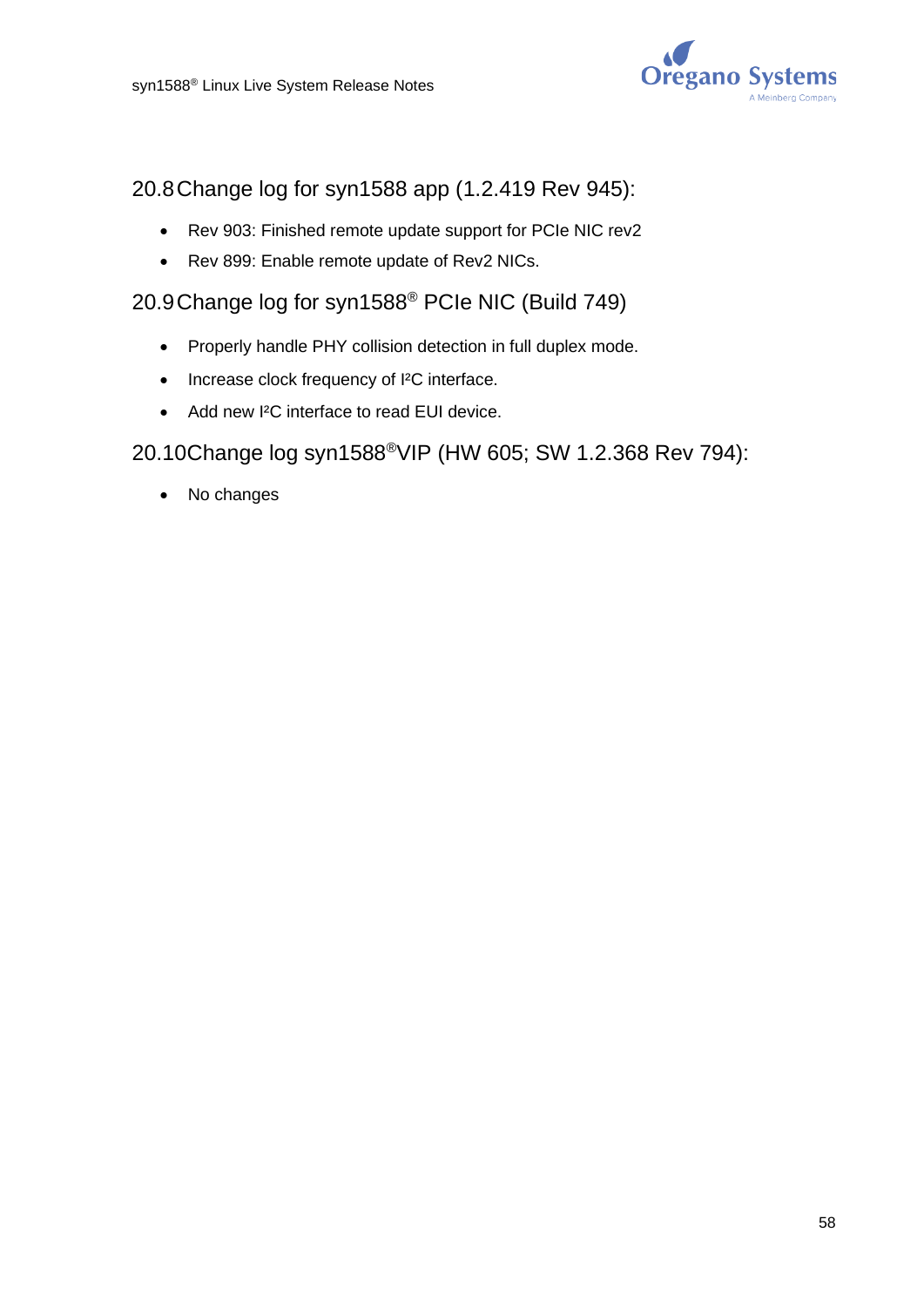## 20.8 Change log for syn1588 app (1.2.419 Rev 945):

- Rev 903: Finished remote update support for PCIe NIC rev2
- Rev 899: Enable remote update of Rev2 NICs.

## 20.9 Change log for syn1588® PCIe NIC (Build 749)

- Properly handle PHY collision detection in full duplex mode.
- Increase clock frequency of I²C interface.
- Add new I²C interface to read EUI device.

## 20.10 Change log syn1588®VIP (HW 605; SW 1.2.368 Rev 794):

- No changes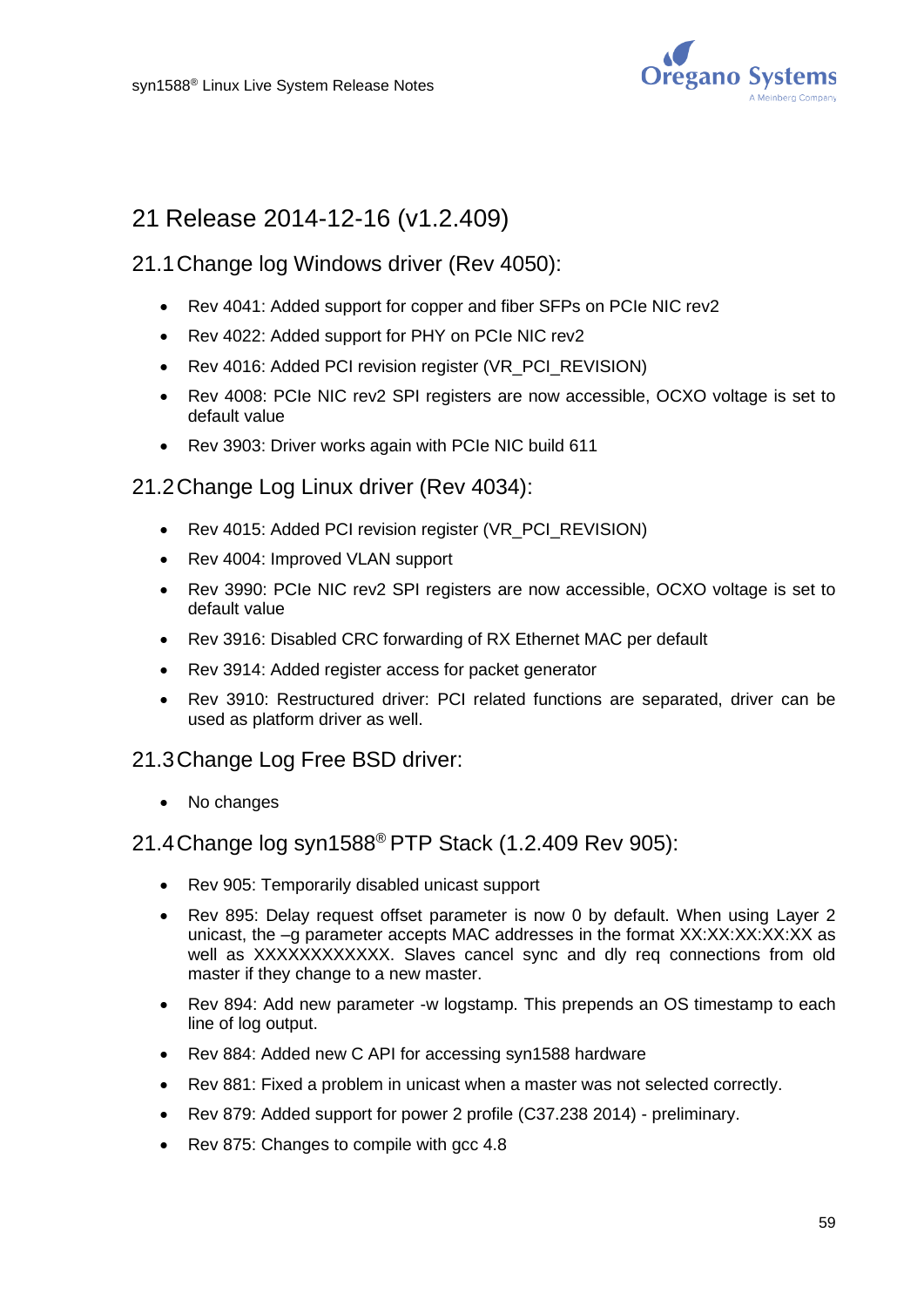# 21 Release 2014-12-16 (v1.2.409)

## 21.1 Change log Windows driver (Rev 4050):

- Rev 4041: Added support for copper and fiber SFPs on PCIe NIC rev2
- Rev 4022: Added support for PHY on PCIe NIC rev2
- Rev 4016: Added PCI revision register (VR_PCI_REVISION)
- Rev 4008: PCIe NIC rev2 SPI registers are now accessible, OCXO voltage is set to default value
- Rev 3903: Driver works again with PCIe NIC build 611

## 21.2 Change Log Linux driver (Rev 4034):

- Rev 4015: Added PCI revision register (VR_PCI_REVISION)
- Rev 4004: Improved VLAN support
- Rev 3990: PCIe NIC rev2 SPI registers are now accessible, OCXO voltage is set to default value
- Rev 3916: Disabled CRC forwarding of RX Ethernet MAC per default
- Rev 3914: Added register access for packet generator
- Rev 3910: Restructured driver: PCI related functions are separated, driver can be used as platform driver as well.

## 21.3 Change Log Free BSD driver:

- No changes

## 21.4 Change log syn1588® PTP Stack (1.2.409 Rev 905):

- Rev 905: Temporarily disabled unicast support
- Rev 895: Delay request offset parameter is now 0 by default. When using Layer 2 unicast, the –g parameter accepts MAC addresses in the format XX:XX:XX:XX:XX as well as XXXXXXXXXXXX. Slaves cancel sync and dly req connections from old master if they change to a new master.
- Rev 894: Add new parameter -w logstamp. This prepends an OS timestamp to each line of log output.
- Rev 884: Added new C API for accessing syn1588 hardware
- Rev 881: Fixed a problem in unicast when a master was not selected correctly.
- Rev 879: Added support for power 2 profile (C37.238 2014) - preliminary.
- Rev 875: Changes to compile with gcc 4.8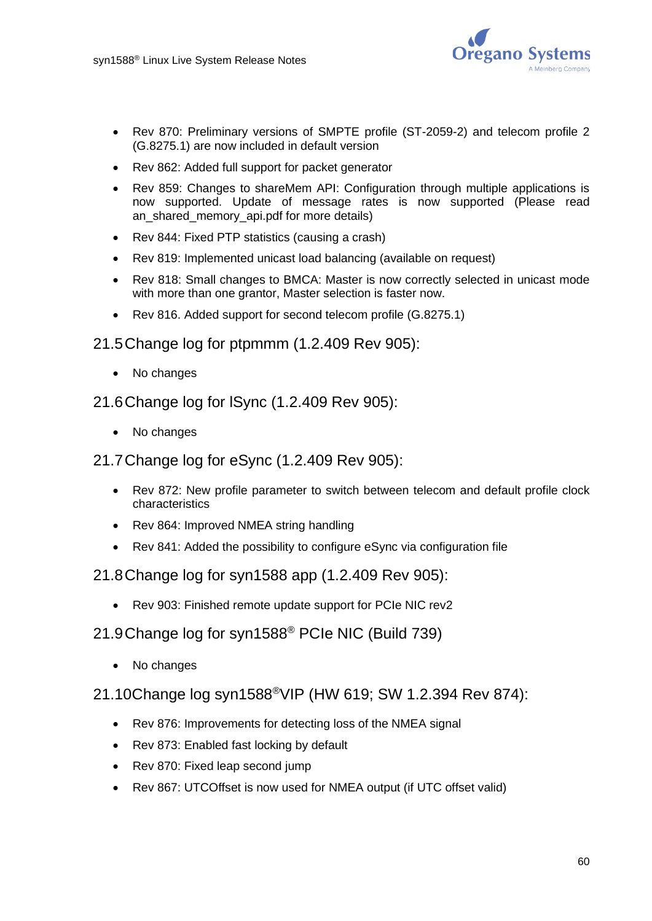- Rev 870: Preliminary versions of SMPTE profile (ST-2059-2) and telecom profile 2 (G.8275.1) are now included in default version
- Rev 862: Added full support for packet generator
- Rev 859: Changes to shareMem API: Configuration through multiple applications is now supported. Update of message rates is now supported (Please read an_shared_memory_api.pdf for more details)
- Rev 844: Fixed PTP statistics (causing a crash)
- Rev 819: Implemented unicast load balancing (available on request)
- Rev 818: Small changes to BMCA: Master is now correctly selected in unicast mode with more than one grantor, Master selection is faster now.
- Rev 816. Added support for second telecom profile (G.8275.1)

## 21.5 Change log for ptpmmm (1.2.409 Rev 905):

- No changes

## 21.6 Change log for lSync (1.2.409 Rev 905):

- No changes

## 21.7 Change log for eSync (1.2.409 Rev 905):

- Rev 872: New profile parameter to switch between telecom and default profile clock characteristics
- Rev 864: Improved NMEA string handling
- Rev 841: Added the possibility to configure eSync via configuration file

## 21.8 Change log for syn1588 app (1.2.409 Rev 905):

- Rev 903: Finished remote update support for PCIe NIC rev2

## 21.9 Change log for syn1588® PCIe NIC (Build 739)

- No changes

## 21.10 Change log syn1588®VIP (HW 619; SW 1.2.394 Rev 874):

- Rev 876: Improvements for detecting loss of the NMEA signal
- Rev 873: Enabled fast locking by default
- Rev 870: Fixed leap second jump
- Rev 867: UTCOffset is now used for NMEA output (if UTC offset valid)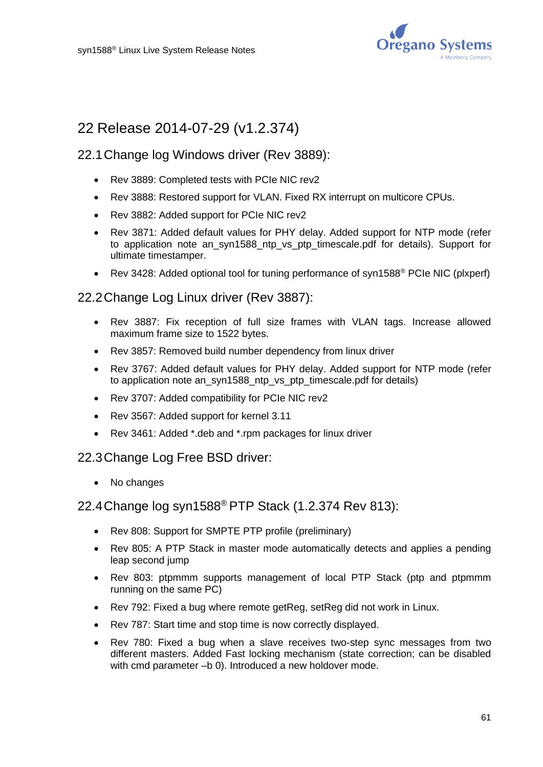# 22 Release 2014-07-29 (v1.2.374)

## 22.1 Change log Windows driver (Rev 3889):

- Rev 3889: Completed tests with PCIe NIC rev2
- Rev 3888: Restored support for VLAN. Fixed RX interrupt on multicore CPUs.
- Rev 3882: Added support for PCIe NIC rev2
- Rev 3871: Added default values for PHY delay. Added support for NTP mode (refer to application note an_syn1588_ntp_vs_ptp_timescale.pdf for details). Support for ultimate timestamper.
- Rev 3428: Added optional tool for tuning performance of syn1588® PCIe NIC (plxperf)

## 22.2 Change Log Linux driver (Rev 3887):

- Rev 3887: Fix reception of full size frames with VLAN tags. Increase allowed maximum frame size to 1522 bytes.
- Rev 3857: Removed build number dependency from linux driver
- Rev 3767: Added default values for PHY delay. Added support for NTP mode (refer to application note an_syn1588_ntp_vs_ptp_timescale.pdf for details)
- Rev 3707: Added compatibility for PCIe NIC rev2
- Rev 3567: Added support for kernel 3.11
- Rev 3461: Added *.deb and *.rpm packages for linux driver

## 22.3 Change Log Free BSD driver:

- No changes

## 22.4 Change log syn1588® PTP Stack (1.2.374 Rev 813):

- Rev 808: Support for SMPTE PTP profile (preliminary)
- Rev 805: A PTP Stack in master mode automatically detects and applies a pending leap second jump
- Rev 803: ptpmmm supports management of local PTP Stack (ptp and ptpmmm running on the same PC)
- Rev 792: Fixed a bug where remote getReg, setReg did not work in Linux.
- Rev 787: Start time and stop time is now correctly displayed.
- Rev 780: Fixed a bug when a slave receives two-step sync messages from two different masters. Added Fast locking mechanism (state correction; can be disabled with cmd parameter –b 0). Introduced a new holdover mode.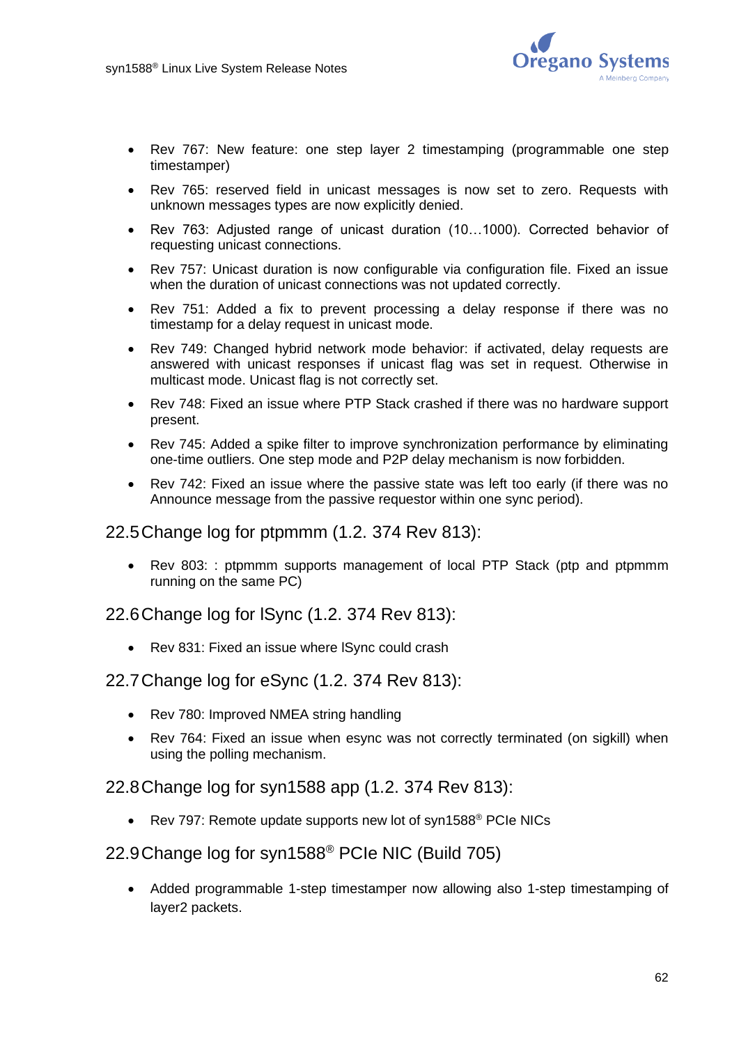- Rev 767: New feature: one step layer 2 timestamping (programmable one step timestamper)
- Rev 765: reserved field in unicast messages is now set to zero. Requests with unknown messages types are now explicitly denied.
- Rev 763: Adjusted range of unicast duration (10…1000). Corrected behavior of requesting unicast connections.
- Rev 757: Unicast duration is now configurable via configuration file. Fixed an issue when the duration of unicast connections was not updated correctly.
- Rev 751: Added a fix to prevent processing a delay response if there was no timestamp for a delay request in unicast mode.
- Rev 749: Changed hybrid network mode behavior: if activated, delay requests are answered with unicast responses if unicast flag was set in request. Otherwise in multicast mode. Unicast flag is not correctly set.
- Rev 748: Fixed an issue where PTP Stack crashed if there was no hardware support present.
- Rev 745: Added a spike filter to improve synchronization performance by eliminating one-time outliers. One step mode and P2P delay mechanism is now forbidden.
- Rev 742: Fixed an issue where the passive state was left too early (if there was no Announce message from the passive requestor within one sync period).

## 22.5 Change log for ptpmmm (1.2. 374 Rev 813):

- Rev 803: : ptpmmm supports management of local PTP Stack (ptp and ptpmmm running on the same PC)

## 22.6 Change log for lSync (1.2. 374 Rev 813):

- Rev 831: Fixed an issue where lSync could crash

## 22.7 Change log for eSync (1.2. 374 Rev 813):

- Rev 780: Improved NMEA string handling
- Rev 764: Fixed an issue when esync was not correctly terminated (on sigkill) when using the polling mechanism.

## 22.8 Change log for syn1588 app (1.2. 374 Rev 813):

- Rev 797: Remote update supports new lot of syn1588® PCIe NICs

## 22.9 Change log for syn1588® PCIe NIC (Build 705)

- Added programmable 1-step timestamper now allowing also 1-step timestamping of layer2 packets.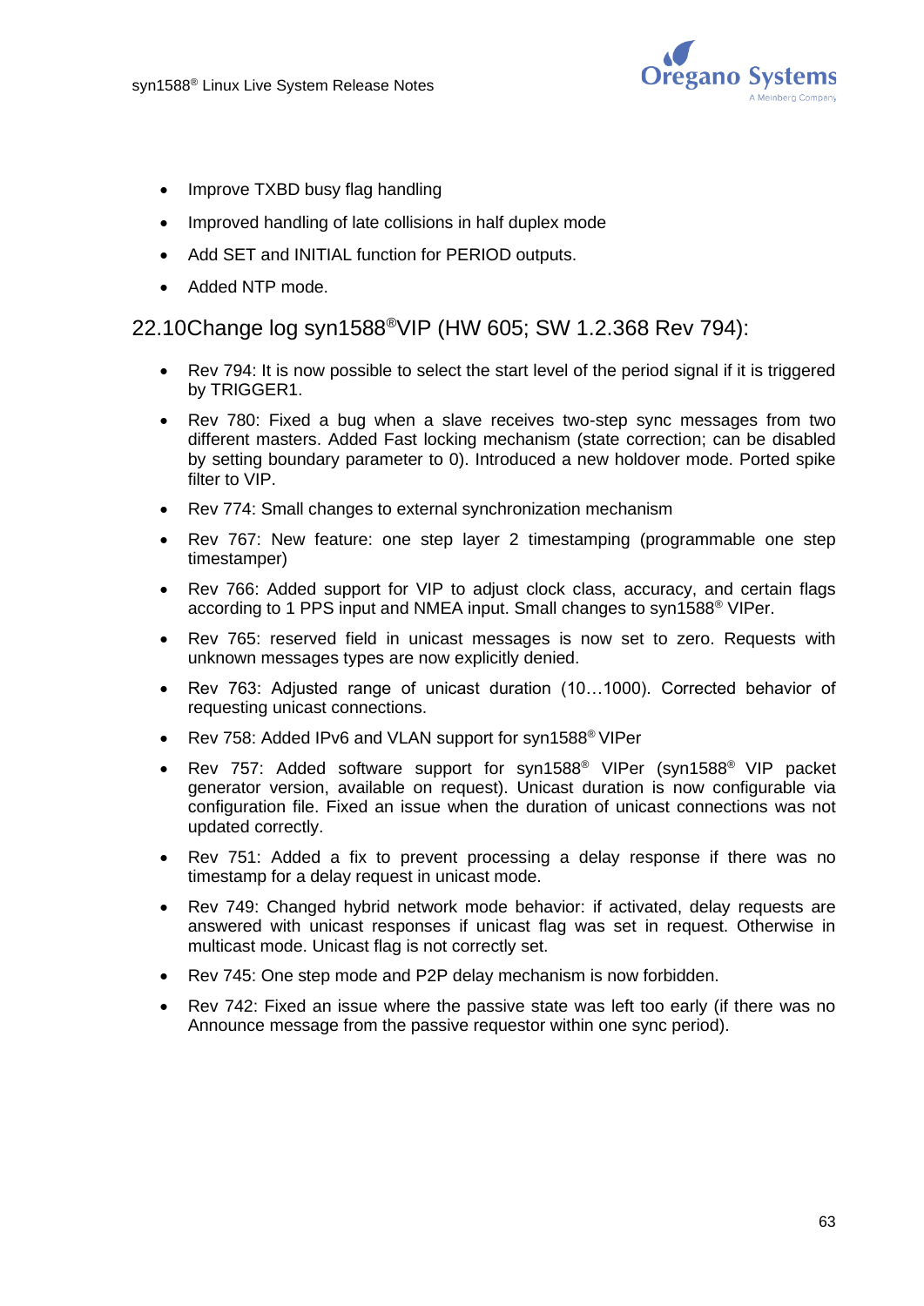- Improve TXBD busy flag handling
- Improved handling of late collisions in half duplex mode
- Add SET and INITIAL function for PERIOD outputs.
- Added NTP mode.

## 22.10 Change log syn1588®VIP (HW 605; SW 1.2.368 Rev 794):

- Rev 794: It is now possible to select the start level of the period signal if it is triggered by TRIGGER1.
- Rev 780: Fixed a bug when a slave receives two-step sync messages from two different masters. Added Fast locking mechanism (state correction; can be disabled by setting boundary parameter to 0). Introduced a new holdover mode. Ported spike filter to VIP.
- Rev 774: Small changes to external synchronization mechanism
- Rev 767: New feature: one step layer 2 timestamping (programmable one step timestamper)
- Rev 766: Added support for VIP to adjust clock class, accuracy, and certain flags according to 1 PPS input and NMEA input. Small changes to syn1588® VIPer.
- Rev 765: reserved field in unicast messages is now set to zero. Requests with unknown messages types are now explicitly denied.
- Rev 763: Adjusted range of unicast duration (10…1000). Corrected behavior of requesting unicast connections.
- Rev 758: Added IPv6 and VLAN support for syn1588® VIPer
- Rev 757: Added software support for syn1588® VIPer (syn1588® VIP packet generator version, available on request). Unicast duration is now configurable via configuration file. Fixed an issue when the duration of unicast connections was not updated correctly.
- Rev 751: Added a fix to prevent processing a delay response if there was no timestamp for a delay request in unicast mode.
- Rev 749: Changed hybrid network mode behavior: if activated, delay requests are answered with unicast responses if unicast flag was set in request. Otherwise in multicast mode. Unicast flag is not correctly set.
- Rev 745: One step mode and P2P delay mechanism is now forbidden.
- Rev 742: Fixed an issue where the passive state was left too early (if there was no Announce message from the passive requestor within one sync period).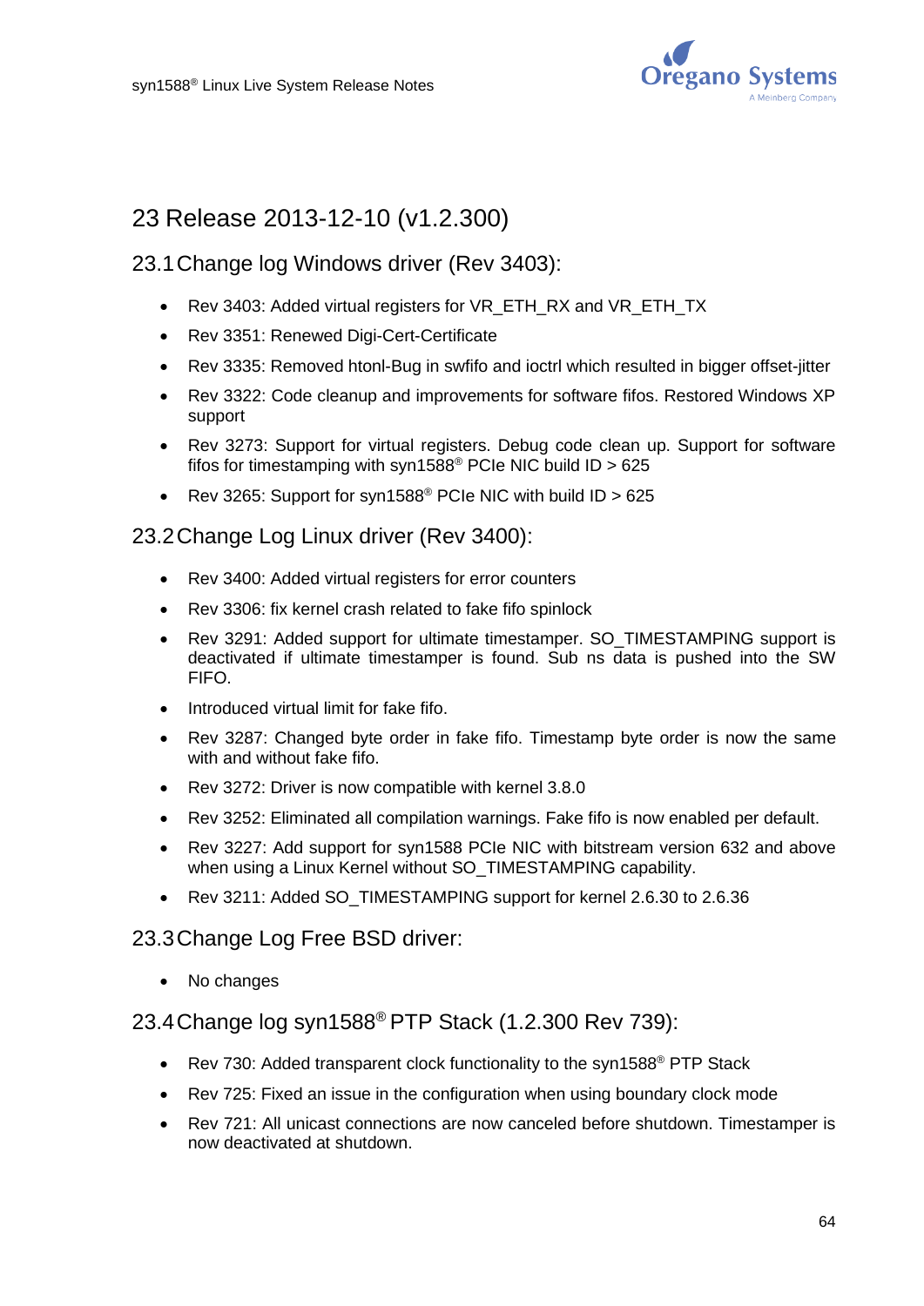# 23 Release 2013-12-10 (v1.2.300)

## 23.1 Change log Windows driver (Rev 3403):

- Rev 3403: Added virtual registers for VR_ETH_RX and VR_ETH_TX
- Rev 3351: Renewed Digi-Cert-Certificate
- Rev 3335: Removed htonl-Bug in swfifo and ioctrl which resulted in bigger offset-jitter
- Rev 3322: Code cleanup and improvements for software fifos. Restored Windows XP support
- Rev 3273: Support for virtual registers. Debug code clean up. Support for software fifos for timestamping with syn1588® PCIe NIC build ID > 625
- Rev 3265: Support for syn1588® PCIe NIC with build ID > 625

## 23.2 Change Log Linux driver (Rev 3400):

- Rev 3400: Added virtual registers for error counters
- Rev 3306: fix kernel crash related to fake fifo spinlock
- Rev 3291: Added support for ultimate timestamper. SO_TIMESTAMPING support is deactivated if ultimate timestamper is found. Sub ns data is pushed into the SW FIFO.
- Introduced virtual limit for fake fifo.
- Rev 3287: Changed byte order in fake fifo. Timestamp byte order is now the same with and without fake fifo.
- Rev 3272: Driver is now compatible with kernel 3.8.0
- Rev 3252: Eliminated all compilation warnings. Fake fifo is now enabled per default.
- Rev 3227: Add support for syn1588 PCIe NIC with bitstream version 632 and above when using a Linux Kernel without SO_TIMESTAMPING capability.
- Rev 3211: Added SO_TIMESTAMPING support for kernel 2.6.30 to 2.6.36

## 23.3 Change Log Free BSD driver:

- No changes

## 23.4 Change log syn1588® PTP Stack (1.2.300 Rev 739):

- Rev 730: Added transparent clock functionality to the syn1588® PTP Stack
- Rev 725: Fixed an issue in the configuration when using boundary clock mode
- Rev 721: All unicast connections are now canceled before shutdown. Timestamper is now deactivated at shutdown.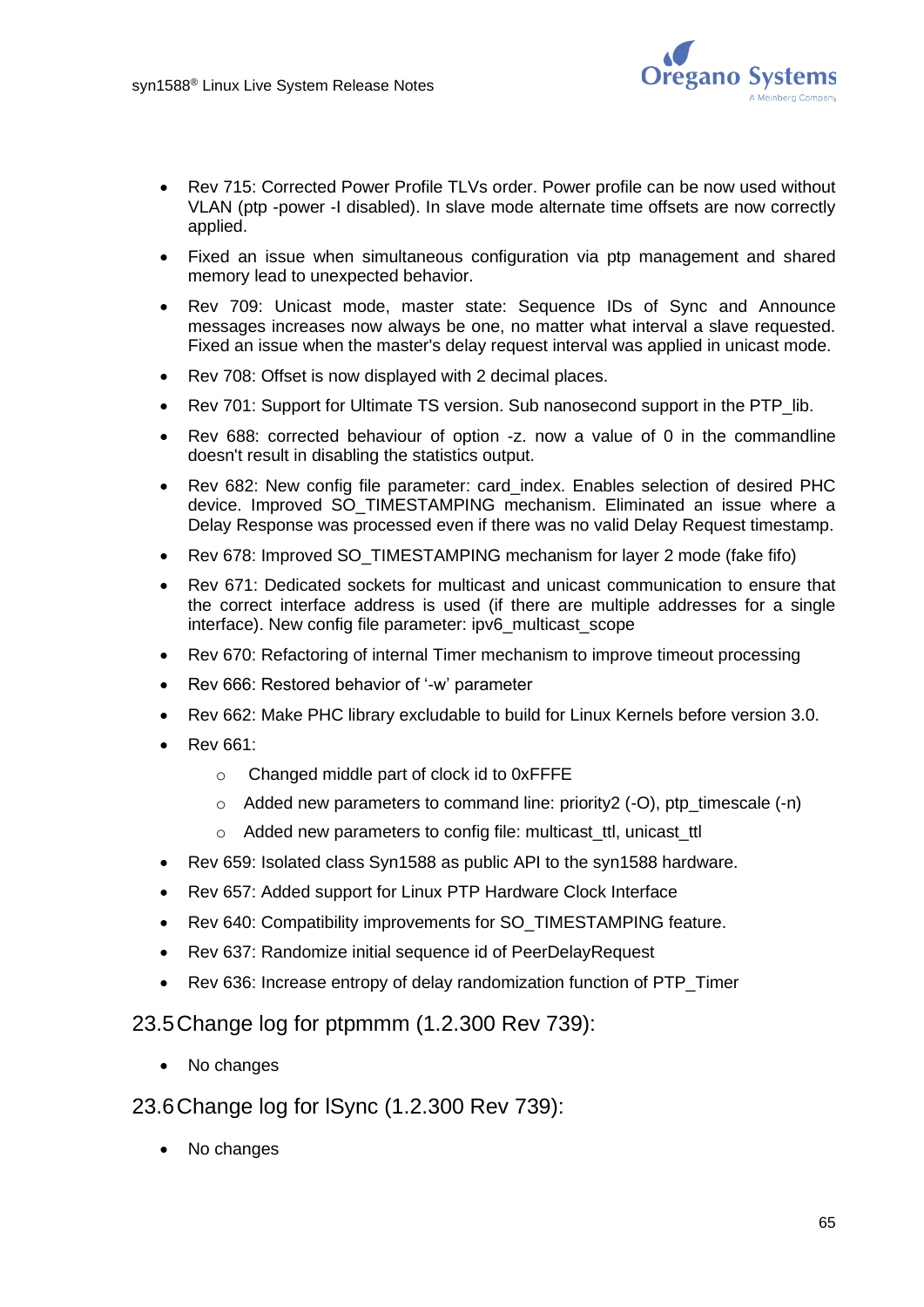- Rev 715: Corrected Power Profile TLVs order. Power profile can be now used without VLAN (ptp -power -I disabled). In slave mode alternate time offsets are now correctly applied.
- Fixed an issue when simultaneous configuration via ptp management and shared memory lead to unexpected behavior.
- Rev 709: Unicast mode, master state: Sequence IDs of Sync and Announce messages increases now always be one, no matter what interval a slave requested. Fixed an issue when the master's delay request interval was applied in unicast mode.
- Rev 708: Offset is now displayed with 2 decimal places.
- Rev 701: Support for Ultimate TS version. Sub nanosecond support in the PTP_lib.
- Rev 688: corrected behaviour of option -z. now a value of 0 in the commandline doesn't result in disabling the statistics output.
- Rev 682: New config file parameter: card_index. Enables selection of desired PHC device. Improved SO_TIMESTAMPING mechanism. Eliminated an issue where a Delay Response was processed even if there was no valid Delay Request timestamp.
- Rev 678: Improved SO_TIMESTAMPING mechanism for layer 2 mode (fake fifo)
- Rev 671: Dedicated sockets for multicast and unicast communication to ensure that the correct interface address is used (if there are multiple addresses for a single interface). New config file parameter: ipv6_multicast_scope
- Rev 670: Refactoring of internal Timer mechanism to improve timeout processing
- Rev 666: Restored behavior of '-w' parameter
- Rev 662: Make PHC library excludable to build for Linux Kernels before version 3.0.
- Rev 661:
  - Changed middle part of clock id to 0xFFFE
  - Added new parameters to command line: priority2 (-O), ptp_timescale (-n)
  - Added new parameters to config file: multicast_ttl, unicast_ttl
- Rev 659: Isolated class Syn1588 as public API to the syn1588 hardware.
- Rev 657: Added support for Linux PTP Hardware Clock Interface
- Rev 640: Compatibility improvements for SO_TIMESTAMPING feature.
- Rev 637: Randomize initial sequence id of PeerDelayRequest
- Rev 636: Increase entropy of delay randomization function of PTP_Timer

## 23.5 Change log for ptpmmm (1.2.300 Rev 739):

- No changes

## 23.6 Change log for lSync (1.2.300 Rev 739):

- No changes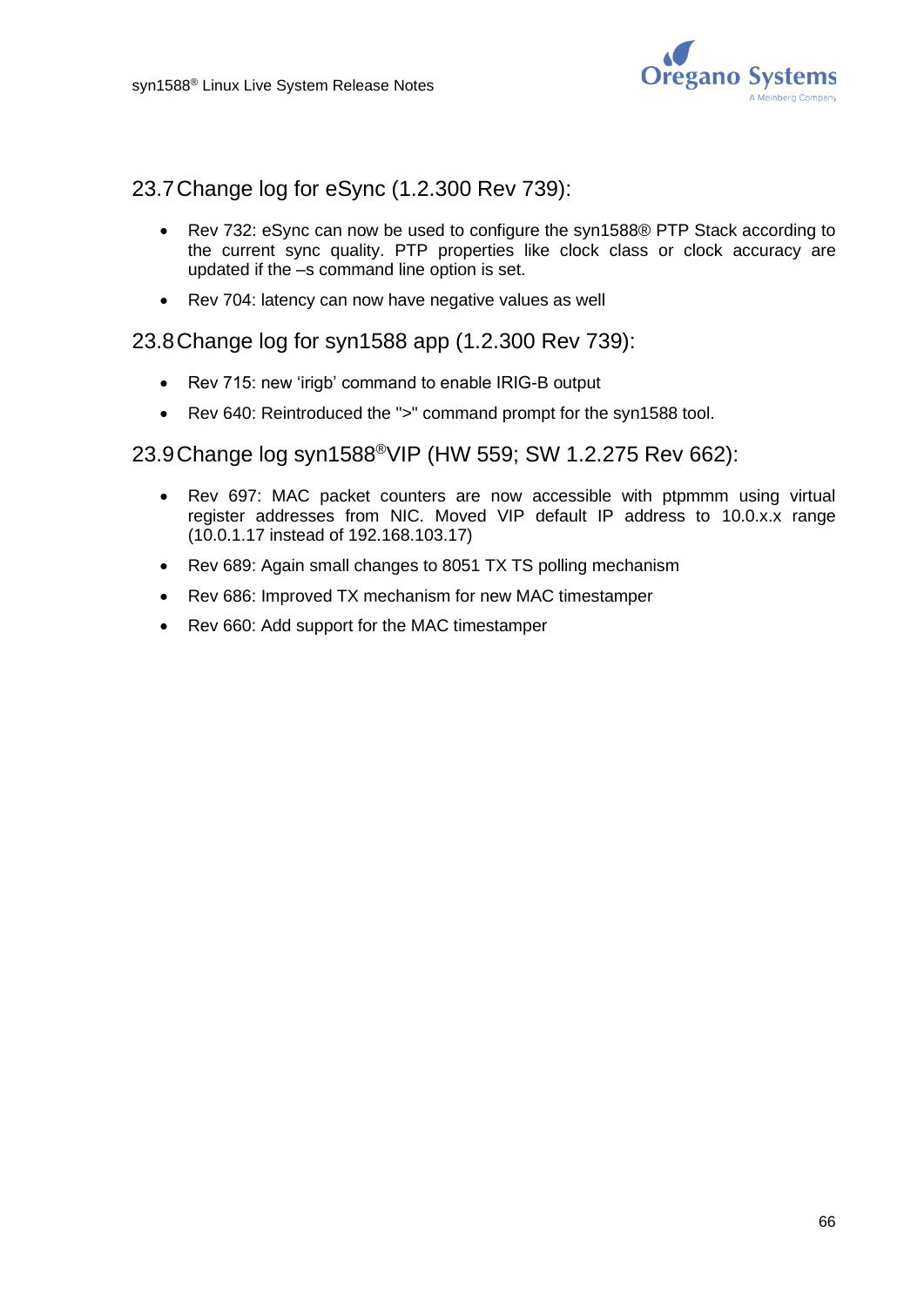## 23.7 Change log for eSync (1.2.300 Rev 739):

- Rev 732: eSync can now be used to configure the syn1588® PTP Stack according to the current sync quality. PTP properties like clock class or clock accuracy are updated if the –s command line option is set.
- Rev 704: latency can now have negative values as well

## 23.8 Change log for syn1588 app (1.2.300 Rev 739):

- Rev 715: new ‘irigb’ command to enable IRIG-B output
- Rev 640: Reintroduced the ">" command prompt for the syn1588 tool.

## 23.9 Change log syn1588®VIP (HW 559; SW 1.2.275 Rev 662):

- Rev 697: MAC packet counters are now accessible with ptpmmm using virtual register addresses from NIC. Moved VIP default IP address to 10.0.x.x range (10.0.1.17 instead of 192.168.103.17)
- Rev 689: Again small changes to 8051 TX TS polling mechanism
- Rev 686: Improved TX mechanism for new MAC timestamper
- Rev 660: Add support for the MAC timestamper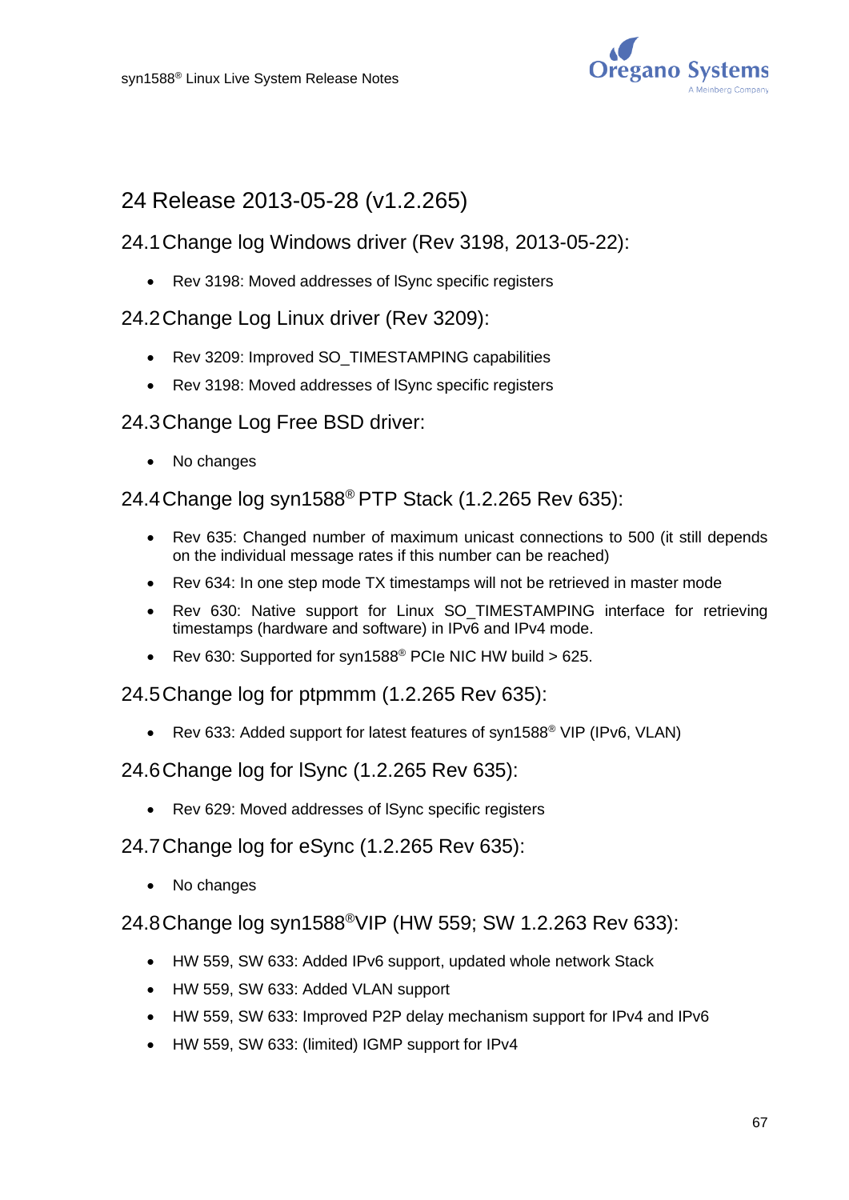# 24 Release 2013-05-28 (v1.2.265)

## 24.1 Change log Windows driver (Rev 3198, 2013-05-22):

- Rev 3198: Moved addresses of lSync specific registers

## 24.2 Change Log Linux driver (Rev 3209):

- Rev 3209: Improved SO_TIMESTAMPING capabilities
- Rev 3198: Moved addresses of lSync specific registers

## 24.3 Change Log Free BSD driver:

- No changes

## 24.4 Change log syn1588® PTP Stack (1.2.265 Rev 635):

- Rev 635: Changed number of maximum unicast connections to 500 (it still depends on the individual message rates if this number can be reached)
- Rev 634: In one step mode TX timestamps will not be retrieved in master mode
- Rev 630: Native support for Linux SO_TIMESTAMPING interface for retrieving timestamps (hardware and software) in IPv6 and IPv4 mode.
- Rev 630: Supported for syn1588® PCIe NIC HW build > 625.

## 24.5 Change log for ptpmmm (1.2.265 Rev 635):

- Rev 633: Added support for latest features of syn1588® VIP (IPv6, VLAN)

## 24.6 Change log for lSync (1.2.265 Rev 635):

- Rev 629: Moved addresses of lSync specific registers

## 24.7 Change log for eSync (1.2.265 Rev 635):

- No changes

## 24.8 Change log syn1588®VIP (HW 559; SW 1.2.263 Rev 633):

- HW 559, SW 633: Added IPv6 support, updated whole network Stack
- HW 559, SW 633: Added VLAN support
- HW 559, SW 633: Improved P2P delay mechanism support for IPv4 and IPv6
- HW 559, SW 633: (limited) IGMP support for IPv4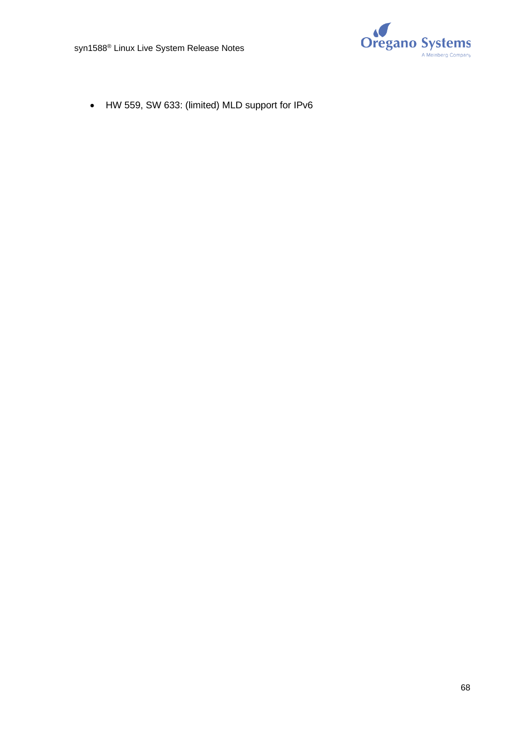- HW 559, SW 633: (limited) MLD support for IPv6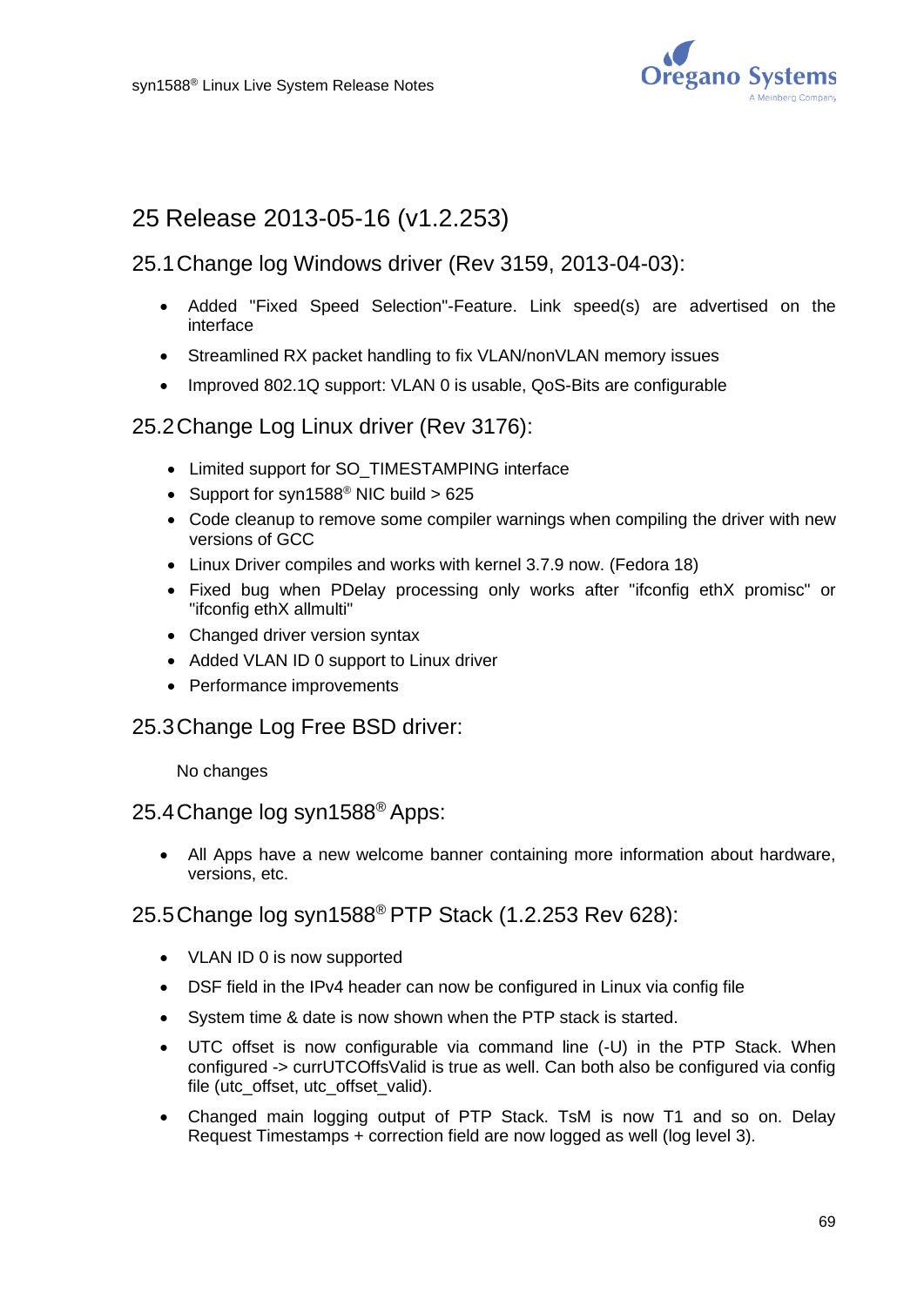# 25 Release 2013-05-16 (v1.2.253)

## 25.1 Change log Windows driver (Rev 3159, 2013-04-03):

- Added "Fixed Speed Selection"-Feature. Link speed(s) are advertised on the interface
- Streamlined RX packet handling to fix VLAN/nonVLAN memory issues
- Improved 802.1Q support: VLAN 0 is usable, QoS-Bits are configurable

## 25.2 Change Log Linux driver (Rev 3176):

- Limited support for SO_TIMESTAMPING interface
- Support for syn1588® NIC build > 625
- Code cleanup to remove some compiler warnings when compiling the driver with new versions of GCC
- Linux Driver compiles and works with kernel 3.7.9 now. (Fedora 18)
- Fixed bug when PDelay processing only works after "ifconfig ethX promisc" or "ifconfig ethX allmulti"
- Changed driver version syntax
- Added VLAN ID 0 support to Linux driver
- Performance improvements

## 25.3 Change Log Free BSD driver:

No changes

## 25.4 Change log syn1588® Apps:

- All Apps have a new welcome banner containing more information about hardware, versions, etc.

## 25.5 Change log syn1588® PTP Stack (1.2.253 Rev 628):

- VLAN ID 0 is now supported
- DSF field in the IPv4 header can now be configured in Linux via config file
- System time & date is now shown when the PTP stack is started.
- UTC offset is now configurable via command line (-U) in the PTP Stack. When configured -> currUTCOffsValid is true as well. Can both also be configured via config file (utc_offset, utc_offset_valid).
- Changed main logging output of PTP Stack. TsM is now T1 and so on. Delay Request Timestamps + correction field are now logged as well (log level 3).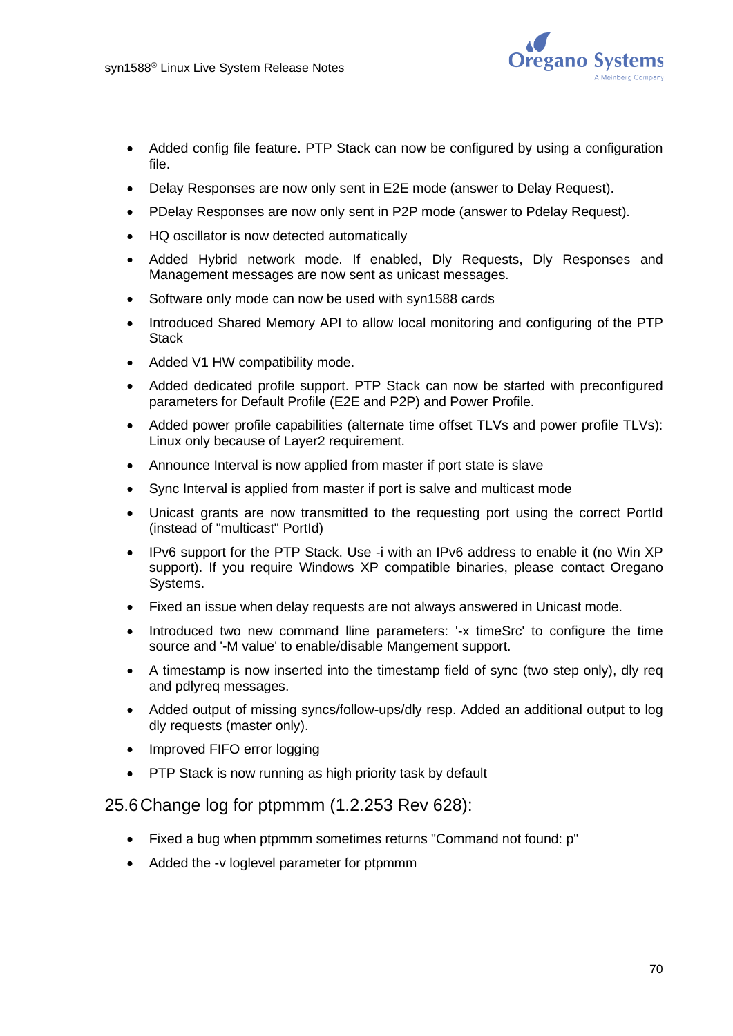- Added config file feature. PTP Stack can now be configured by using a configuration file.
- Delay Responses are now only sent in E2E mode (answer to Delay Request).
- PDelay Responses are now only sent in P2P mode (answer to Pdelay Request).
- HQ oscillator is now detected automatically
- Added Hybrid network mode. If enabled, Dly Requests, Dly Responses and Management messages are now sent as unicast messages.
- Software only mode can now be used with syn1588 cards
- Introduced Shared Memory API to allow local monitoring and configuring of the PTP Stack
- Added V1 HW compatibility mode.
- Added dedicated profile support. PTP Stack can now be started with preconfigured parameters for Default Profile (E2E and P2P) and Power Profile.
- Added power profile capabilities (alternate time offset TLVs and power profile TLVs): Linux only because of Layer2 requirement.
- Announce Interval is now applied from master if port state is slave
- Sync Interval is applied from master if port is salve and multicast mode
- Unicast grants are now transmitted to the requesting port using the correct PortId (instead of "multicast" PortId)
- IPv6 support for the PTP Stack. Use -i with an IPv6 address to enable it (no Win XP support). If you require Windows XP compatible binaries, please contact Oregano Systems.
- Fixed an issue when delay requests are not always answered in Unicast mode.
- Introduced two new command lline parameters: '-x timeSrc' to configure the time source and '-M value' to enable/disable Mangement support.
- A timestamp is now inserted into the timestamp field of sync (two step only), dly req and pdlyreq messages.
- Added output of missing syncs/follow-ups/dly resp. Added an additional output to log dly requests (master only).
- Improved FIFO error logging
- PTP Stack is now running as high priority task by default

## 25.6 Change log for ptpmmm (1.2.253 Rev 628):

- Fixed a bug when ptpmmm sometimes returns "Command not found: p"
- Added the -v loglevel parameter for ptpmmm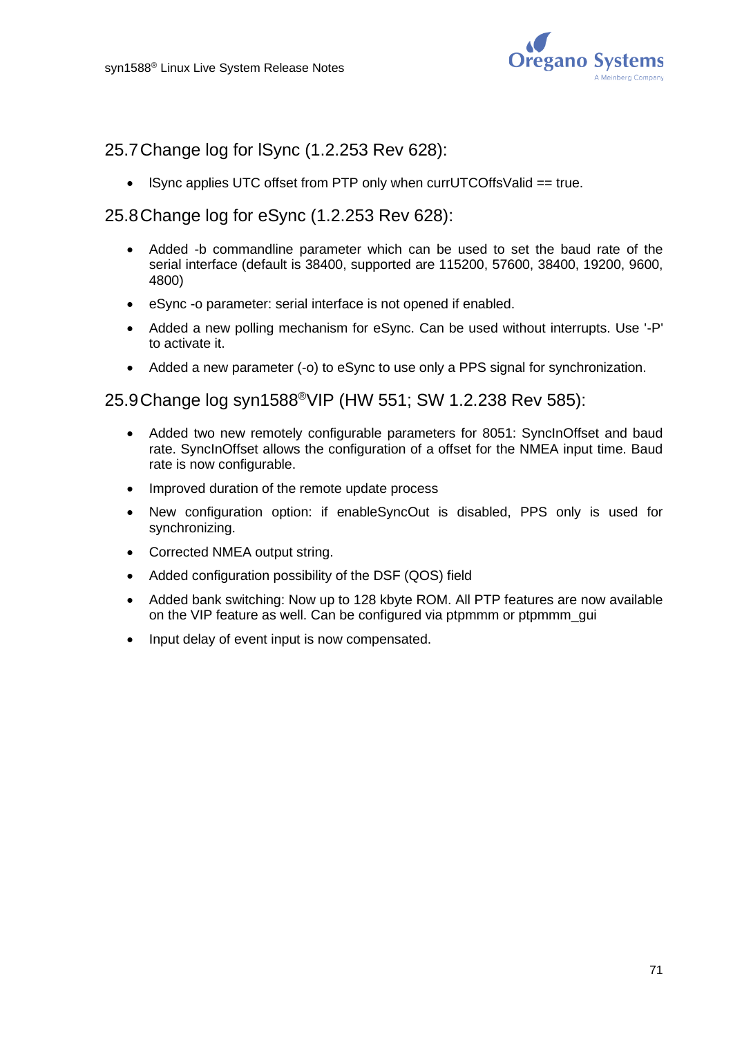## 25.7 Change log for lSync (1.2.253 Rev 628):

- lSync applies UTC offset from PTP only when currUTCOffsValid == true.

## 25.8 Change log for eSync (1.2.253 Rev 628):

- Added -b commandline parameter which can be used to set the baud rate of the serial interface (default is 38400, supported are 115200, 57600, 38400, 19200, 9600, 4800)
- eSync -o parameter: serial interface is not opened if enabled.
- Added a new polling mechanism for eSync. Can be used without interrupts. Use '-P' to activate it.
- Added a new parameter (-o) to eSync to use only a PPS signal for synchronization.

## 25.9 Change log syn1588®VIP (HW 551; SW 1.2.238 Rev 585):

- Added two new remotely configurable parameters for 8051: SyncInOffset and baud rate. SyncInOffset allows the configuration of a offset for the NMEA input time. Baud rate is now configurable.
- Improved duration of the remote update process
- New configuration option: if enableSyncOut is disabled, PPS only is used for synchronizing.
- Corrected NMEA output string.
- Added configuration possibility of the DSF (QOS) field
- Added bank switching: Now up to 128 kbyte ROM. All PTP features are now available on the VIP feature as well. Can be configured via ptpmmm or ptpmmm_gui
- Input delay of event input is now compensated.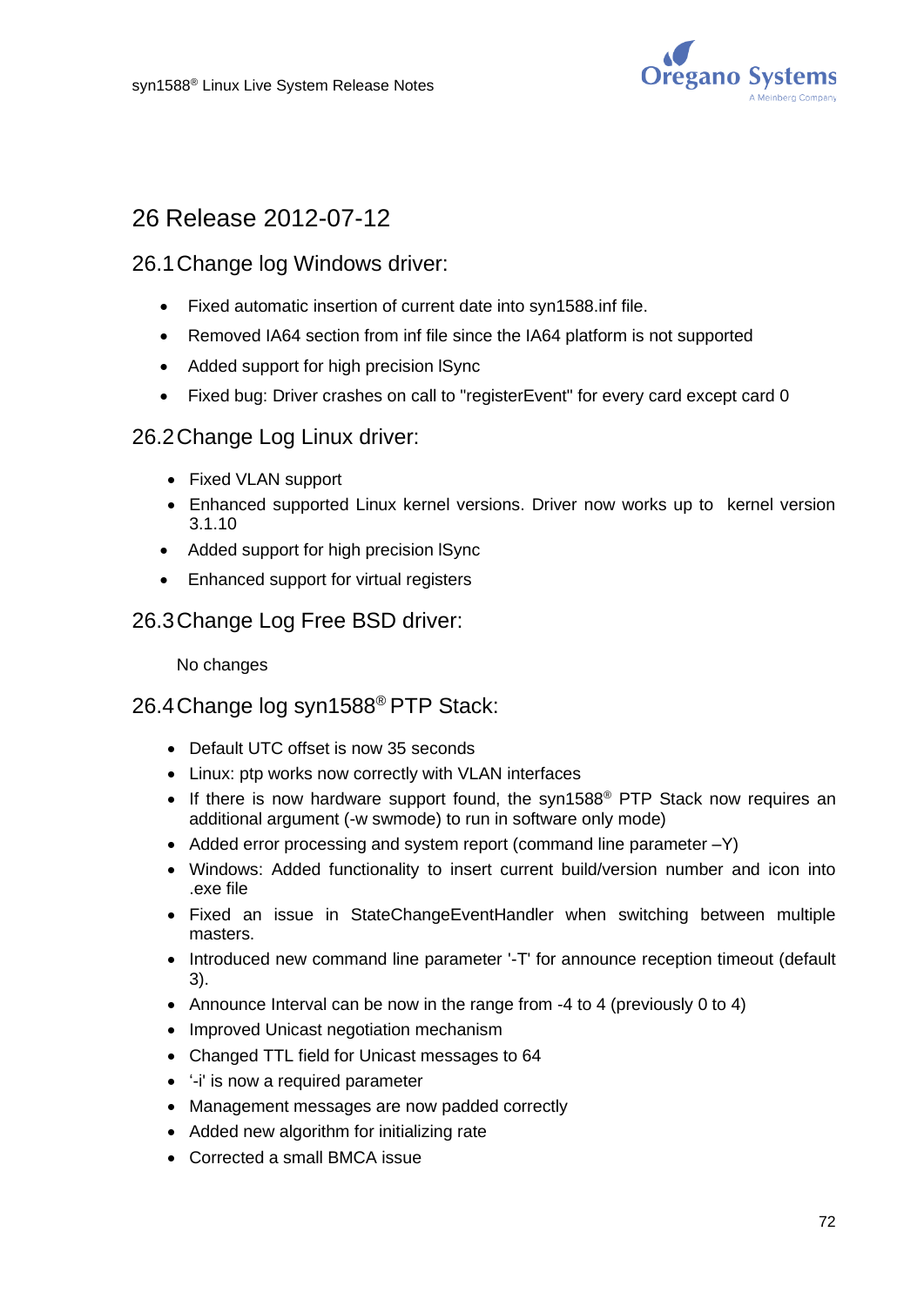# 26 Release 2012-07-12

## 26.1 Change log Windows driver:

- Fixed automatic insertion of current date into syn1588.inf file.
- Removed IA64 section from inf file since the IA64 platform is not supported
- Added support for high precision lSync
- Fixed bug: Driver crashes on call to "registerEvent" for every card except card 0

## 26.2 Change Log Linux driver:

- Fixed VLAN support
- Enhanced supported Linux kernel versions. Driver now works up to kernel version 3.1.10
- Added support for high precision lSync
- Enhanced support for virtual registers

## 26.3 Change Log Free BSD driver:

No changes

## 26.4 Change log syn1588® PTP Stack:

- Default UTC offset is now 35 seconds
- Linux: ptp works now correctly with VLAN interfaces
- If there is now hardware support found, the syn1588® PTP Stack now requires an additional argument (-w swmode) to run in software only mode)
- Added error processing and system report (command line parameter –Y)
- Windows: Added functionality to insert current build/version number and icon into .exe file
- Fixed an issue in StateChangeEventHandler when switching between multiple masters.
- Introduced new command line parameter '-T' for announce reception timeout (default 3).
- Announce Interval can be now in the range from -4 to 4 (previously 0 to 4)
- Improved Unicast negotiation mechanism
- Changed TTL field for Unicast messages to 64
- '-i' is now a required parameter
- Management messages are now padded correctly
- Added new algorithm for initializing rate
- Corrected a small BMCA issue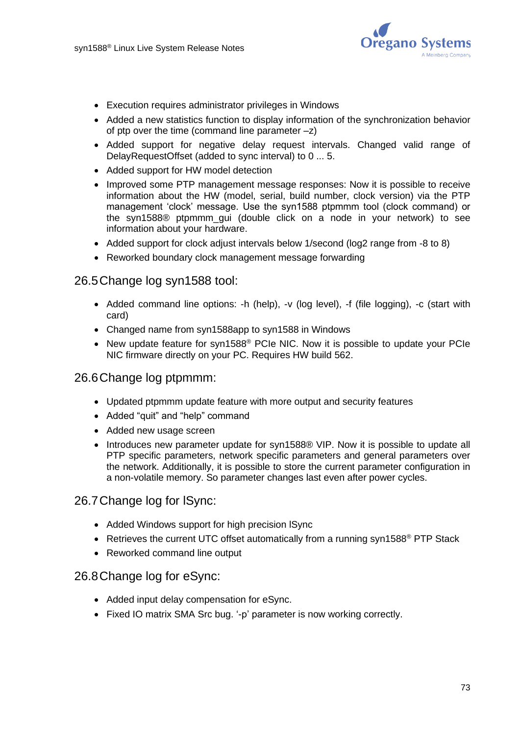- Execution requires administrator privileges in Windows
- Added a new statistics function to display information of the synchronization behavior of ptp over the time (command line parameter –z)
- Added support for negative delay request intervals. Changed valid range of DelayRequestOffset (added to sync interval) to 0 ... 5.
- Added support for HW model detection
- Improved some PTP management message responses: Now it is possible to receive information about the HW (model, serial, build number, clock version) via the PTP management 'clock' message. Use the syn1588 ptpmmm tool (clock command) or the syn1588® ptpmmm_gui (double click on a node in your network) to see information about your hardware.
- Added support for clock adjust intervals below 1/second (log2 range from -8 to 8)
- Reworked boundary clock management message forwarding

## 26.5 Change log syn1588 tool:

- Added command line options: -h (help), -v (log level), -f (file logging), -c (start with card)
- Changed name from syn1588app to syn1588 in Windows
- New update feature for syn1588® PCIe NIC. Now it is possible to update your PCIe NIC firmware directly on your PC. Requires HW build 562.

## 26.6 Change log ptpmmm:

- Updated ptpmmm update feature with more output and security features
- Added "quit" and "help" command
- Added new usage screen
- Introduces new parameter update for syn1588® VIP. Now it is possible to update all PTP specific parameters, network specific parameters and general parameters over the network. Additionally, it is possible to store the current parameter configuration in a non-volatile memory. So parameter changes last even after power cycles.

## 26.7 Change log for lSync:

- Added Windows support for high precision lSync
- Retrieves the current UTC offset automatically from a running syn1588® PTP Stack
- Reworked command line output

## 26.8 Change log for eSync:

- Added input delay compensation for eSync.
- Fixed IO matrix SMA Src bug. '-p' parameter is now working correctly.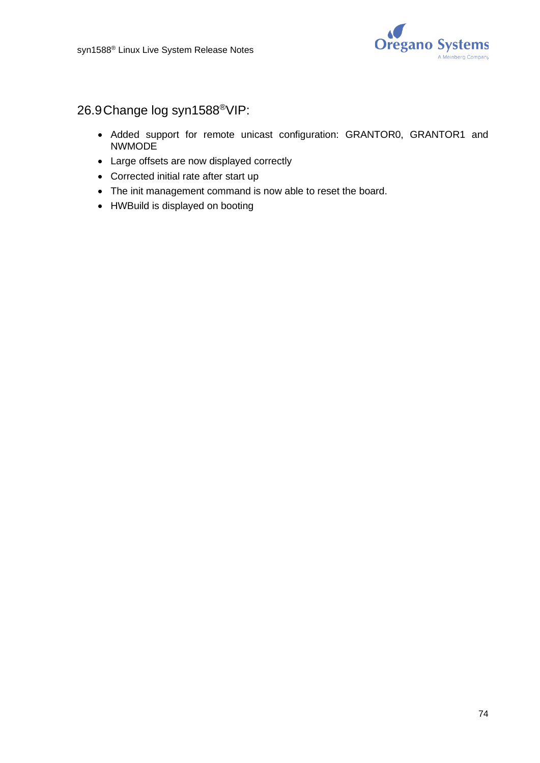## 26.9 Change log syn1588®VIP:

- Added support for remote unicast configuration: GRANTOR0, GRANTOR1 and NWMODE
- Large offsets are now displayed correctly
- Corrected initial rate after start up
- The init management command is now able to reset the board.
- HWBuild is displayed on booting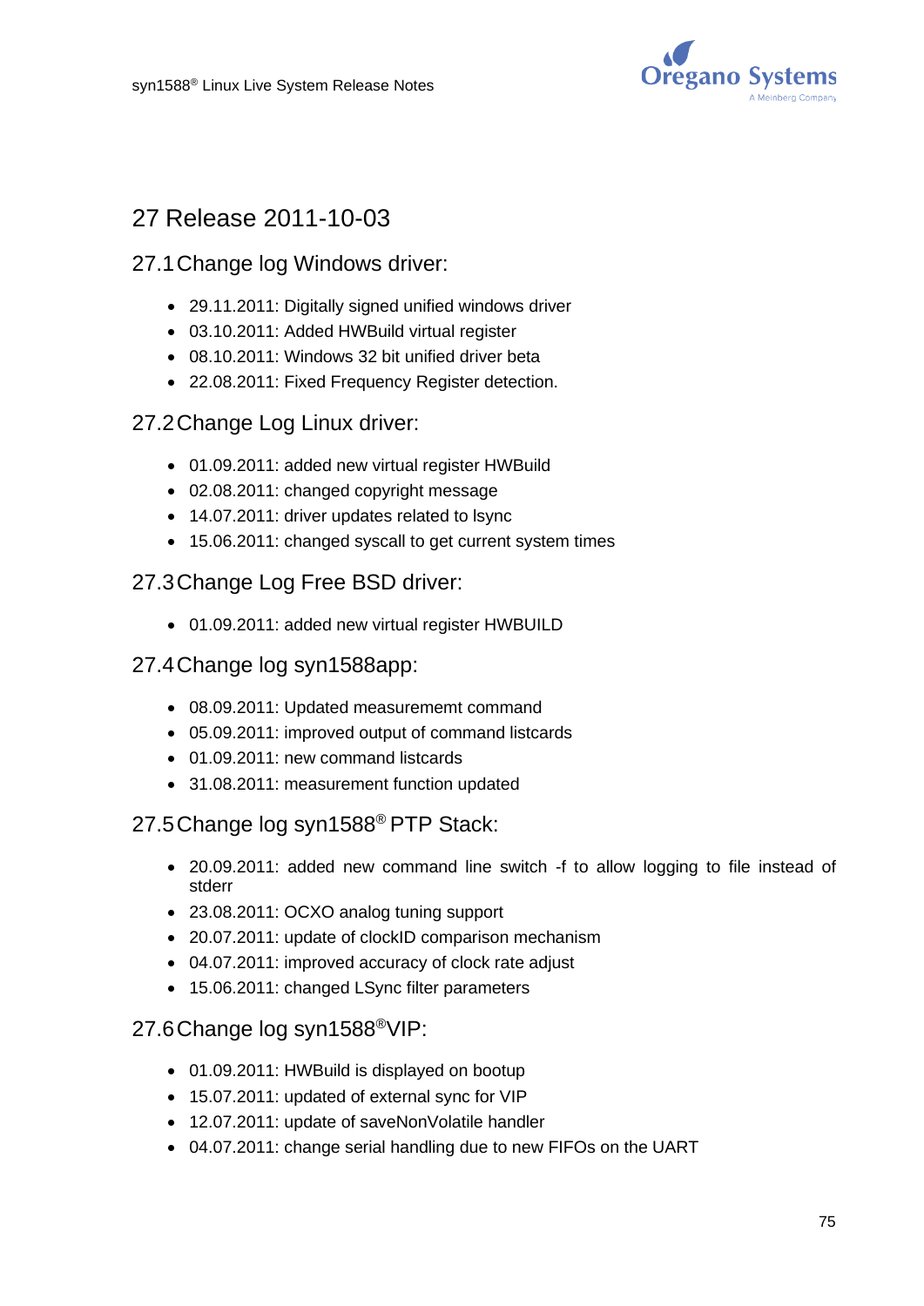# 27 Release 2011-10-03

## 27.1 Change log Windows driver:

- 29.11.2011: Digitally signed unified windows driver
- 03.10.2011: Added HWBuild virtual register
- 08.10.2011: Windows 32 bit unified driver beta
- 22.08.2011: Fixed Frequency Register detection.

## 27.2 Change Log Linux driver:

- 01.09.2011: added new virtual register HWBuild
- 02.08.2011: changed copyright message
- 14.07.2011: driver updates related to lsync
- 15.06.2011: changed syscall to get current system times

## 27.3 Change Log Free BSD driver:

- 01.09.2011: added new virtual register HWBUILD

## 27.4 Change log syn1588app:

- 08.09.2011: Updated measurememt command
- 05.09.2011: improved output of command listcards
- 01.09.2011: new command listcards
- 31.08.2011: measurement function updated

## 27.5 Change log syn1588® PTP Stack:

- 20.09.2011: added new command line switch -f to allow logging to file instead of stderr
- 23.08.2011: OCXO analog tuning support
- 20.07.2011: update of clockID comparison mechanism
- 04.07.2011: improved accuracy of clock rate adjust
- 15.06.2011: changed LSync filter parameters

## 27.6 Change log syn1588®VIP:

- 01.09.2011: HWBuild is displayed on bootup
- 15.07.2011: updated of external sync for VIP
- 12.07.2011: update of saveNonVolatile handler
- 04.07.2011: change serial handling due to new FIFOs on the UART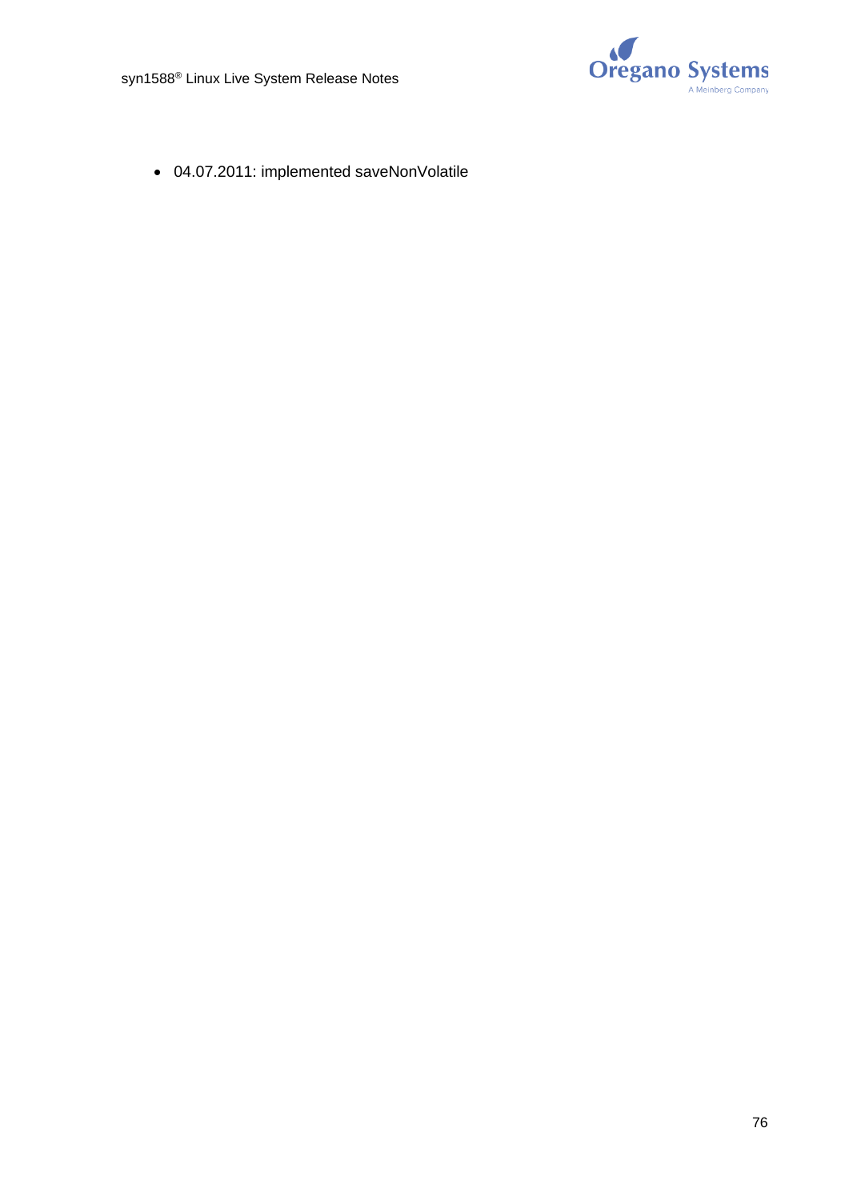- 04.07.2011: implemented saveNonVolatile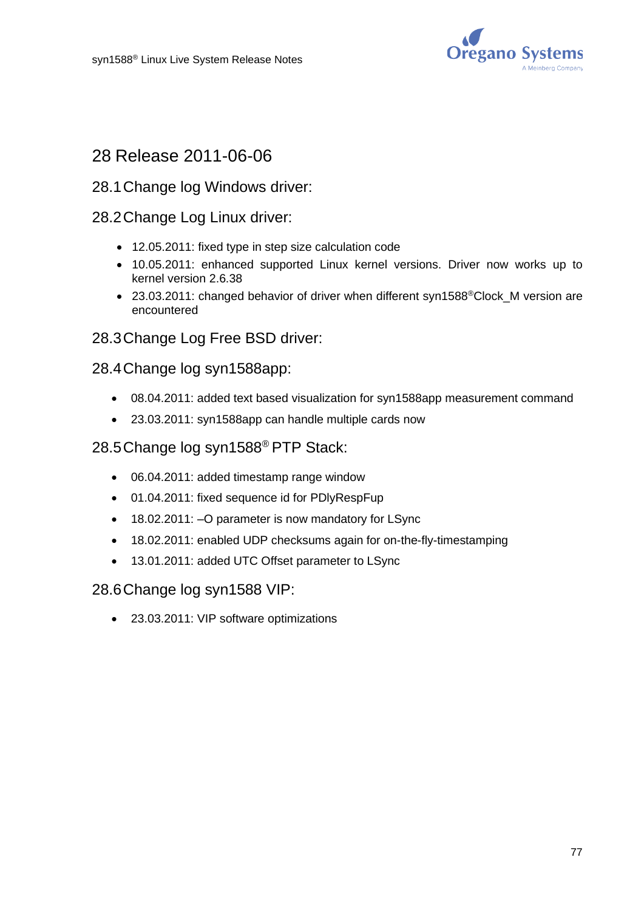# 28 Release 2011-06-06

## 28.1 Change log Windows driver:

## 28.2 Change Log Linux driver:

- 12.05.2011: fixed type in step size calculation code
- 10.05.2011: enhanced supported Linux kernel versions. Driver now works up to kernel version 2.6.38
- 23.03.2011: changed behavior of driver when different syn1588®Clock_M version are encountered

## 28.3 Change Log Free BSD driver:

## 28.4 Change log syn1588app:

- 08.04.2011: added text based visualization for syn1588app measurement command
- 23.03.2011: syn1588app can handle multiple cards now

## 28.5 Change log syn1588® PTP Stack:

- 06.04.2011: added timestamp range window
- 01.04.2011: fixed sequence id for PDlyRespFup
- 18.02.2011: –O parameter is now mandatory for LSync
- 18.02.2011: enabled UDP checksums again for on-the-fly-timestamping
- 13.01.2011: added UTC Offset parameter to LSync

## 28.6 Change log syn1588 VIP:

- 23.03.2011: VIP software optimizations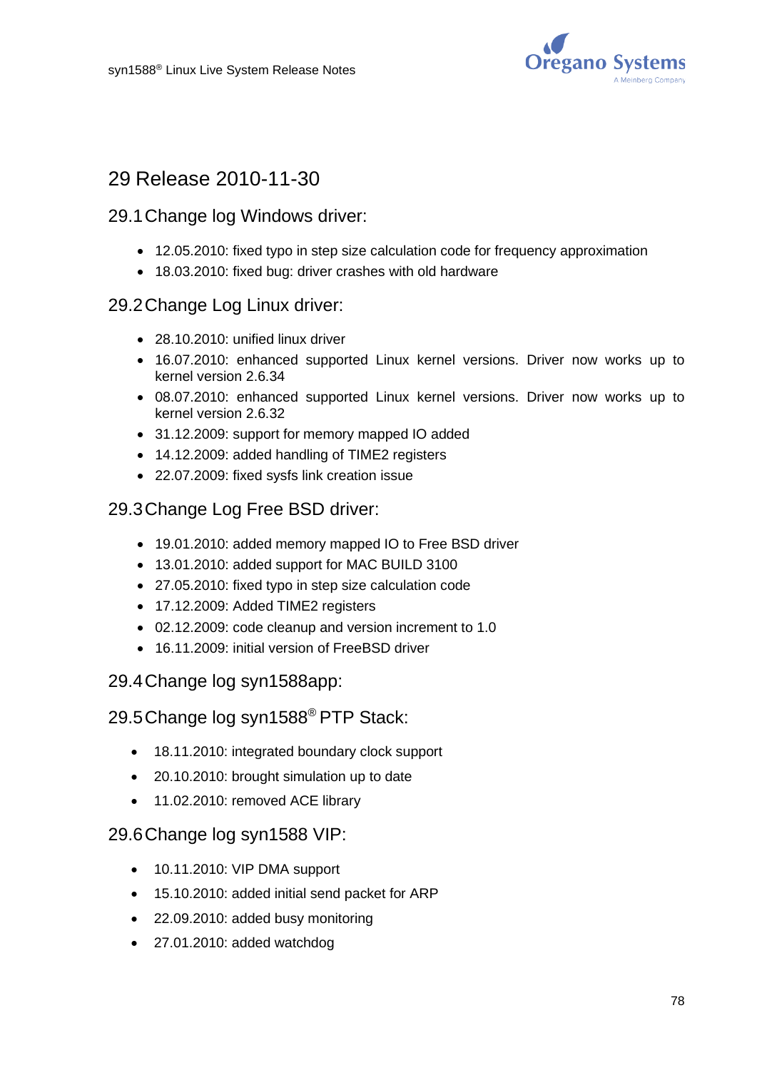# 29 Release 2010-11-30

## 29.1 Change log Windows driver:

- 12.05.2010: fixed typo in step size calculation code for frequency approximation
- 18.03.2010: fixed bug: driver crashes with old hardware

## 29.2 Change Log Linux driver:

- 28.10.2010: unified linux driver
- 16.07.2010: enhanced supported Linux kernel versions. Driver now works up to kernel version 2.6.34
- 08.07.2010: enhanced supported Linux kernel versions. Driver now works up to kernel version 2.6.32
- 31.12.2009: support for memory mapped IO added
- 14.12.2009: added handling of TIME2 registers
- 22.07.2009: fixed sysfs link creation issue

## 29.3 Change Log Free BSD driver:

- 19.01.2010: added memory mapped IO to Free BSD driver
- 13.01.2010: added support for MAC BUILD 3100
- 27.05.2010: fixed typo in step size calculation code
- 17.12.2009: Added TIME2 registers
- 02.12.2009: code cleanup and version increment to 1.0
- 16.11.2009: initial version of FreeBSD driver

## 29.4 Change log syn1588app:

## 29.5 Change log syn1588® PTP Stack:

- 18.11.2010: integrated boundary clock support
- 20.10.2010: brought simulation up to date
- 11.02.2010: removed ACE library

## 29.6 Change log syn1588 VIP:

- 10.11.2010: VIP DMA support
- 15.10.2010: added initial send packet for ARP
- 22.09.2010: added busy monitoring
- 27.01.2010: added watchdog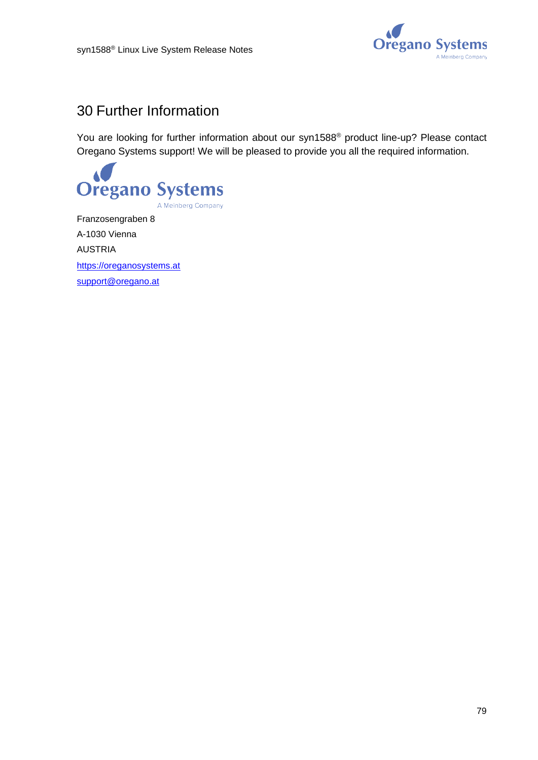# 30 Further Information

You are looking for further information about our syn1588® product line-up? Please contact Oregano Systems support! We will be pleased to provide you all the required information.

Oregano Systems
A Meinberg Company

Franzosengraben 8
A-1030 Vienna
AUSTRIA
https://oreganosystems.at
support@oregano.at